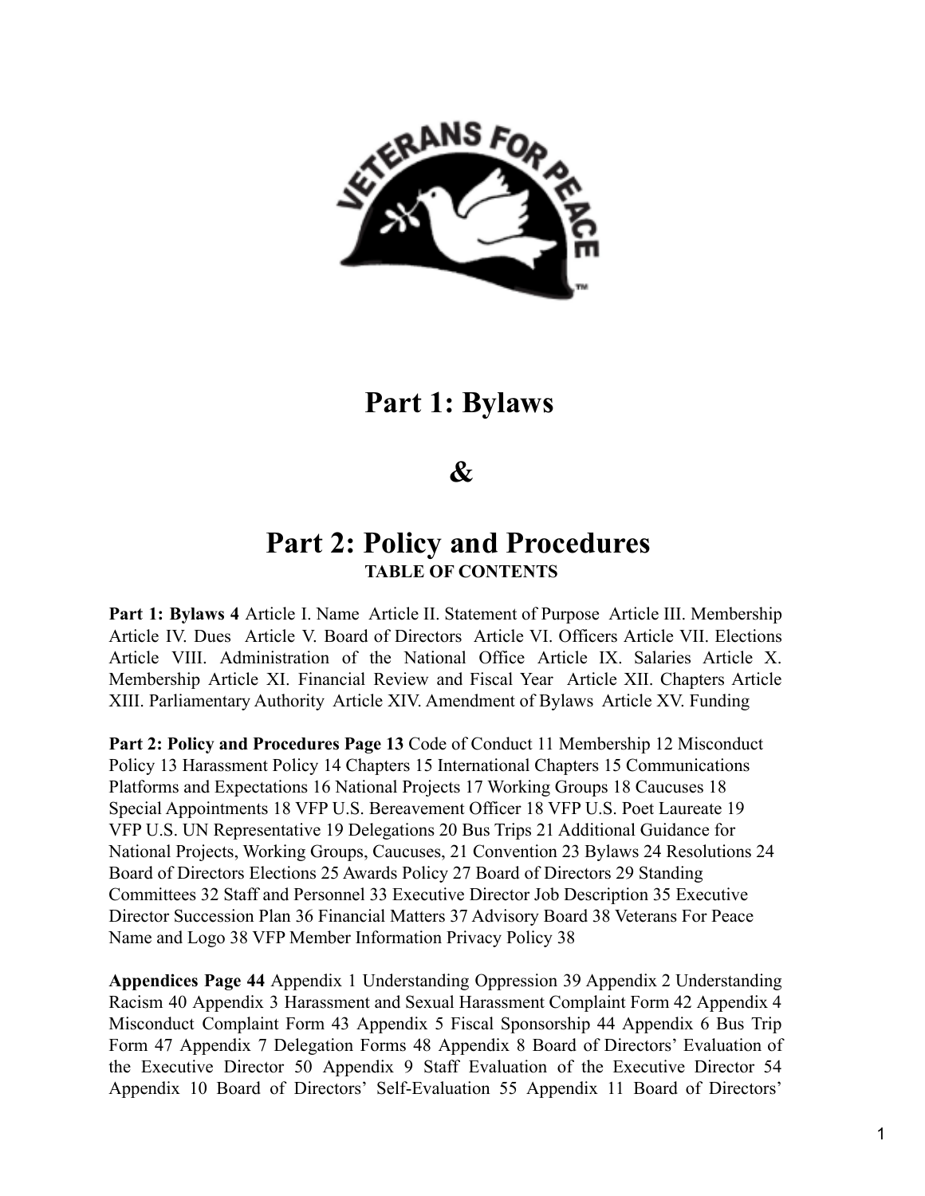# Part 1: Bylaws

# &

# Part 2: Policy and Procedures

**TABLE OF CONTENTS**

**Part 1: Bylaws 4** Article I. Name Article II. Statement of Purpose Article III. Membership Article IV. Dues Article V. Board of Directors Article VI. Officers Article VII. Elections Article VIII. Administration of the National Office Article IX. Salaries Article X. Membership Article XI. Financial Review and Fiscal Year Article XII. Chapters Article XIII. Parliamentary Authority Article XIV. Amendment of Bylaws Article XV. Funding

**Part 2: Policy and Procedures Page 13** Code of Conduct 11 Membership 12 Misconduct Policy 13 Harassment Policy 14 Chapters 15 International Chapters 15 Communications Platforms and Expectations 16 National Projects 17 Working Groups 18 Caucuses 18 Special Appointments 18 VFP U.S. Bereavement Officer 18 VFP U.S. Poet Laureate 19 VFP U.S. UN Representative 19 Delegations 20 Bus Trips 21 Additional Guidance for National Projects, Working Groups, Caucuses, 21 Convention 23 Bylaws 24 Resolutions 24 Board of Directors Elections 25 Awards Policy 27 Board of Directors 29 Standing Committees 32 Staff and Personnel 33 Executive Director Job Description 35 Executive Director Succession Plan 36 Financial Matters 37 Advisory Board 38 Veterans For Peace Name and Logo 38 VFP Member Information Privacy Policy 38

**Appendices Page 44** Appendix 1 Understanding Oppression 39 Appendix 2 Understanding Racism 40 Appendix 3 Harassment and Sexual Harassment Complaint Form 42 Appendix 4 Misconduct Complaint Form 43 Appendix 5 Fiscal Sponsorship 44 Appendix 6 Bus Trip Form 47 Appendix 7 Delegation Forms 48 Appendix 8 Board of Directors' Evaluation of the Executive Director 50 Appendix 9 Staff Evaluation of the Executive Director 54 Appendix 10 Board of Directors' Self-Evaluation 55 Appendix 11 Board of Directors'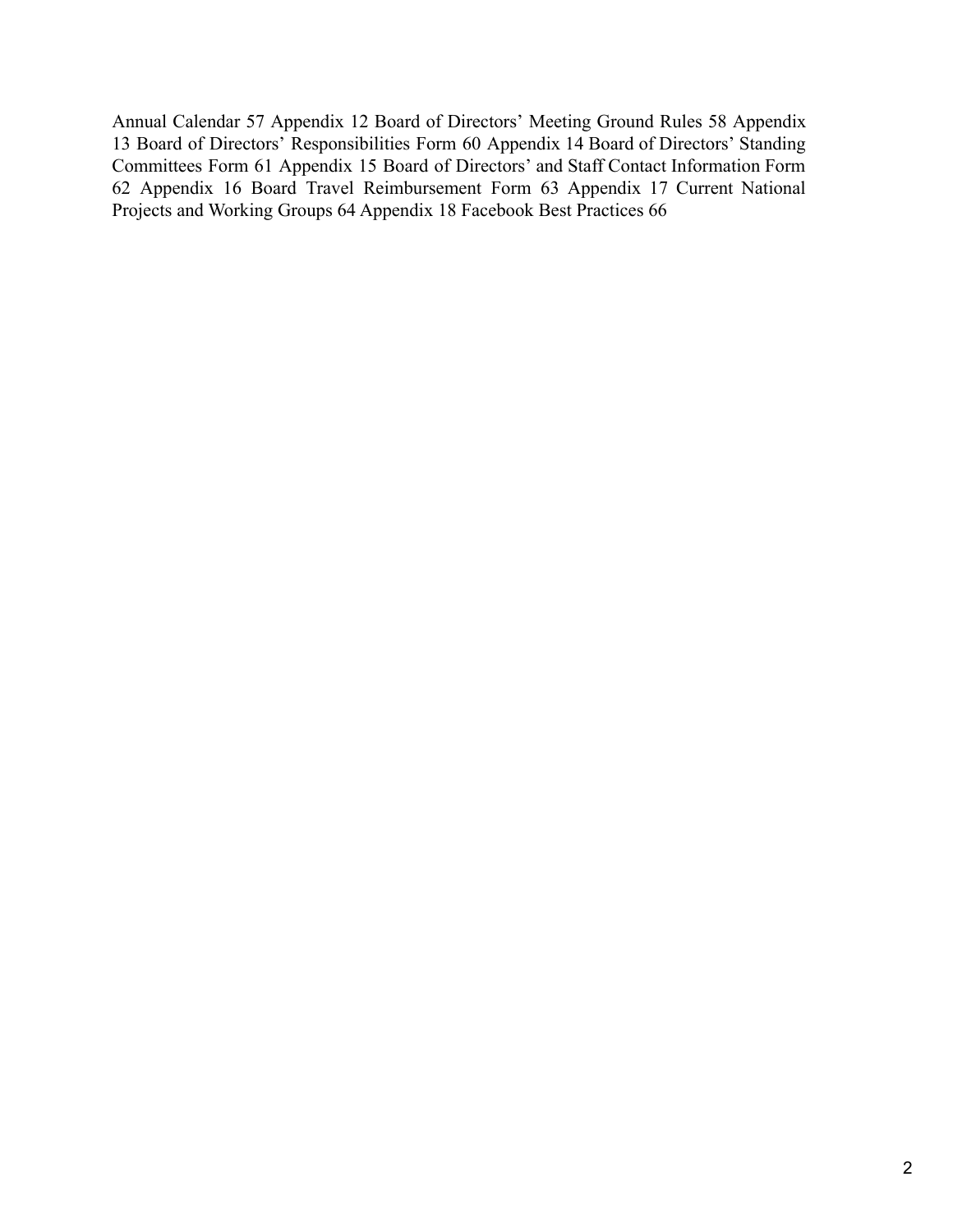Annual Calendar 57 Appendix 12 Board of Directors' Meeting Ground Rules 58 Appendix 13 Board of Directors' Responsibilities Form 60 Appendix 14 Board of Directors' Standing Committees Form 61 Appendix 15 Board of Directors' and Staff Contact Information Form 62 Appendix 16 Board Travel Reimbursement Form 63 Appendix 17 Current National Projects and Working Groups 64 Appendix 18 Facebook Best Practices 66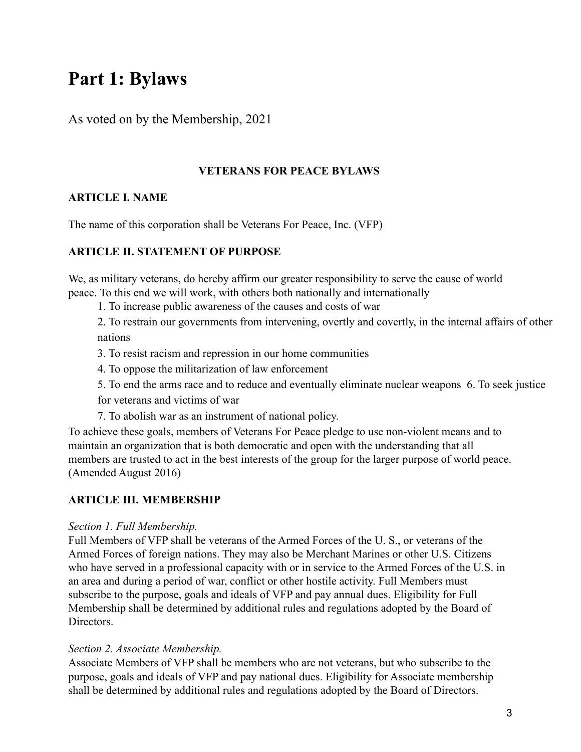# Part 1: Bylaws

As voted on by the Membership, 2021

**VETERANS FOR PEACE BYLAWS**

**ARTICLE I. NAME**

The name of this corporation shall be Veterans For Peace, Inc. (VFP)

**ARTICLE II. STATEMENT OF PURPOSE**

We, as military veterans, do hereby affirm our greater responsibility to serve the cause of world peace. To this end we will work, with others both nationally and internationally

1. To increase public awareness of the causes and costs of war
2. To restrain our governments from intervening, overtly and covertly, in the internal affairs of other nations
3. To resist racism and repression in our home communities
4. To oppose the militarization of law enforcement
5. To end the arms race and to reduce and eventually eliminate nuclear weapons
6. To seek justice for veterans and victims of war
7. To abolish war as an instrument of national policy.

To achieve these goals, members of Veterans For Peace pledge to use non-violent means and to maintain an organization that is both democratic and open with the understanding that all members are trusted to act in the best interests of the group for the larger purpose of world peace. (Amended August 2016)

**ARTICLE III. MEMBERSHIP**

*Section 1. Full Membership.*

Full Members of VFP shall be veterans of the Armed Forces of the U. S., or veterans of the Armed Forces of foreign nations. They may also be Merchant Marines or other U.S. Citizens who have served in a professional capacity with or in service to the Armed Forces of the U.S. in an area and during a period of war, conflict or other hostile activity. Full Members must subscribe to the purpose, goals and ideals of VFP and pay annual dues. Eligibility for Full Membership shall be determined by additional rules and regulations adopted by the Board of Directors.

*Section 2. Associate Membership.*

Associate Members of VFP shall be members who are not veterans, but who subscribe to the purpose, goals and ideals of VFP and pay national dues. Eligibility for Associate membership shall be determined by additional rules and regulations adopted by the Board of Directors.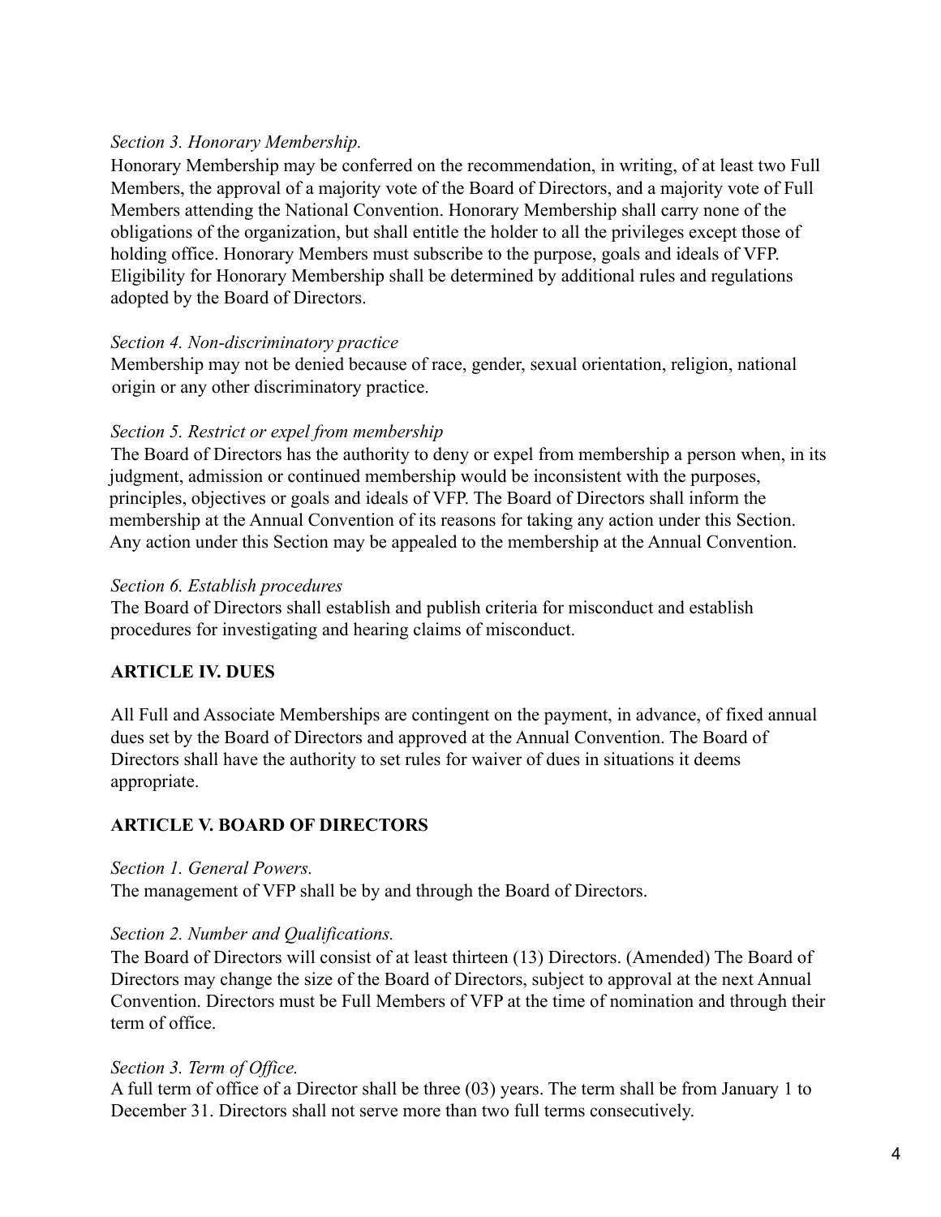*Section 3. Honorary Membership.*

Honorary Membership may be conferred on the recommendation, in writing, of at least two Full Members, the approval of a majority vote of the Board of Directors, and a majority vote of Full Members attending the National Convention. Honorary Membership shall carry none of the obligations of the organization, but shall entitle the holder to all the privileges except those of holding office. Honorary Members must subscribe to the purpose, goals and ideals of VFP. Eligibility for Honorary Membership shall be determined by additional rules and regulations adopted by the Board of Directors.

*Section 4. Non-discriminatory practice*

Membership may not be denied because of race, gender, sexual orientation, religion, national origin or any other discriminatory practice.

*Section 5. Restrict or expel from membership*

The Board of Directors has the authority to deny or expel from membership a person when, in its judgment, admission or continued membership would be inconsistent with the purposes, principles, objectives or goals and ideals of VFP. The Board of Directors shall inform the membership at the Annual Convention of its reasons for taking any action under this Section. Any action under this Section may be appealed to the membership at the Annual Convention.

*Section 6. Establish procedures*

The Board of Directors shall establish and publish criteria for misconduct and establish procedures for investigating and hearing claims of misconduct.

## ARTICLE IV. DUES

All Full and Associate Memberships are contingent on the payment, in advance, of fixed annual dues set by the Board of Directors and approved at the Annual Convention. The Board of Directors shall have the authority to set rules for waiver of dues in situations it deems appropriate.

## ARTICLE V. BOARD OF DIRECTORS

*Section 1. General Powers.*

The management of VFP shall be by and through the Board of Directors.

*Section 2. Number and Qualifications.*

The Board of Directors will consist of at least thirteen (13) Directors. (Amended) The Board of Directors may change the size of the Board of Directors, subject to approval at the next Annual Convention. Directors must be Full Members of VFP at the time of nomination and through their term of office.

*Section 3. Term of Office.*

A full term of office of a Director shall be three (03) years. The term shall be from January 1 to December 31. Directors shall not serve more than two full terms consecutively.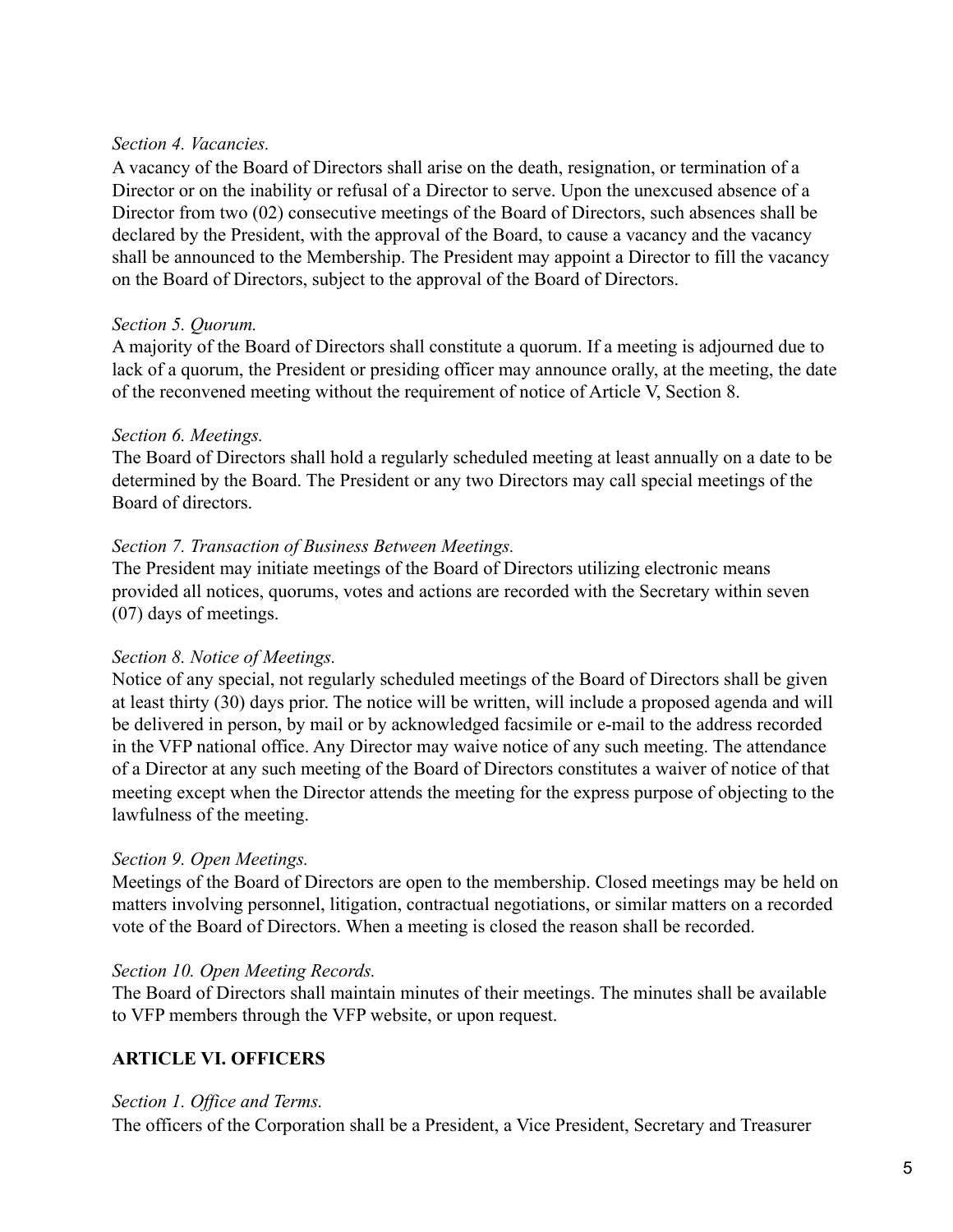*Section 4. Vacancies.*

A vacancy of the Board of Directors shall arise on the death, resignation, or termination of a Director or on the inability or refusal of a Director to serve. Upon the unexcused absence of a Director from two (02) consecutive meetings of the Board of Directors, such absences shall be declared by the President, with the approval of the Board, to cause a vacancy and the vacancy shall be announced to the Membership. The President may appoint a Director to fill the vacancy on the Board of Directors, subject to the approval of the Board of Directors.

*Section 5. Quorum.*

A majority of the Board of Directors shall constitute a quorum. If a meeting is adjourned due to lack of a quorum, the President or presiding officer may announce orally, at the meeting, the date of the reconvened meeting without the requirement of notice of Article V, Section 8.

*Section 6. Meetings.*

The Board of Directors shall hold a regularly scheduled meeting at least annually on a date to be determined by the Board. The President or any two Directors may call special meetings of the Board of directors.

*Section 7. Transaction of Business Between Meetings.*

The President may initiate meetings of the Board of Directors utilizing electronic means provided all notices, quorums, votes and actions are recorded with the Secretary within seven (07) days of meetings.

*Section 8. Notice of Meetings.*

Notice of any special, not regularly scheduled meetings of the Board of Directors shall be given at least thirty (30) days prior. The notice will be written, will include a proposed agenda and will be delivered in person, by mail or by acknowledged facsimile or e-mail to the address recorded in the VFP national office. Any Director may waive notice of any such meeting. The attendance of a Director at any such meeting of the Board of Directors constitutes a waiver of notice of that meeting except when the Director attends the meeting for the express purpose of objecting to the lawfulness of the meeting.

*Section 9. Open Meetings.*

Meetings of the Board of Directors are open to the membership. Closed meetings may be held on matters involving personnel, litigation, contractual negotiations, or similar matters on a recorded vote of the Board of Directors. When a meeting is closed the reason shall be recorded.

*Section 10. Open Meeting Records.*

The Board of Directors shall maintain minutes of their meetings. The minutes shall be available to VFP members through the VFP website, or upon request.

## ARTICLE VI. OFFICERS

*Section 1. Office and Terms.*

The officers of the Corporation shall be a President, a Vice President, Secretary and Treasurer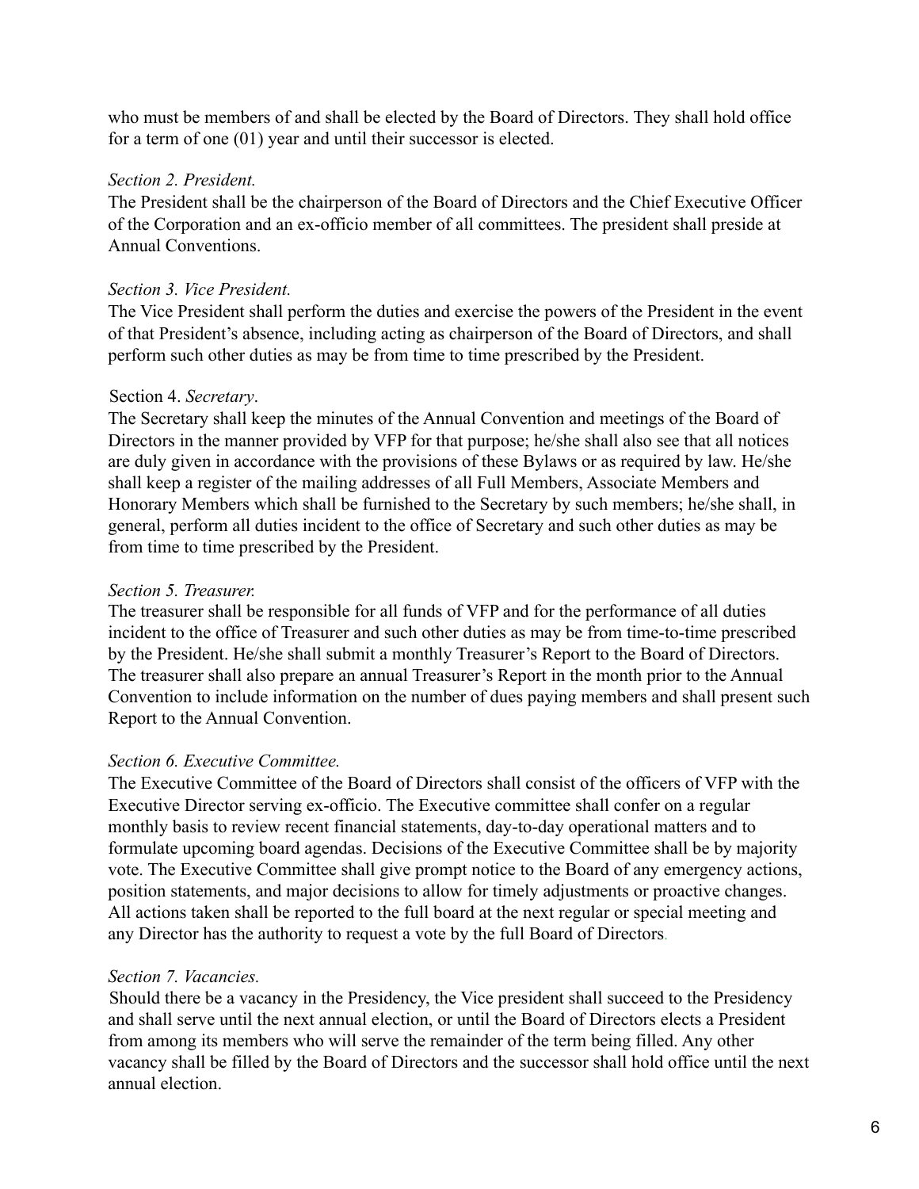who must be members of and shall be elected by the Board of Directors. They shall hold office for a term of one (01) year and until their successor is elected.

*Section 2. President.*

The President shall be the chairperson of the Board of Directors and the Chief Executive Officer of the Corporation and an ex-officio member of all committees. The president shall preside at Annual Conventions.

*Section 3. Vice President.*

The Vice President shall perform the duties and exercise the powers of the President in the event of that President's absence, including acting as chairperson of the Board of Directors, and shall perform such other duties as may be from time to time prescribed by the President.

Section 4. *Secretary*.

The Secretary shall keep the minutes of the Annual Convention and meetings of the Board of Directors in the manner provided by VFP for that purpose; he/she shall also see that all notices are duly given in accordance with the provisions of these Bylaws or as required by law. He/she shall keep a register of the mailing addresses of all Full Members, Associate Members and Honorary Members which shall be furnished to the Secretary by such members; he/she shall, in general, perform all duties incident to the office of Secretary and such other duties as may be from time to time prescribed by the President.

*Section 5. Treasurer.*

The treasurer shall be responsible for all funds of VFP and for the performance of all duties incident to the office of Treasurer and such other duties as may be from time-to-time prescribed by the President. He/she shall submit a monthly Treasurer's Report to the Board of Directors. The treasurer shall also prepare an annual Treasurer's Report in the month prior to the Annual Convention to include information on the number of dues paying members and shall present such Report to the Annual Convention.

*Section 6. Executive Committee.*

The Executive Committee of the Board of Directors shall consist of the officers of VFP with the Executive Director serving ex-officio. The Executive committee shall confer on a regular monthly basis to review recent financial statements, day-to-day operational matters and to formulate upcoming board agendas. Decisions of the Executive Committee shall be by majority vote. The Executive Committee shall give prompt notice to the Board of any emergency actions, position statements, and major decisions to allow for timely adjustments or proactive changes. All actions taken shall be reported to the full board at the next regular or special meeting and any Director has the authority to request a vote by the full Board of Directors.

*Section 7. Vacancies.*

Should there be a vacancy in the Presidency, the Vice president shall succeed to the Presidency and shall serve until the next annual election, or until the Board of Directors elects a President from among its members who will serve the remainder of the term being filled. Any other vacancy shall be filled by the Board of Directors and the successor shall hold office until the next annual election.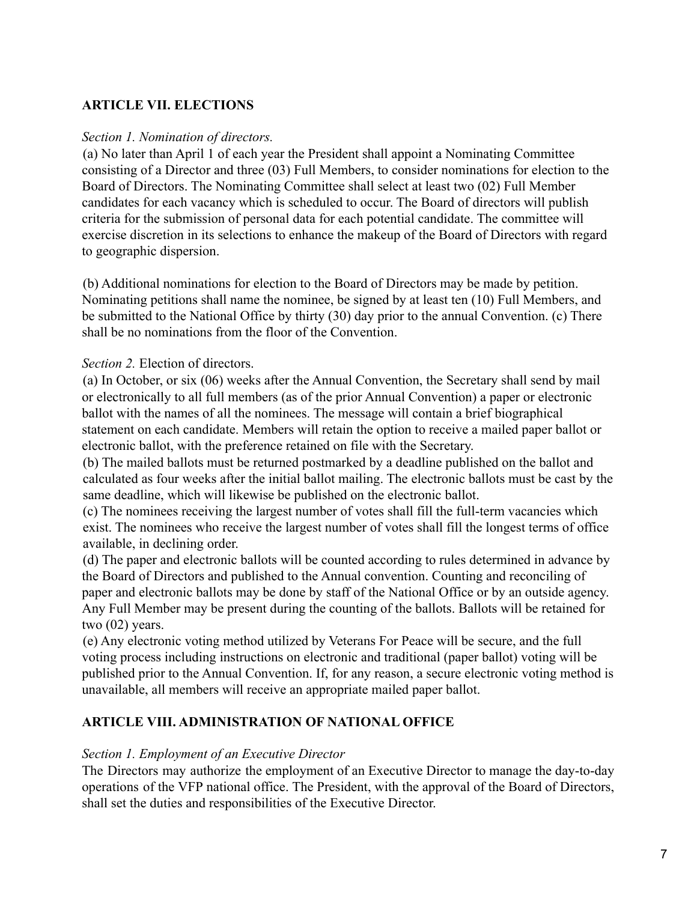## ARTICLE VII. ELECTIONS

*Section 1. Nomination of directors.*

(a) No later than April 1 of each year the President shall appoint a Nominating Committee consisting of a Director and three (03) Full Members, to consider nominations for election to the Board of Directors. The Nominating Committee shall select at least two (02) Full Member candidates for each vacancy which is scheduled to occur. The Board of directors will publish criteria for the submission of personal data for each potential candidate. The committee will exercise discretion in its selections to enhance the makeup of the Board of Directors with regard to geographic dispersion.

(b) Additional nominations for election to the Board of Directors may be made by petition. Nominating petitions shall name the nominee, be signed by at least ten (10) Full Members, and be submitted to the National Office by thirty (30) day prior to the annual Convention. (c) There shall be no nominations from the floor of the Convention.

*Section 2.* Election of directors.

(a) In October, or six (06) weeks after the Annual Convention, the Secretary shall send by mail or electronically to all full members (as of the prior Annual Convention) a paper or electronic ballot with the names of all the nominees. The message will contain a brief biographical statement on each candidate. Members will retain the option to receive a mailed paper ballot or electronic ballot, with the preference retained on file with the Secretary.

(b) The mailed ballots must be returned postmarked by a deadline published on the ballot and calculated as four weeks after the initial ballot mailing. The electronic ballots must be cast by the same deadline, which will likewise be published on the electronic ballot.

(c) The nominees receiving the largest number of votes shall fill the full-term vacancies which exist. The nominees who receive the largest number of votes shall fill the longest terms of office available, in declining order.

(d) The paper and electronic ballots will be counted according to rules determined in advance by the Board of Directors and published to the Annual convention. Counting and reconciling of paper and electronic ballots may be done by staff of the National Office or by an outside agency. Any Full Member may be present during the counting of the ballots. Ballots will be retained for two (02) years.

(e) Any electronic voting method utilized by Veterans For Peace will be secure, and the full voting process including instructions on electronic and traditional (paper ballot) voting will be published prior to the Annual Convention. If, for any reason, a secure electronic voting method is unavailable, all members will receive an appropriate mailed paper ballot.

## ARTICLE VIII. ADMINISTRATION OF NATIONAL OFFICE

*Section 1. Employment of an Executive Director*

The Directors may authorize the employment of an Executive Director to manage the day-to-day operations of the VFP national office. The President, with the approval of the Board of Directors, shall set the duties and responsibilities of the Executive Director.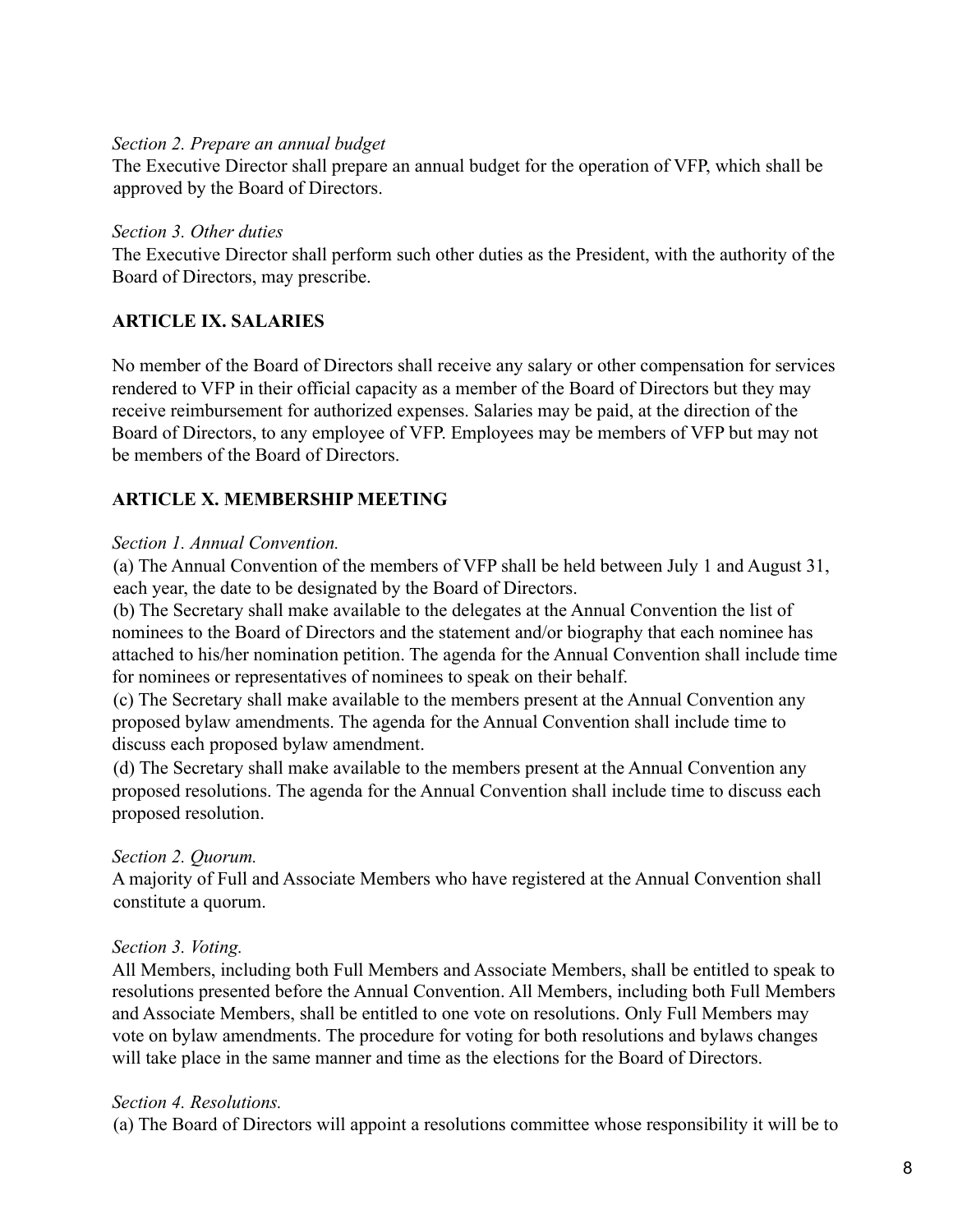*Section 2. Prepare an annual budget*
The Executive Director shall prepare an annual budget for the operation of VFP, which shall be approved by the Board of Directors.

*Section 3. Other duties*
The Executive Director shall perform such other duties as the President, with the authority of the Board of Directors, may prescribe.

## ARTICLE IX. SALARIES

No member of the Board of Directors shall receive any salary or other compensation for services rendered to VFP in their official capacity as a member of the Board of Directors but they may receive reimbursement for authorized expenses. Salaries may be paid, at the direction of the Board of Directors, to any employee of VFP. Employees may be members of VFP but may not be members of the Board of Directors.

## ARTICLE X. MEMBERSHIP MEETING

*Section 1. Annual Convention.*
(a) The Annual Convention of the members of VFP shall be held between July 1 and August 31, each year, the date to be designated by the Board of Directors.
(b) The Secretary shall make available to the delegates at the Annual Convention the list of nominees to the Board of Directors and the statement and/or biography that each nominee has attached to his/her nomination petition. The agenda for the Annual Convention shall include time for nominees or representatives of nominees to speak on their behalf.
(c) The Secretary shall make available to the members present at the Annual Convention any proposed bylaw amendments. The agenda for the Annual Convention shall include time to discuss each proposed bylaw amendment.
(d) The Secretary shall make available to the members present at the Annual Convention any proposed resolutions. The agenda for the Annual Convention shall include time to discuss each proposed resolution.

*Section 2. Quorum.*
A majority of Full and Associate Members who have registered at the Annual Convention shall constitute a quorum.

*Section 3. Voting.*
All Members, including both Full Members and Associate Members, shall be entitled to speak to resolutions presented before the Annual Convention. All Members, including both Full Members and Associate Members, shall be entitled to one vote on resolutions. Only Full Members may vote on bylaw amendments. The procedure for voting for both resolutions and bylaws changes will take place in the same manner and time as the elections for the Board of Directors.

*Section 4. Resolutions.*
(a) The Board of Directors will appoint a resolutions committee whose responsibility it will be to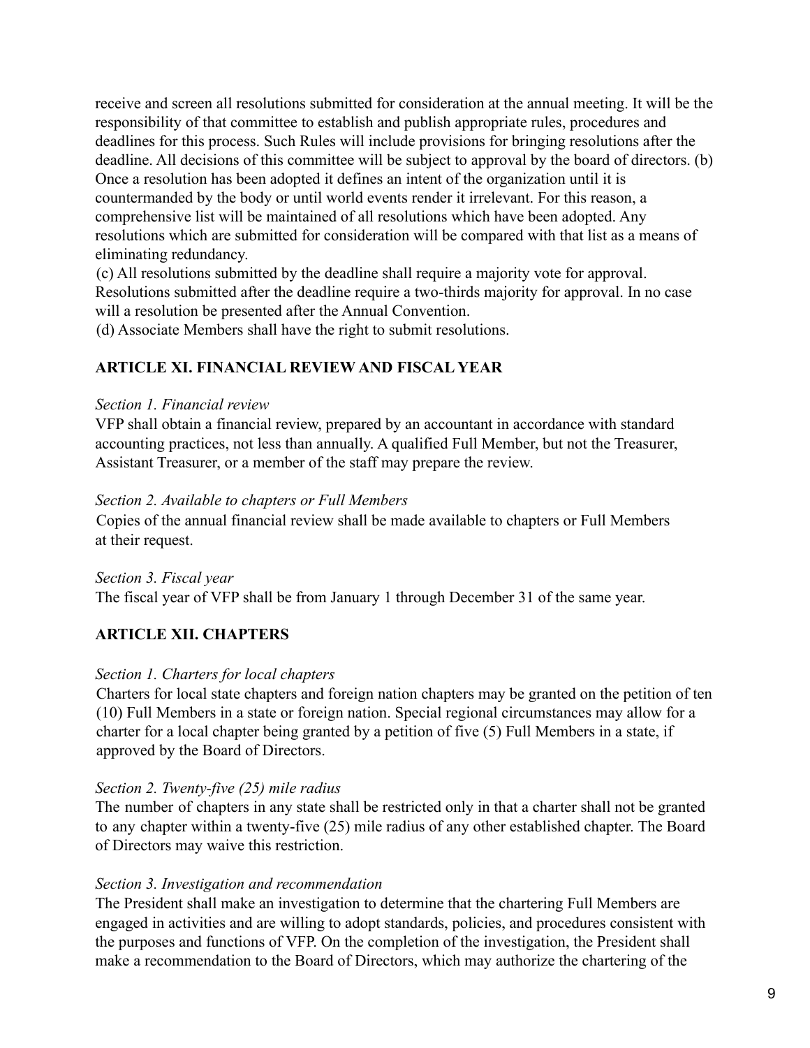receive and screen all resolutions submitted for consideration at the annual meeting. It will be the responsibility of that committee to establish and publish appropriate rules, procedures and deadlines for this process. Such Rules will include provisions for bringing resolutions after the deadline. All decisions of this committee will be subject to approval by the board of directors. (b) Once a resolution has been adopted it defines an intent of the organization until it is countermanded by the body or until world events render it irrelevant. For this reason, a comprehensive list will be maintained of all resolutions which have been adopted. Any resolutions which are submitted for consideration will be compared with that list as a means of eliminating redundancy.

(c) All resolutions submitted by the deadline shall require a majority vote for approval. Resolutions submitted after the deadline require a two-thirds majority for approval. In no case will a resolution be presented after the Annual Convention.

(d) Associate Members shall have the right to submit resolutions.

## ARTICLE XI. FINANCIAL REVIEW AND FISCAL YEAR

*Section 1. Financial review*

VFP shall obtain a financial review, prepared by an accountant in accordance with standard accounting practices, not less than annually. A qualified Full Member, but not the Treasurer, Assistant Treasurer, or a member of the staff may prepare the review.

*Section 2. Available to chapters or Full Members*

Copies of the annual financial review shall be made available to chapters or Full Members at their request.

*Section 3. Fiscal year*

The fiscal year of VFP shall be from January 1 through December 31 of the same year.

## ARTICLE XII. CHAPTERS

*Section 1. Charters for local chapters*

Charters for local state chapters and foreign nation chapters may be granted on the petition of ten (10) Full Members in a state or foreign nation. Special regional circumstances may allow for a charter for a local chapter being granted by a petition of five (5) Full Members in a state, if approved by the Board of Directors.

*Section 2. Twenty-five (25) mile radius*

The number of chapters in any state shall be restricted only in that a charter shall not be granted to any chapter within a twenty-five (25) mile radius of any other established chapter. The Board of Directors may waive this restriction.

*Section 3. Investigation and recommendation*

The President shall make an investigation to determine that the chartering Full Members are engaged in activities and are willing to adopt standards, policies, and procedures consistent with the purposes and functions of VFP. On the completion of the investigation, the President shall make a recommendation to the Board of Directors, which may authorize the chartering of the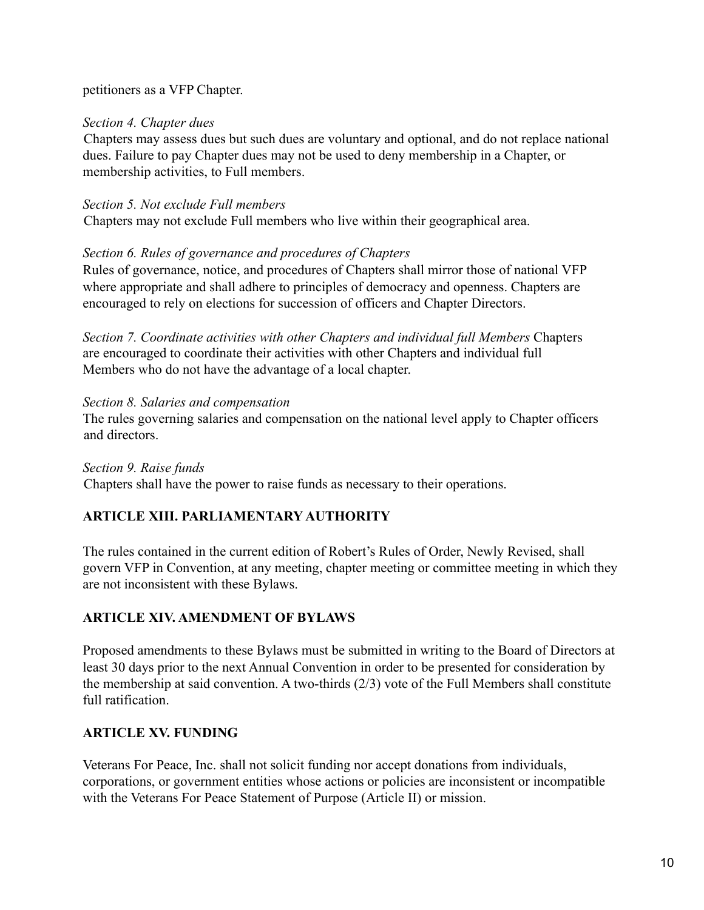petitioners as a VFP Chapter.

*Section 4. Chapter dues*

Chapters may assess dues but such dues are voluntary and optional, and do not replace national dues. Failure to pay Chapter dues may not be used to deny membership in a Chapter, or membership activities, to Full members.

*Section 5. Not exclude Full members*

Chapters may not exclude Full members who live within their geographical area.

*Section 6. Rules of governance and procedures of Chapters*

Rules of governance, notice, and procedures of Chapters shall mirror those of national VFP where appropriate and shall adhere to principles of democracy and openness. Chapters are encouraged to rely on elections for succession of officers and Chapter Directors.

*Section 7. Coordinate activities with other Chapters and individual full Members* Chapters are encouraged to coordinate their activities with other Chapters and individual full Members who do not have the advantage of a local chapter.

*Section 8. Salaries and compensation*

The rules governing salaries and compensation on the national level apply to Chapter officers and directors.

*Section 9. Raise funds*

Chapters shall have the power to raise funds as necessary to their operations.

## ARTICLE XIII. PARLIAMENTARY AUTHORITY

The rules contained in the current edition of Robert's Rules of Order, Newly Revised, shall govern VFP in Convention, at any meeting, chapter meeting or committee meeting in which they are not inconsistent with these Bylaws.

## ARTICLE XIV. AMENDMENT OF BYLAWS

Proposed amendments to these Bylaws must be submitted in writing to the Board of Directors at least 30 days prior to the next Annual Convention in order to be presented for consideration by the membership at said convention. A two-thirds (2/3) vote of the Full Members shall constitute full ratification.

## ARTICLE XV. FUNDING

Veterans For Peace, Inc. shall not solicit funding nor accept donations from individuals, corporations, or government entities whose actions or policies are inconsistent or incompatible with the Veterans For Peace Statement of Purpose (Article II) or mission.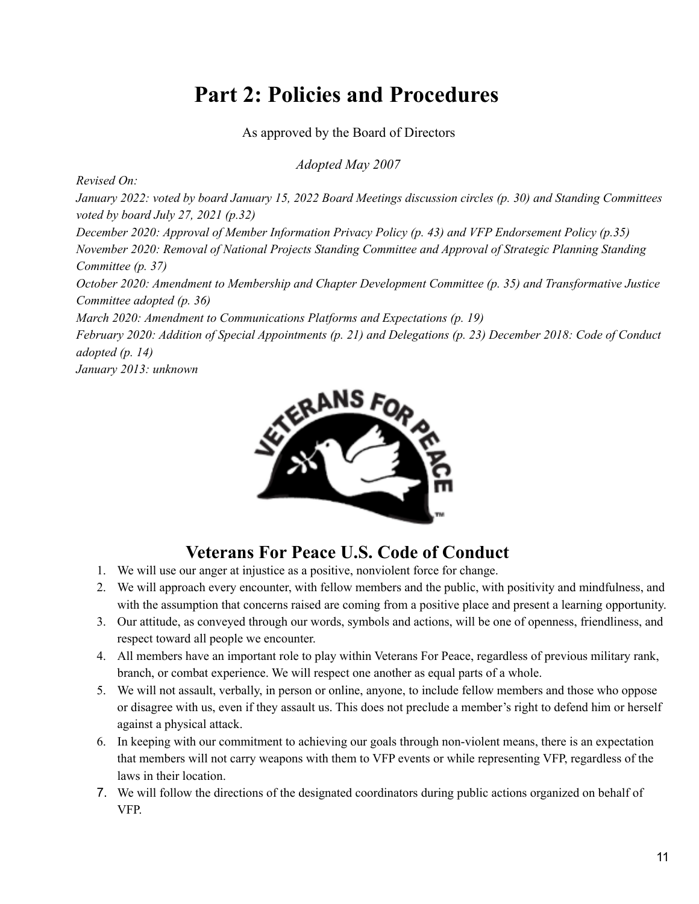# Part 2: Policies and Procedures

As approved by the Board of Directors

*Adopted May 2007*

*Revised On:*

*January 2022: voted by board January 15, 2022 Board Meetings discussion circles (p. 30) and Standing Committees voted by board July 27, 2021 (p.32)*

*December 2020: Approval of Member Information Privacy Policy (p. 43) and VFP Endorsement Policy (p.35)*

*November 2020: Removal of National Projects Standing Committee and Approval of Strategic Planning Standing Committee (p. 37)*

*October 2020: Amendment to Membership and Chapter Development Committee (p. 35) and Transformative Justice Committee adopted (p. 36)*

*March 2020: Amendment to Communications Platforms and Expectations (p. 19)*

*February 2020: Addition of Special Appointments (p. 21) and Delegations (p. 23) December 2018: Code of Conduct adopted (p. 14)*

*January 2013: unknown*

## Veterans For Peace U.S. Code of Conduct

1. We will use our anger at injustice as a positive, nonviolent force for change.
2. We will approach every encounter, with fellow members and the public, with positivity and mindfulness, and with the assumption that concerns raised are coming from a positive place and present a learning opportunity.
3. Our attitude, as conveyed through our words, symbols and actions, will be one of openness, friendliness, and respect toward all people we encounter.
4. All members have an important role to play within Veterans For Peace, regardless of previous military rank, branch, or combat experience. We will respect one another as equal parts of a whole.
5. We will not assault, verbally, in person or online, anyone, to include fellow members and those who oppose or disagree with us, even if they assault us. This does not preclude a member's right to defend him or herself against a physical attack.
6. In keeping with our commitment to achieving our goals through non-violent means, there is an expectation that members will not carry weapons with them to VFP events or while representing VFP, regardless of the laws in their location.
7. We will follow the directions of the designated coordinators during public actions organized on behalf of VFP.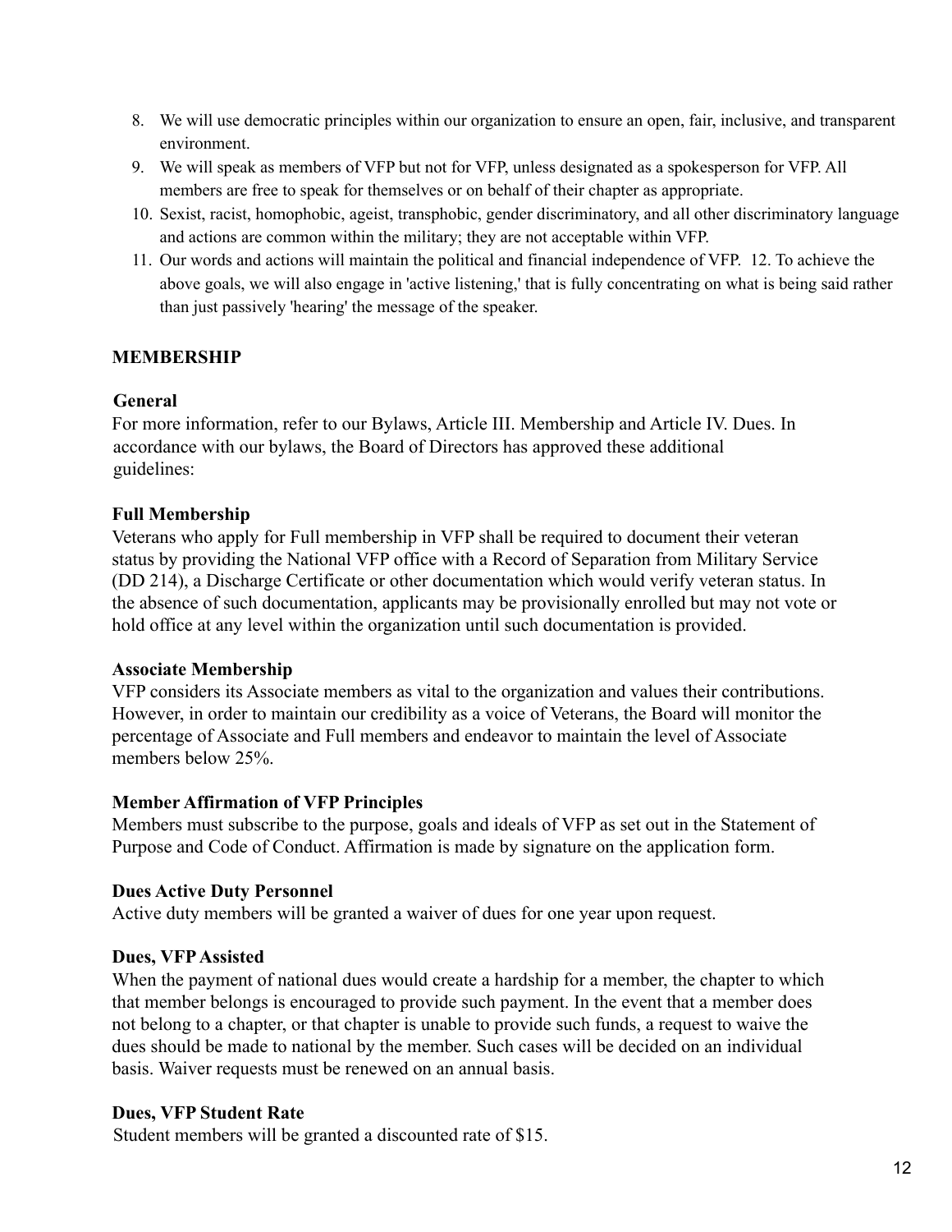8. We will use democratic principles within our organization to ensure an open, fair, inclusive, and transparent environment.
9. We will speak as members of VFP but not for VFP, unless designated as a spokesperson for VFP. All members are free to speak for themselves or on behalf of their chapter as appropriate.
10. Sexist, racist, homophobic, ageist, transphobic, gender discriminatory, and all other discriminatory language and actions are common within the military; they are not acceptable within VFP.
11. Our words and actions will maintain the political and financial independence of VFP. 12. To achieve the above goals, we will also engage in 'active listening,' that is fully concentrating on what is being said rather than just passively 'hearing' the message of the speaker.

## MEMBERSHIP

### General

For more information, refer to our Bylaws, Article III. Membership and Article IV. Dues. In accordance with our bylaws, the Board of Directors has approved these additional guidelines:

### Full Membership

Veterans who apply for Full membership in VFP shall be required to document their veteran status by providing the National VFP office with a Record of Separation from Military Service (DD 214), a Discharge Certificate or other documentation which would verify veteran status. In the absence of such documentation, applicants may be provisionally enrolled but may not vote or hold office at any level within the organization until such documentation is provided.

### Associate Membership

VFP considers its Associate members as vital to the organization and values their contributions. However, in order to maintain our credibility as a voice of Veterans, the Board will monitor the percentage of Associate and Full members and endeavor to maintain the level of Associate members below 25%.

### Member Affirmation of VFP Principles

Members must subscribe to the purpose, goals and ideals of VFP as set out in the Statement of Purpose and Code of Conduct. Affirmation is made by signature on the application form.

### Dues Active Duty Personnel

Active duty members will be granted a waiver of dues for one year upon request.

### Dues, VFP Assisted

When the payment of national dues would create a hardship for a member, the chapter to which that member belongs is encouraged to provide such payment. In the event that a member does not belong to a chapter, or that chapter is unable to provide such funds, a request to waive the dues should be made to national by the member. Such cases will be decided on an individual basis. Waiver requests must be renewed on an annual basis.

### Dues, VFP Student Rate

Student members will be granted a discounted rate of $15.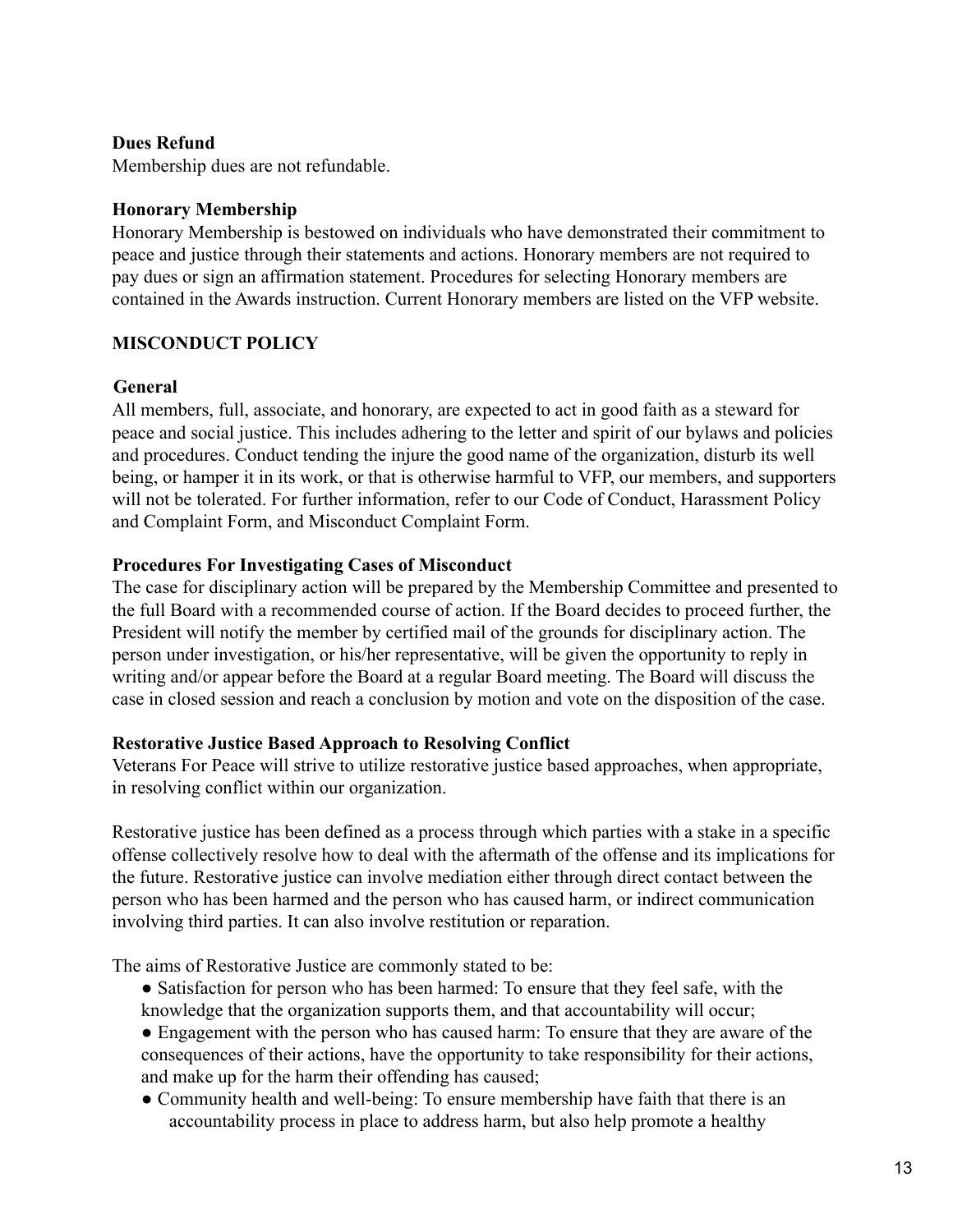**Dues Refund**

Membership dues are not refundable.

**Honorary Membership**

Honorary Membership is bestowed on individuals who have demonstrated their commitment to peace and justice through their statements and actions. Honorary members are not required to pay dues or sign an affirmation statement. Procedures for selecting Honorary members are contained in the Awards instruction. Current Honorary members are listed on the VFP website.

## MISCONDUCT POLICY

**General**

All members, full, associate, and honorary, are expected to act in good faith as a steward for peace and social justice. This includes adhering to the letter and spirit of our bylaws and policies and procedures. Conduct tending the injure the good name of the organization, disturb its well being, or hamper it in its work, or that is otherwise harmful to VFP, our members, and supporters will not be tolerated. For further information, refer to our Code of Conduct, Harassment Policy and Complaint Form, and Misconduct Complaint Form.

**Procedures For Investigating Cases of Misconduct**

The case for disciplinary action will be prepared by the Membership Committee and presented to the full Board with a recommended course of action. If the Board decides to proceed further, the President will notify the member by certified mail of the grounds for disciplinary action. The person under investigation, or his/her representative, will be given the opportunity to reply in writing and/or appear before the Board at a regular Board meeting. The Board will discuss the case in closed session and reach a conclusion by motion and vote on the disposition of the case.

**Restorative Justice Based Approach to Resolving Conflict**

Veterans For Peace will strive to utilize restorative justice based approaches, when appropriate, in resolving conflict within our organization.

Restorative justice has been defined as a process through which parties with a stake in a specific offense collectively resolve how to deal with the aftermath of the offense and its implications for the future. Restorative justice can involve mediation either through direct contact between the person who has been harmed and the person who has caused harm, or indirect communication involving third parties. It can also involve restitution or reparation.

The aims of Restorative Justice are commonly stated to be:

- Satisfaction for person who has been harmed: To ensure that they feel safe, with the knowledge that the organization supports them, and that accountability will occur;
- Engagement with the person who has caused harm: To ensure that they are aware of the consequences of their actions, have the opportunity to take responsibility for their actions, and make up for the harm their offending has caused;
- Community health and well-being: To ensure membership have faith that there is an accountability process in place to address harm, but also help promote a healthy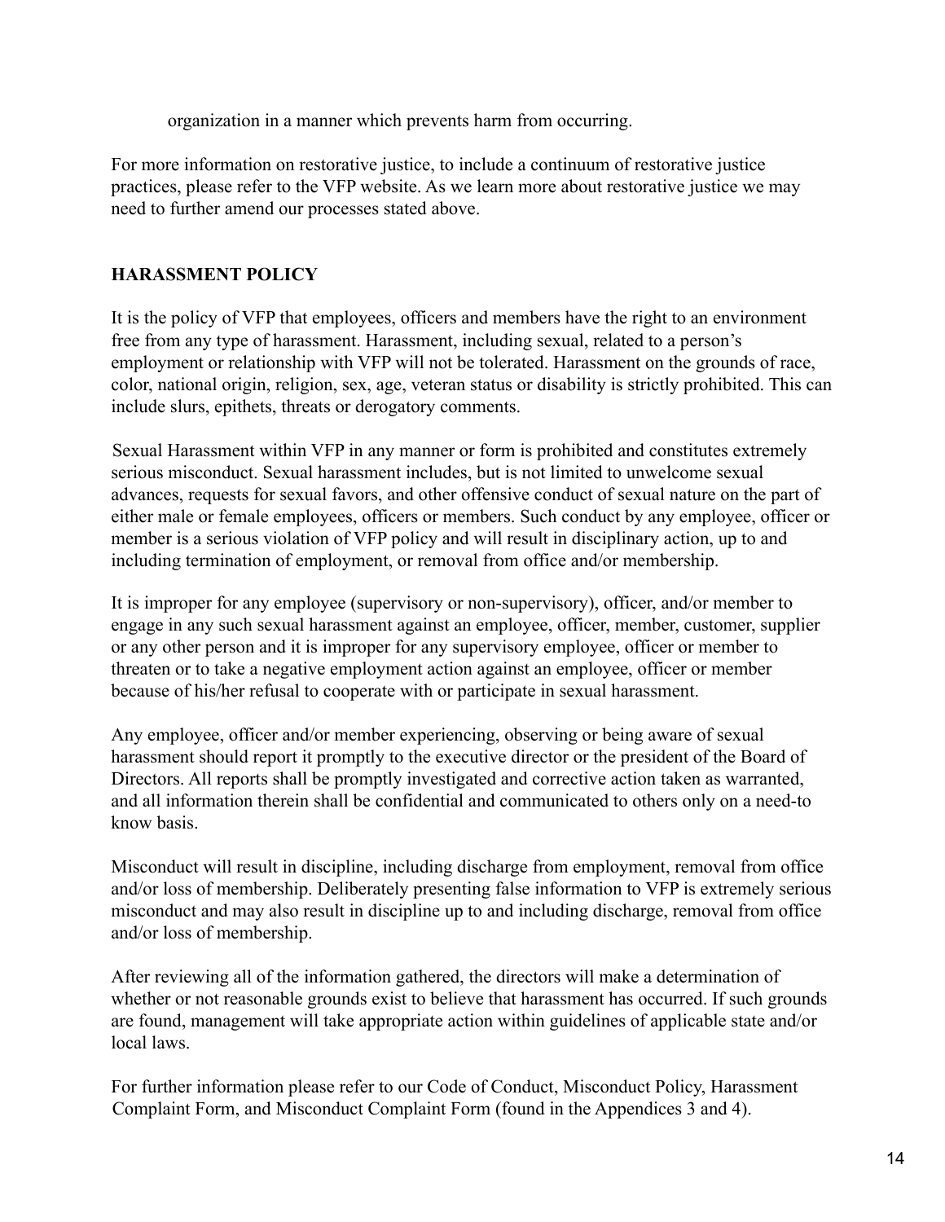organization in a manner which prevents harm from occurring.

For more information on restorative justice, to include a continuum of restorative justice practices, please refer to the VFP website. As we learn more about restorative justice we may need to further amend our processes stated above.

## HARASSMENT POLICY

It is the policy of VFP that employees, officers and members have the right to an environment free from any type of harassment. Harassment, including sexual, related to a person's employment or relationship with VFP will not be tolerated. Harassment on the grounds of race, color, national origin, religion, sex, age, veteran status or disability is strictly prohibited. This can include slurs, epithets, threats or derogatory comments.

Sexual Harassment within VFP in any manner or form is prohibited and constitutes extremely serious misconduct. Sexual harassment includes, but is not limited to unwelcome sexual advances, requests for sexual favors, and other offensive conduct of sexual nature on the part of either male or female employees, officers or members. Such conduct by any employee, officer or member is a serious violation of VFP policy and will result in disciplinary action, up to and including termination of employment, or removal from office and/or membership.

It is improper for any employee (supervisory or non-supervisory), officer, and/or member to engage in any such sexual harassment against an employee, officer, member, customer, supplier or any other person and it is improper for any supervisory employee, officer or member to threaten or to take a negative employment action against an employee, officer or member because of his/her refusal to cooperate with or participate in sexual harassment.

Any employee, officer and/or member experiencing, observing or being aware of sexual harassment should report it promptly to the executive director or the president of the Board of Directors. All reports shall be promptly investigated and corrective action taken as warranted, and all information therein shall be confidential and communicated to others only on a need-to know basis.

Misconduct will result in discipline, including discharge from employment, removal from office and/or loss of membership. Deliberately presenting false information to VFP is extremely serious misconduct and may also result in discipline up to and including discharge, removal from office and/or loss of membership.

After reviewing all of the information gathered, the directors will make a determination of whether or not reasonable grounds exist to believe that harassment has occurred. If such grounds are found, management will take appropriate action within guidelines of applicable state and/or local laws.

For further information please refer to our Code of Conduct, Misconduct Policy, Harassment Complaint Form, and Misconduct Complaint Form (found in the Appendices 3 and 4).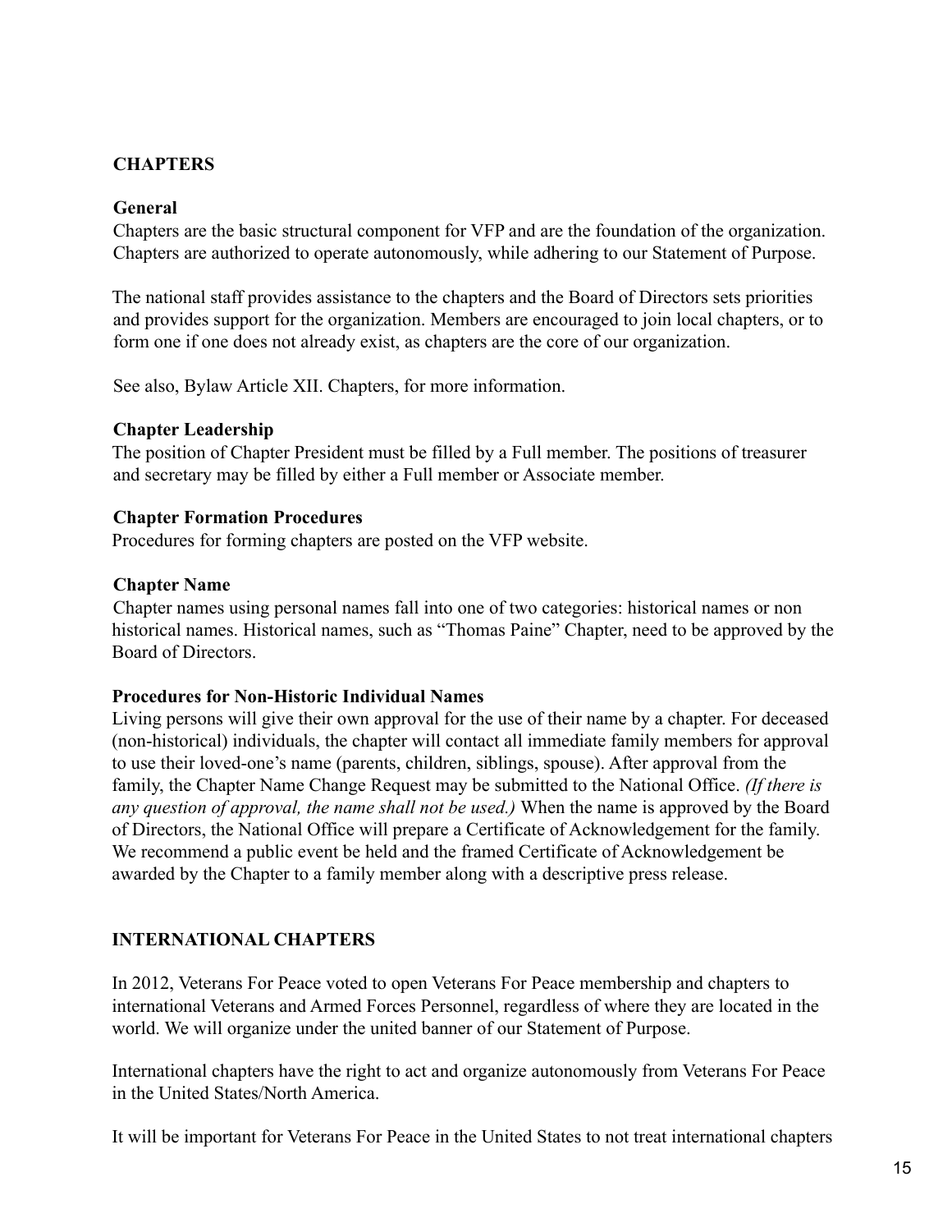## CHAPTERS

### General

Chapters are the basic structural component for VFP and are the foundation of the organization. Chapters are authorized to operate autonomously, while adhering to our Statement of Purpose.

The national staff provides assistance to the chapters and the Board of Directors sets priorities and provides support for the organization. Members are encouraged to join local chapters, or to form one if one does not already exist, as chapters are the core of our organization.

See also, Bylaw Article XII. Chapters, for more information.

### Chapter Leadership

The position of Chapter President must be filled by a Full member. The positions of treasurer and secretary may be filled by either a Full member or Associate member.

### Chapter Formation Procedures

Procedures for forming chapters are posted on the VFP website.

### Chapter Name

Chapter names using personal names fall into one of two categories: historical names or non historical names. Historical names, such as "Thomas Paine" Chapter, need to be approved by the Board of Directors.

### Procedures for Non-Historic Individual Names

Living persons will give their own approval for the use of their name by a chapter. For deceased (non-historical) individuals, the chapter will contact all immediate family members for approval to use their loved-one's name (parents, children, siblings, spouse). After approval from the family, the Chapter Name Change Request may be submitted to the National Office. *(If there is any question of approval, the name shall not be used.)* When the name is approved by the Board of Directors, the National Office will prepare a Certificate of Acknowledgement for the family. We recommend a public event be held and the framed Certificate of Acknowledgement be awarded by the Chapter to a family member along with a descriptive press release.

## INTERNATIONAL CHAPTERS

In 2012, Veterans For Peace voted to open Veterans For Peace membership and chapters to international Veterans and Armed Forces Personnel, regardless of where they are located in the world. We will organize under the united banner of our Statement of Purpose.

International chapters have the right to act and organize autonomously from Veterans For Peace in the United States/North America.

It will be important for Veterans For Peace in the United States to not treat international chapters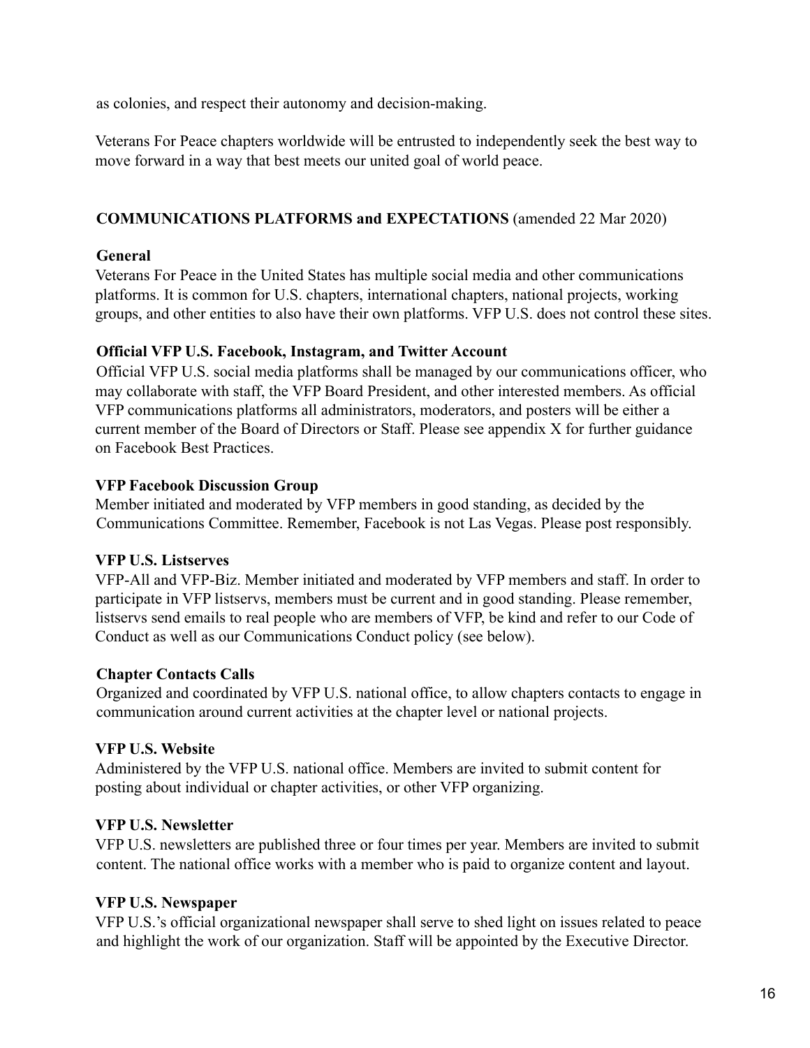as colonies, and respect their autonomy and decision-making.

Veterans For Peace chapters worldwide will be entrusted to independently seek the best way to move forward in a way that best meets our united goal of world peace.

## COMMUNICATIONS PLATFORMS and EXPECTATIONS (amended 22 Mar 2020)

### General

Veterans For Peace in the United States has multiple social media and other communications platforms. It is common for U.S. chapters, international chapters, national projects, working groups, and other entities to also have their own platforms. VFP U.S. does not control these sites.

### Official VFP U.S. Facebook, Instagram, and Twitter Account

Official VFP U.S. social media platforms shall be managed by our communications officer, who may collaborate with staff, the VFP Board President, and other interested members. As official VFP communications platforms all administrators, moderators, and posters will be either a current member of the Board of Directors or Staff. Please see appendix X for further guidance on Facebook Best Practices.

### VFP Facebook Discussion Group

Member initiated and moderated by VFP members in good standing, as decided by the Communications Committee. Remember, Facebook is not Las Vegas. Please post responsibly.

### VFP U.S. Listserves

VFP-All and VFP-Biz. Member initiated and moderated by VFP members and staff. In order to participate in VFP listservs, members must be current and in good standing. Please remember, listservs send emails to real people who are members of VFP, be kind and refer to our Code of Conduct as well as our Communications Conduct policy (see below).

### Chapter Contacts Calls

Organized and coordinated by VFP U.S. national office, to allow chapters contacts to engage in communication around current activities at the chapter level or national projects.

### VFP U.S. Website

Administered by the VFP U.S. national office. Members are invited to submit content for posting about individual or chapter activities, or other VFP organizing.

### VFP U.S. Newsletter

VFP U.S. newsletters are published three or four times per year. Members are invited to submit content. The national office works with a member who is paid to organize content and layout.

### VFP U.S. Newspaper

VFP U.S.'s official organizational newspaper shall serve to shed light on issues related to peace and highlight the work of our organization. Staff will be appointed by the Executive Director.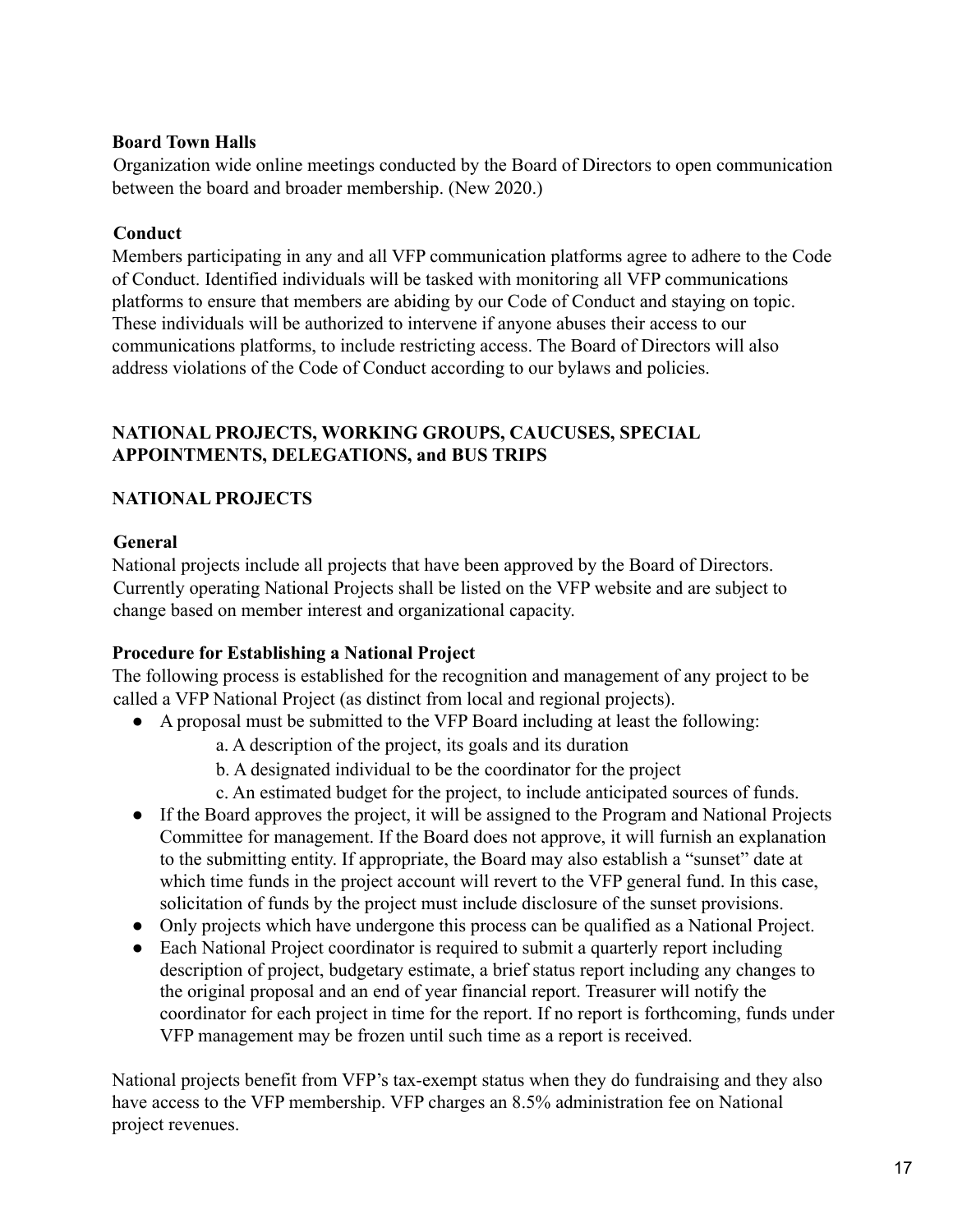**Board Town Halls**

Organization wide online meetings conducted by the Board of Directors to open communication between the board and broader membership. (New 2020.)

**Conduct**

Members participating in any and all VFP communication platforms agree to adhere to the Code of Conduct. Identified individuals will be tasked with monitoring all VFP communications platforms to ensure that members are abiding by our Code of Conduct and staying on topic. These individuals will be authorized to intervene if anyone abuses their access to our communications platforms, to include restricting access. The Board of Directors will also address violations of the Code of Conduct according to our bylaws and policies.

## NATIONAL PROJECTS, WORKING GROUPS, CAUCUSES, SPECIAL APPOINTMENTS, DELEGATIONS, and BUS TRIPS

### NATIONAL PROJECTS

**General**

National projects include all projects that have been approved by the Board of Directors. Currently operating National Projects shall be listed on the VFP website and are subject to change based on member interest and organizational capacity.

**Procedure for Establishing a National Project**

The following process is established for the recognition and management of any project to be called a VFP National Project (as distinct from local and regional projects).

- A proposal must be submitted to the VFP Board including at least the following:
  - a. A description of the project, its goals and its duration
  - b. A designated individual to be the coordinator for the project
  - c. An estimated budget for the project, to include anticipated sources of funds.
- If the Board approves the project, it will be assigned to the Program and National Projects Committee for management. If the Board does not approve, it will furnish an explanation to the submitting entity. If appropriate, the Board may also establish a "sunset" date at which time funds in the project account will revert to the VFP general fund. In this case, solicitation of funds by the project must include disclosure of the sunset provisions.
- Only projects which have undergone this process can be qualified as a National Project.
- Each National Project coordinator is required to submit a quarterly report including description of project, budgetary estimate, a brief status report including any changes to the original proposal and an end of year financial report. Treasurer will notify the coordinator for each project in time for the report. If no report is forthcoming, funds under VFP management may be frozen until such time as a report is received.

National projects benefit from VFP's tax-exempt status when they do fundraising and they also have access to the VFP membership. VFP charges an 8.5% administration fee on National project revenues.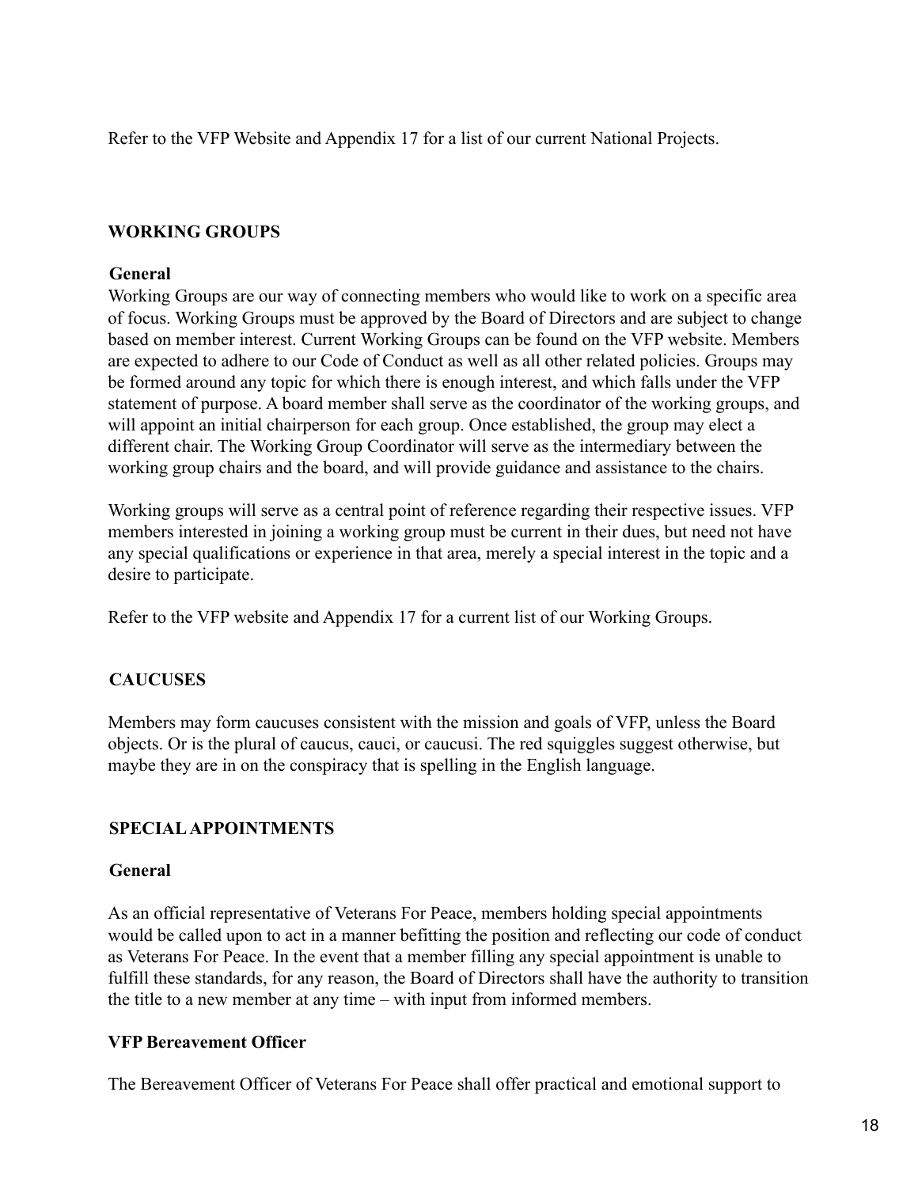Refer to the VFP Website and Appendix 17 for a list of our current National Projects.

## WORKING GROUPS

### General

Working Groups are our way of connecting members who would like to work on a specific area of focus. Working Groups must be approved by the Board of Directors and are subject to change based on member interest. Current Working Groups can be found on the VFP website. Members are expected to adhere to our Code of Conduct as well as all other related policies. Groups may be formed around any topic for which there is enough interest, and which falls under the VFP statement of purpose. A board member shall serve as the coordinator of the working groups, and will appoint an initial chairperson for each group. Once established, the group may elect a different chair. The Working Group Coordinator will serve as the intermediary between the working group chairs and the board, and will provide guidance and assistance to the chairs.

Working groups will serve as a central point of reference regarding their respective issues. VFP members interested in joining a working group must be current in their dues, but need not have any special qualifications or experience in that area, merely a special interest in the topic and a desire to participate.

Refer to the VFP website and Appendix 17 for a current list of our Working Groups.

## CAUCUSES

Members may form caucuses consistent with the mission and goals of VFP, unless the Board objects. Or is the plural of caucus, cauci, or caucusi. The red squiggles suggest otherwise, but maybe they are in on the conspiracy that is spelling in the English language.

## SPECIAL APPOINTMENTS

### General

As an official representative of Veterans For Peace, members holding special appointments would be called upon to act in a manner befitting the position and reflecting our code of conduct as Veterans For Peace. In the event that a member filling any special appointment is unable to fulfill these standards, for any reason, the Board of Directors shall have the authority to transition the title to a new member at any time – with input from informed members.

### VFP Bereavement Officer

The Bereavement Officer of Veterans For Peace shall offer practical and emotional support to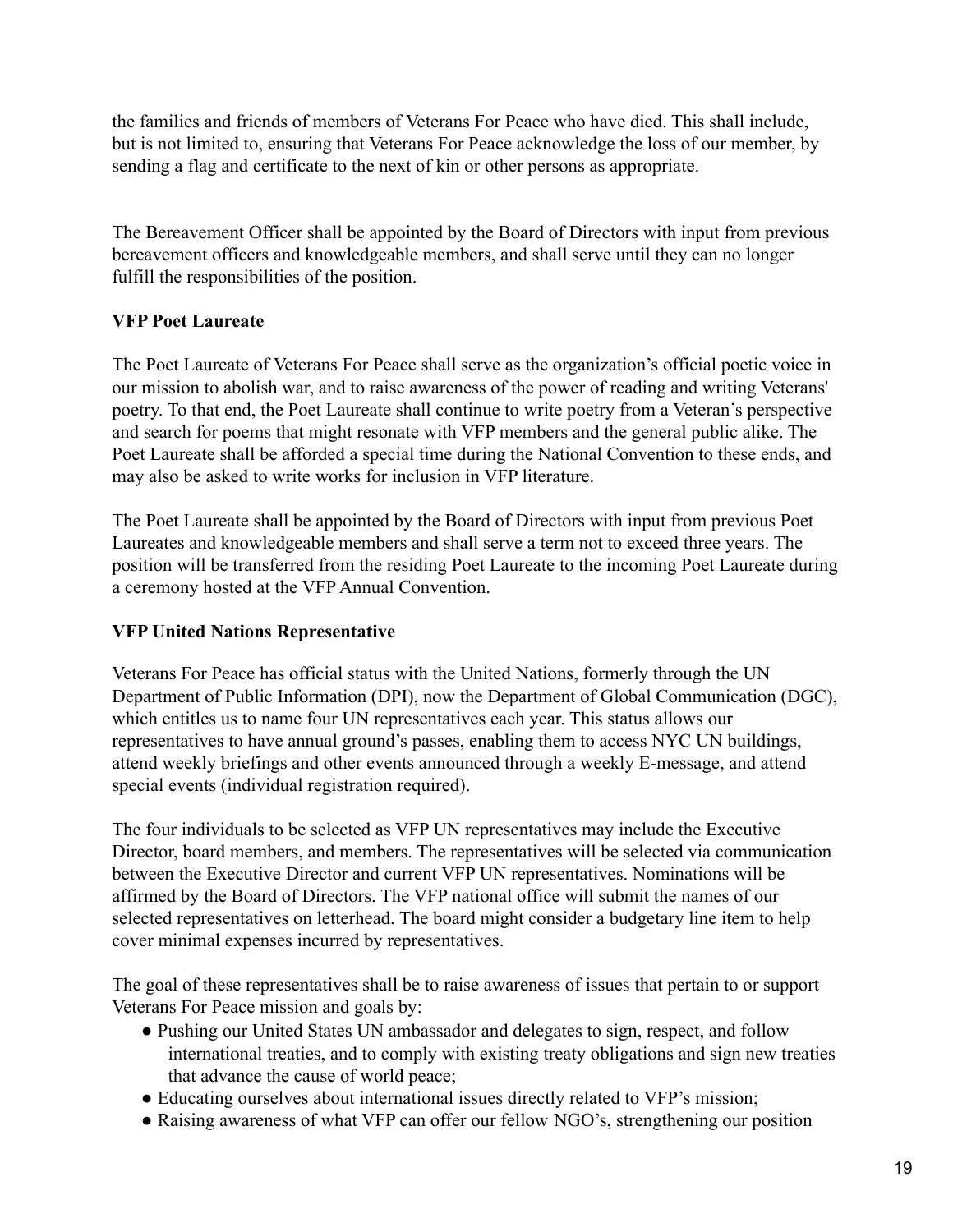the families and friends of members of Veterans For Peace who have died. This shall include, but is not limited to, ensuring that Veterans For Peace acknowledge the loss of our member, by sending a flag and certificate to the next of kin or other persons as appropriate.

The Bereavement Officer shall be appointed by the Board of Directors with input from previous bereavement officers and knowledgeable members, and shall serve until they can no longer fulfill the responsibilities of the position.

**VFP Poet Laureate**

The Poet Laureate of Veterans For Peace shall serve as the organization's official poetic voice in our mission to abolish war, and to raise awareness of the power of reading and writing Veterans' poetry. To that end, the Poet Laureate shall continue to write poetry from a Veteran's perspective and search for poems that might resonate with VFP members and the general public alike. The Poet Laureate shall be afforded a special time during the National Convention to these ends, and may also be asked to write works for inclusion in VFP literature.

The Poet Laureate shall be appointed by the Board of Directors with input from previous Poet Laureates and knowledgeable members and shall serve a term not to exceed three years. The position will be transferred from the residing Poet Laureate to the incoming Poet Laureate during a ceremony hosted at the VFP Annual Convention.

**VFP United Nations Representative**

Veterans For Peace has official status with the United Nations, formerly through the UN Department of Public Information (DPI), now the Department of Global Communication (DGC), which entitles us to name four UN representatives each year. This status allows our representatives to have annual ground's passes, enabling them to access NYC UN buildings, attend weekly briefings and other events announced through a weekly E-message, and attend special events (individual registration required).

The four individuals to be selected as VFP UN representatives may include the Executive Director, board members, and members. The representatives will be selected via communication between the Executive Director and current VFP UN representatives. Nominations will be affirmed by the Board of Directors. The VFP national office will submit the names of our selected representatives on letterhead. The board might consider a budgetary line item to help cover minimal expenses incurred by representatives.

The goal of these representatives shall be to raise awareness of issues that pertain to or support Veterans For Peace mission and goals by:

- Pushing our United States UN ambassador and delegates to sign, respect, and follow international treaties, and to comply with existing treaty obligations and sign new treaties that advance the cause of world peace;
- Educating ourselves about international issues directly related to VFP's mission;
- Raising awareness of what VFP can offer our fellow NGO's, strengthening our position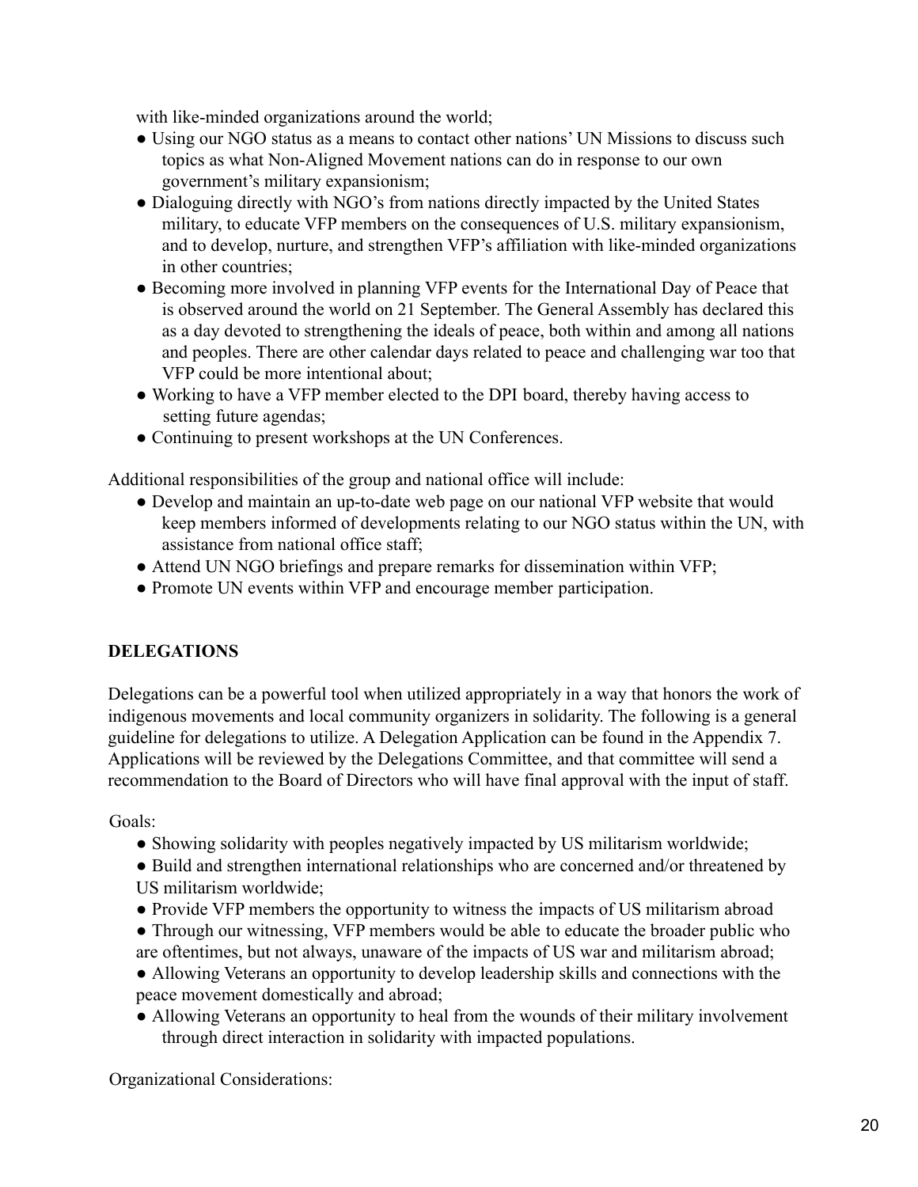with like-minded organizations around the world;

- Using our NGO status as a means to contact other nations' UN Missions to discuss such topics as what Non-Aligned Movement nations can do in response to our own government's military expansionism;
- Dialoguing directly with NGO's from nations directly impacted by the United States military, to educate VFP members on the consequences of U.S. military expansionism, and to develop, nurture, and strengthen VFP's affiliation with like-minded organizations in other countries;
- Becoming more involved in planning VFP events for the International Day of Peace that is observed around the world on 21 September. The General Assembly has declared this as a day devoted to strengthening the ideals of peace, both within and among all nations and peoples. There are other calendar days related to peace and challenging war too that VFP could be more intentional about;
- Working to have a VFP member elected to the DPI board, thereby having access to setting future agendas;
- Continuing to present workshops at the UN Conferences.

Additional responsibilities of the group and national office will include:

- Develop and maintain an up-to-date web page on our national VFP website that would keep members informed of developments relating to our NGO status within the UN, with assistance from national office staff;
- Attend UN NGO briefings and prepare remarks for dissemination within VFP;
- Promote UN events within VFP and encourage member participation.

## DELEGATIONS

Delegations can be a powerful tool when utilized appropriately in a way that honors the work of indigenous movements and local community organizers in solidarity. The following is a general guideline for delegations to utilize. A Delegation Application can be found in the Appendix 7. Applications will be reviewed by the Delegations Committee, and that committee will send a recommendation to the Board of Directors who will have final approval with the input of staff.

Goals:

- Showing solidarity with peoples negatively impacted by US militarism worldwide;
- Build and strengthen international relationships who are concerned and/or threatened by US militarism worldwide;
- Provide VFP members the opportunity to witness the impacts of US militarism abroad
- Through our witnessing, VFP members would be able to educate the broader public who are oftentimes, but not always, unaware of the impacts of US war and militarism abroad;
- Allowing Veterans an opportunity to develop leadership skills and connections with the peace movement domestically and abroad;
- Allowing Veterans an opportunity to heal from the wounds of their military involvement through direct interaction in solidarity with impacted populations.

Organizational Considerations: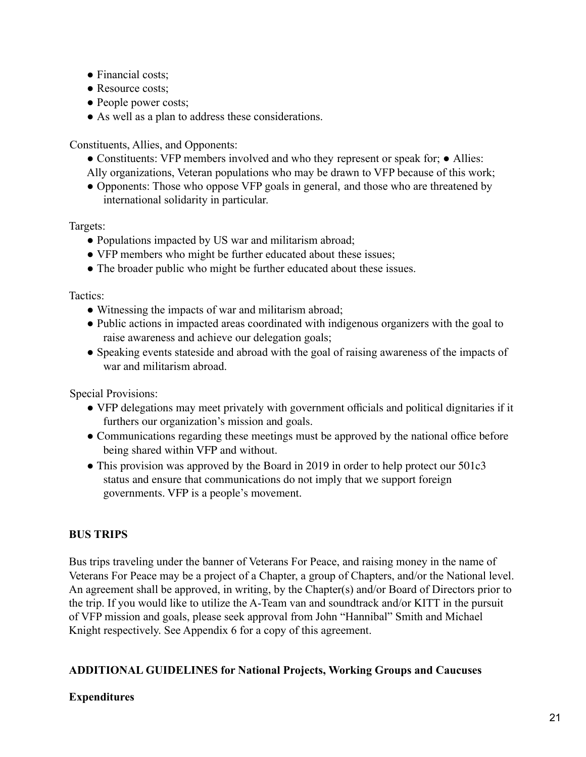- Financial costs;
- Resource costs;
- People power costs;
- As well as a plan to address these considerations.

Constituents, Allies, and Opponents:

- Constituents: VFP members involved and who they represent or speak for; ● Allies: Ally organizations, Veteran populations who may be drawn to VFP because of this work;
- Opponents: Those who oppose VFP goals in general, and those who are threatened by international solidarity in particular.

Targets:

- Populations impacted by US war and militarism abroad;
- VFP members who might be further educated about these issues;
- The broader public who might be further educated about these issues.

Tactics:

- Witnessing the impacts of war and militarism abroad;
- Public actions in impacted areas coordinated with indigenous organizers with the goal to raise awareness and achieve our delegation goals;
- Speaking events stateside and abroad with the goal of raising awareness of the impacts of war and militarism abroad.

Special Provisions:

- VFP delegations may meet privately with government officials and political dignitaries if it furthers our organization's mission and goals.
- Communications regarding these meetings must be approved by the national office before being shared within VFP and without.
- This provision was approved by the Board in 2019 in order to help protect our 501c3 status and ensure that communications do not imply that we support foreign governments. VFP is a people's movement.

**BUS TRIPS**

Bus trips traveling under the banner of Veterans For Peace, and raising money in the name of Veterans For Peace may be a project of a Chapter, a group of Chapters, and/or the National level. An agreement shall be approved, in writing, by the Chapter(s) and/or Board of Directors prior to the trip. If you would like to utilize the A-Team van and soundtrack and/or KITT in the pursuit of VFP mission and goals, please seek approval from John "Hannibal" Smith and Michael Knight respectively. See Appendix 6 for a copy of this agreement.

**ADDITIONAL GUIDELINES for National Projects, Working Groups and Caucuses**

**Expenditures**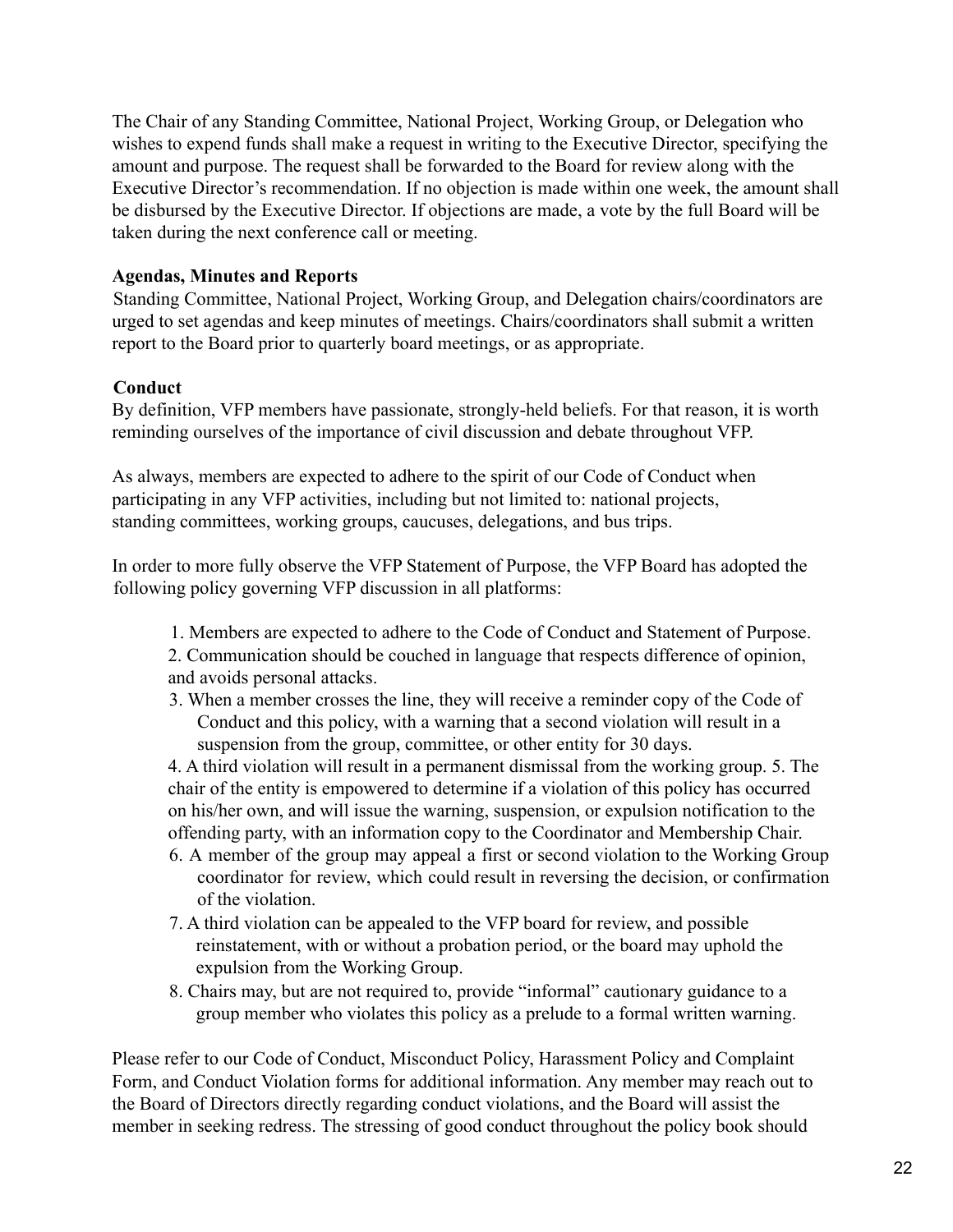The Chair of any Standing Committee, National Project, Working Group, or Delegation who wishes to expend funds shall make a request in writing to the Executive Director, specifying the amount and purpose. The request shall be forwarded to the Board for review along with the Executive Director's recommendation. If no objection is made within one week, the amount shall be disbursed by the Executive Director. If objections are made, a vote by the full Board will be taken during the next conference call or meeting.

**Agendas, Minutes and Reports**

Standing Committee, National Project, Working Group, and Delegation chairs/coordinators are urged to set agendas and keep minutes of meetings. Chairs/coordinators shall submit a written report to the Board prior to quarterly board meetings, or as appropriate.

**Conduct**

By definition, VFP members have passionate, strongly-held beliefs. For that reason, it is worth reminding ourselves of the importance of civil discussion and debate throughout VFP.

As always, members are expected to adhere to the spirit of our Code of Conduct when participating in any VFP activities, including but not limited to: national projects, standing committees, working groups, caucuses, delegations, and bus trips.

In order to more fully observe the VFP Statement of Purpose, the VFP Board has adopted the following policy governing VFP discussion in all platforms:

1. Members are expected to adhere to the Code of Conduct and Statement of Purpose.
2. Communication should be couched in language that respects difference of opinion, and avoids personal attacks.
3. When a member crosses the line, they will receive a reminder copy of the Code of Conduct and this policy, with a warning that a second violation will result in a suspension from the group, committee, or other entity for 30 days.
4. A third violation will result in a permanent dismissal from the working group.
5. The chair of the entity is empowered to determine if a violation of this policy has occurred on his/her own, and will issue the warning, suspension, or expulsion notification to the offending party, with an information copy to the Coordinator and Membership Chair.
6. A member of the group may appeal a first or second violation to the Working Group coordinator for review, which could result in reversing the decision, or confirmation of the violation.
7. A third violation can be appealed to the VFP board for review, and possible reinstatement, with or without a probation period, or the board may uphold the expulsion from the Working Group.
8. Chairs may, but are not required to, provide "informal" cautionary guidance to a group member who violates this policy as a prelude to a formal written warning.

Please refer to our Code of Conduct, Misconduct Policy, Harassment Policy and Complaint Form, and Conduct Violation forms for additional information. Any member may reach out to the Board of Directors directly regarding conduct violations, and the Board will assist the member in seeking redress. The stressing of good conduct throughout the policy book should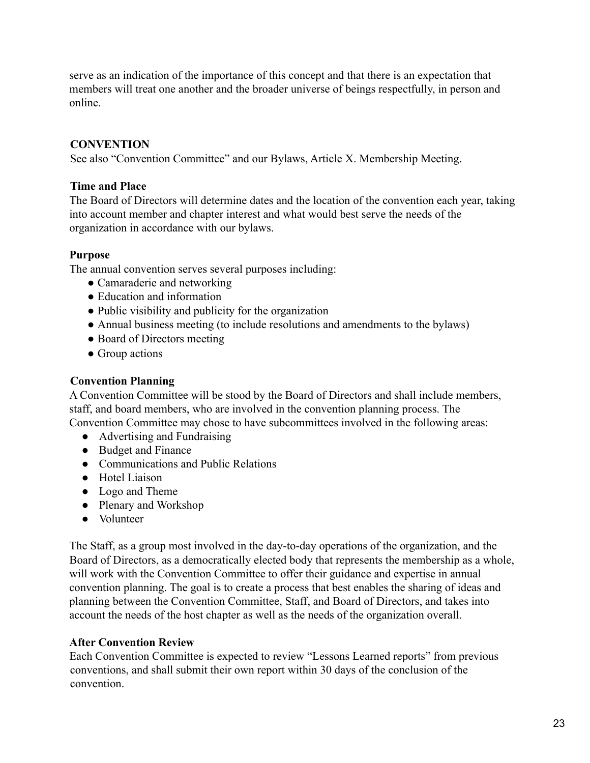serve as an indication of the importance of this concept and that there is an expectation that members will treat one another and the broader universe of beings respectfully, in person and online.

## CONVENTION

See also “Convention Committee” and our Bylaws, Article X. Membership Meeting.

### Time and Place

The Board of Directors will determine dates and the location of the convention each year, taking into account member and chapter interest and what would best serve the needs of the organization in accordance with our bylaws.

### Purpose

The annual convention serves several purposes including:

- Camaraderie and networking
- Education and information
- Public visibility and publicity for the organization
- Annual business meeting (to include resolutions and amendments to the bylaws)
- Board of Directors meeting
- Group actions

### Convention Planning

A Convention Committee will be stood by the Board of Directors and shall include members, staff, and board members, who are involved in the convention planning process. The Convention Committee may chose to have subcommittees involved in the following areas:

- Advertising and Fundraising
- Budget and Finance
- Communications and Public Relations
- Hotel Liaison
- Logo and Theme
- Plenary and Workshop
- Volunteer

The Staff, as a group most involved in the day-to-day operations of the organization, and the Board of Directors, as a democratically elected body that represents the membership as a whole, will work with the Convention Committee to offer their guidance and expertise in annual convention planning. The goal is to create a process that best enables the sharing of ideas and planning between the Convention Committee, Staff, and Board of Directors, and takes into account the needs of the host chapter as well as the needs of the organization overall.

### After Convention Review

Each Convention Committee is expected to review “Lessons Learned reports” from previous conventions, and shall submit their own report within 30 days of the conclusion of the convention.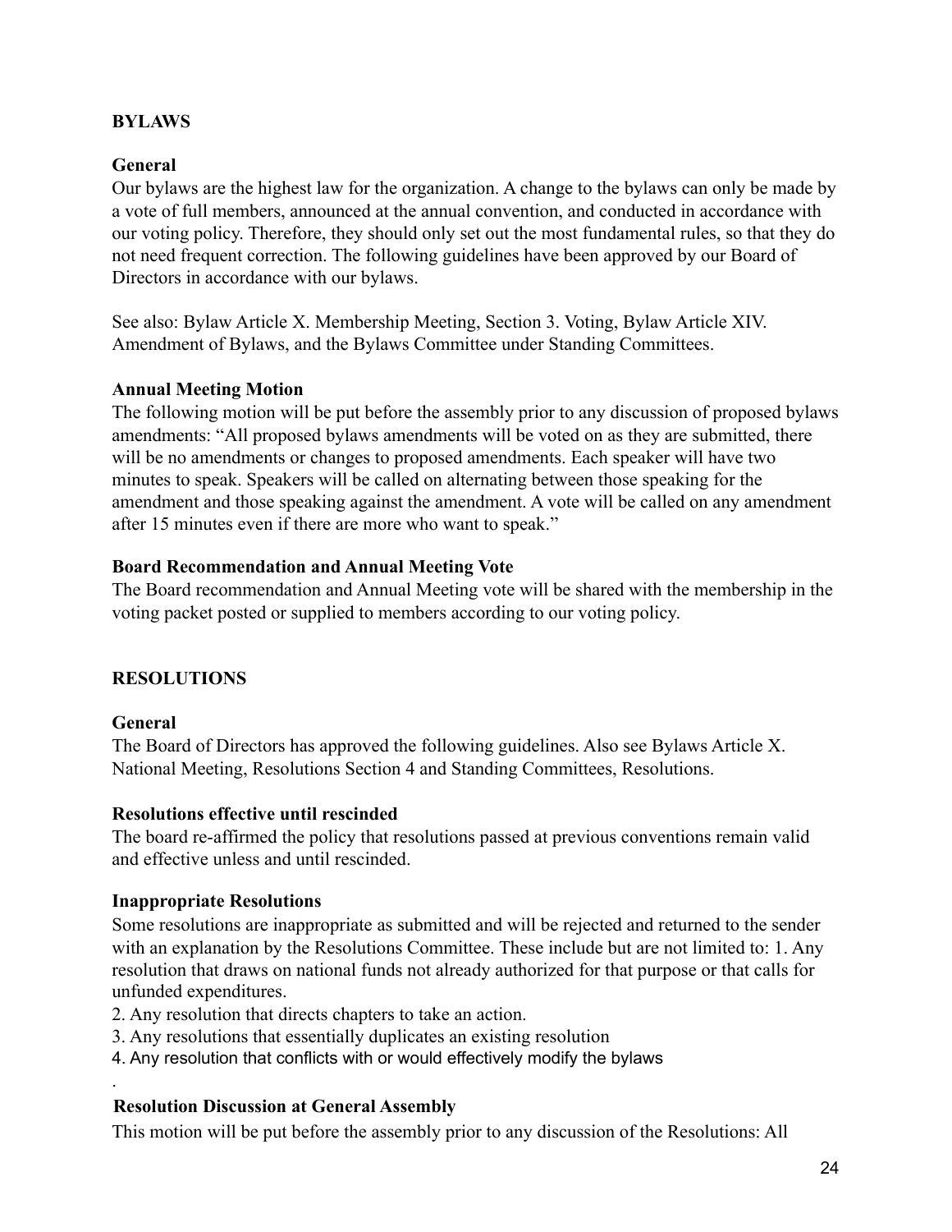## BYLAWS

### General

Our bylaws are the highest law for the organization. A change to the bylaws can only be made by a vote of full members, announced at the annual convention, and conducted in accordance with our voting policy. Therefore, they should only set out the most fundamental rules, so that they do not need frequent correction. The following guidelines have been approved by our Board of Directors in accordance with our bylaws.

See also: Bylaw Article X. Membership Meeting, Section 3. Voting, Bylaw Article XIV. Amendment of Bylaws, and the Bylaws Committee under Standing Committees.

### Annual Meeting Motion

The following motion will be put before the assembly prior to any discussion of proposed bylaws amendments: "All proposed bylaws amendments will be voted on as they are submitted, there will be no amendments or changes to proposed amendments. Each speaker will have two minutes to speak. Speakers will be called on alternating between those speaking for the amendment and those speaking against the amendment. A vote will be called on any amendment after 15 minutes even if there are more who want to speak."

### Board Recommendation and Annual Meeting Vote

The Board recommendation and Annual Meeting vote will be shared with the membership in the voting packet posted or supplied to members according to our voting policy.

## RESOLUTIONS

### General

The Board of Directors has approved the following guidelines. Also see Bylaws Article X. National Meeting, Resolutions Section 4 and Standing Committees, Resolutions.

### Resolutions effective until rescinded

The board re-affirmed the policy that resolutions passed at previous conventions remain valid and effective unless and until rescinded.

### Inappropriate Resolutions

Some resolutions are inappropriate as submitted and will be rejected and returned to the sender with an explanation by the Resolutions Committee. These include but are not limited to: 1. Any resolution that draws on national funds not already authorized for that purpose or that calls for unfunded expenditures.

2. Any resolution that directs chapters to take an action.
3. Any resolutions that essentially duplicates an existing resolution
4. Any resolution that conflicts with or would effectively modify the bylaws

### Resolution Discussion at General Assembly

This motion will be put before the assembly prior to any discussion of the Resolutions: All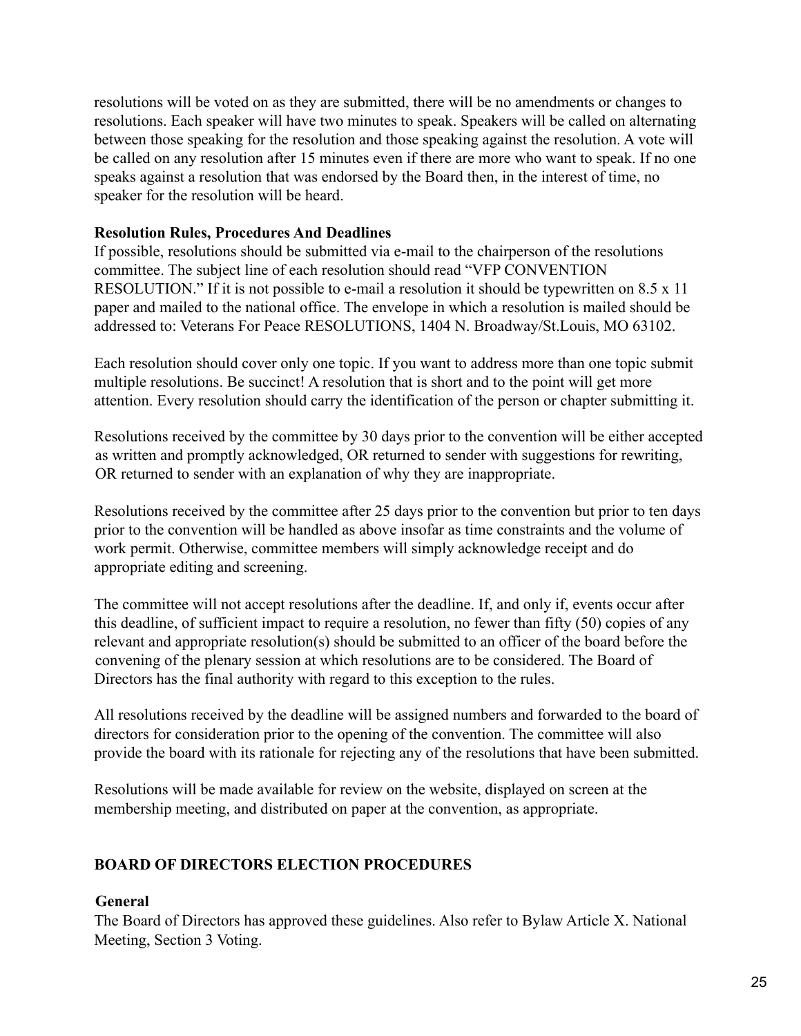resolutions will be voted on as they are submitted, there will be no amendments or changes to resolutions. Each speaker will have two minutes to speak. Speakers will be called on alternating between those speaking for the resolution and those speaking against the resolution. A vote will be called on any resolution after 15 minutes even if there are more who want to speak. If no one speaks against a resolution that was endorsed by the Board then, in the interest of time, no speaker for the resolution will be heard.

**Resolution Rules, Procedures And Deadlines**

If possible, resolutions should be submitted via e-mail to the chairperson of the resolutions committee. The subject line of each resolution should read "VFP CONVENTION RESOLUTION." If it is not possible to e-mail a resolution it should be typewritten on 8.5 x 11 paper and mailed to the national office. The envelope in which a resolution is mailed should be addressed to: Veterans For Peace RESOLUTIONS, 1404 N. Broadway/St.Louis, MO 63102.

Each resolution should cover only one topic. If you want to address more than one topic submit multiple resolutions. Be succinct! A resolution that is short and to the point will get more attention. Every resolution should carry the identification of the person or chapter submitting it.

Resolutions received by the committee by 30 days prior to the convention will be either accepted as written and promptly acknowledged, OR returned to sender with suggestions for rewriting, OR returned to sender with an explanation of why they are inappropriate.

Resolutions received by the committee after 25 days prior to the convention but prior to ten days prior to the convention will be handled as above insofar as time constraints and the volume of work permit. Otherwise, committee members will simply acknowledge receipt and do appropriate editing and screening.

The committee will not accept resolutions after the deadline. If, and only if, events occur after this deadline, of sufficient impact to require a resolution, no fewer than fifty (50) copies of any relevant and appropriate resolution(s) should be submitted to an officer of the board before the convening of the plenary session at which resolutions are to be considered. The Board of Directors has the final authority with regard to this exception to the rules.

All resolutions received by the deadline will be assigned numbers and forwarded to the board of directors for consideration prior to the opening of the convention. The committee will also provide the board with its rationale for rejecting any of the resolutions that have been submitted.

Resolutions will be made available for review on the website, displayed on screen at the membership meeting, and distributed on paper at the convention, as appropriate.

## BOARD OF DIRECTORS ELECTION PROCEDURES

**General**

The Board of Directors has approved these guidelines. Also refer to Bylaw Article X. National Meeting, Section 3 Voting.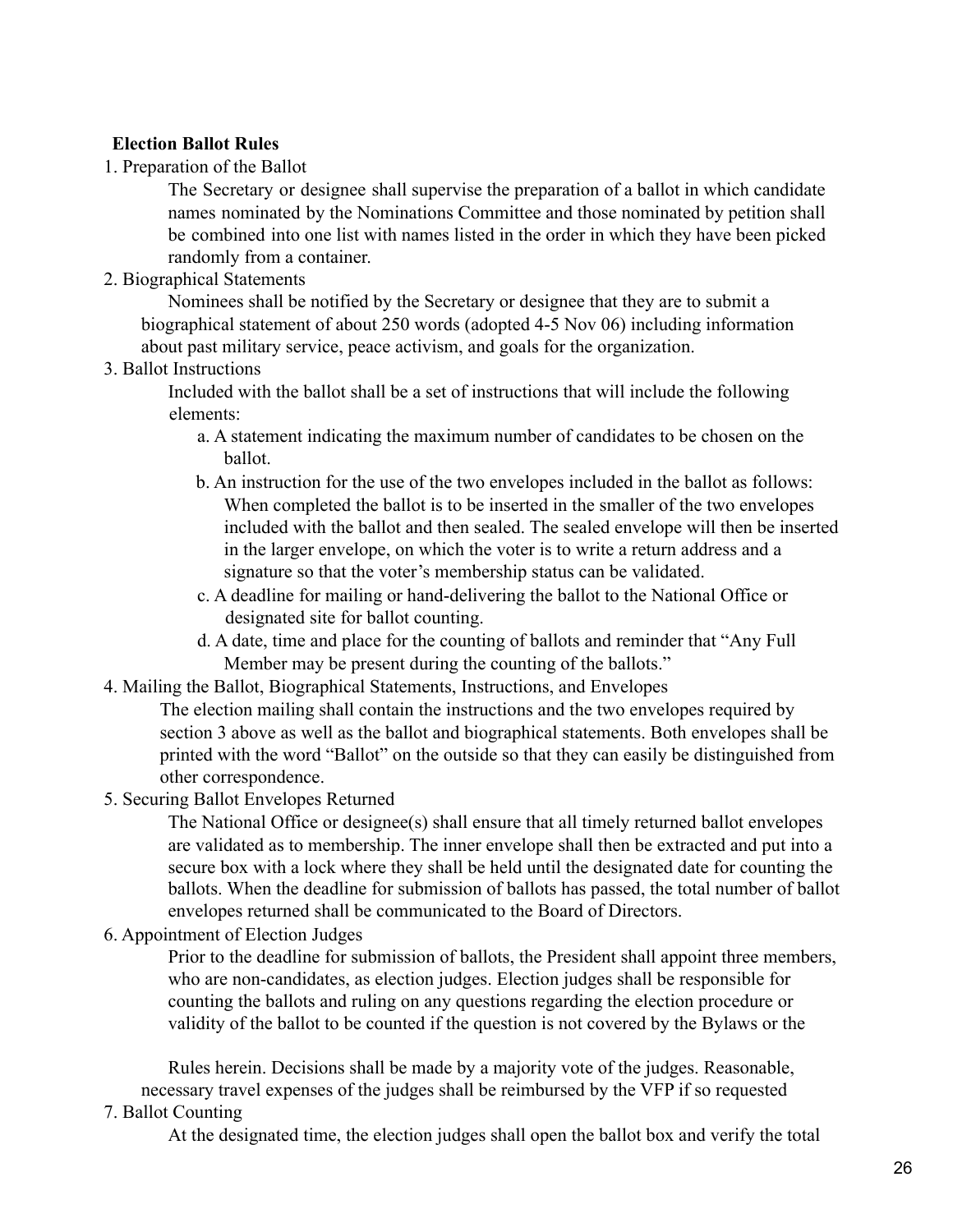**Election Ballot Rules**

1. Preparation of the Ballot

    The Secretary or designee shall supervise the preparation of a ballot in which candidate names nominated by the Nominations Committee and those nominated by petition shall be combined into one list with names listed in the order in which they have been picked randomly from a container.

2. Biographical Statements

    Nominees shall be notified by the Secretary or designee that they are to submit a biographical statement of about 250 words (adopted 4-5 Nov 06) including information about past military service, peace activism, and goals for the organization.

3. Ballot Instructions

    Included with the ballot shall be a set of instructions that will include the following elements:

    a. A statement indicating the maximum number of candidates to be chosen on the ballot.

    b. An instruction for the use of the two envelopes included in the ballot as follows: When completed the ballot is to be inserted in the smaller of the two envelopes included with the ballot and then sealed. The sealed envelope will then be inserted in the larger envelope, on which the voter is to write a return address and a signature so that the voter's membership status can be validated.

    c. A deadline for mailing or hand-delivering the ballot to the National Office or designated site for ballot counting.

    d. A date, time and place for the counting of ballots and reminder that "Any Full Member may be present during the counting of the ballots."

4. Mailing the Ballot, Biographical Statements, Instructions, and Envelopes

    The election mailing shall contain the instructions and the two envelopes required by section 3 above as well as the ballot and biographical statements. Both envelopes shall be printed with the word "Ballot" on the outside so that they can easily be distinguished from other correspondence.

5. Securing Ballot Envelopes Returned

    The National Office or designee(s) shall ensure that all timely returned ballot envelopes are validated as to membership. The inner envelope shall then be extracted and put into a secure box with a lock where they shall be held until the designated date for counting the ballots. When the deadline for submission of ballots has passed, the total number of ballot envelopes returned shall be communicated to the Board of Directors.

6. Appointment of Election Judges

    Prior to the deadline for submission of ballots, the President shall appoint three members, who are non-candidates, as election judges. Election judges shall be responsible for counting the ballots and ruling on any questions regarding the election procedure or validity of the ballot to be counted if the question is not covered by the Bylaws or the Rules herein. Decisions shall be made by a majority vote of the judges. Reasonable, necessary travel expenses of the judges shall be reimbursed by the VFP if so requested

7. Ballot Counting

    At the designated time, the election judges shall open the ballot box and verify the total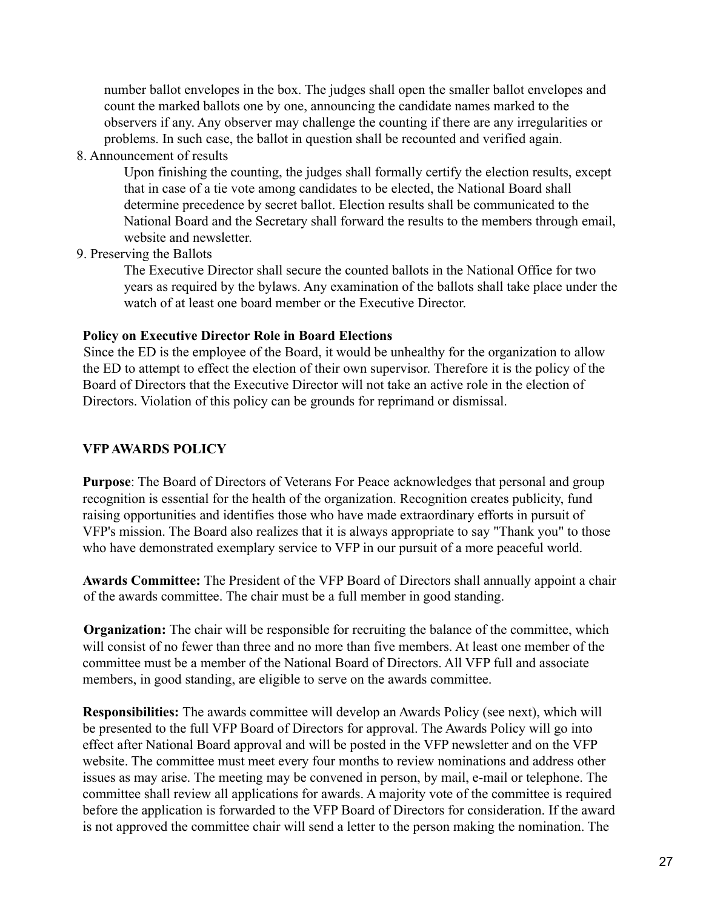number ballot envelopes in the box. The judges shall open the smaller ballot envelopes and count the marked ballots one by one, announcing the candidate names marked to the observers if any. Any observer may challenge the counting if there are any irregularities or problems. In such case, the ballot in question shall be recounted and verified again.

8. Announcement of results

   Upon finishing the counting, the judges shall formally certify the election results, except that in case of a tie vote among candidates to be elected, the National Board shall determine precedence by secret ballot. Election results shall be communicated to the National Board and the Secretary shall forward the results to the members through email, website and newsletter.

9. Preserving the Ballots

   The Executive Director shall secure the counted ballots in the National Office for two years as required by the bylaws. Any examination of the ballots shall take place under the watch of at least one board member or the Executive Director.

**Policy on Executive Director Role in Board Elections**

Since the ED is the employee of the Board, it would be unhealthy for the organization to allow the ED to attempt to effect the election of their own supervisor. Therefore it is the policy of the Board of Directors that the Executive Director will not take an active role in the election of Directors. Violation of this policy can be grounds for reprimand or dismissal.

**VFP AWARDS POLICY**

**Purpose**: The Board of Directors of Veterans For Peace acknowledges that personal and group recognition is essential for the health of the organization. Recognition creates publicity, fund raising opportunities and identifies those who have made extraordinary efforts in pursuit of VFP's mission. The Board also realizes that it is always appropriate to say "Thank you" to those who have demonstrated exemplary service to VFP in our pursuit of a more peaceful world.

**Awards Committee:** The President of the VFP Board of Directors shall annually appoint a chair of the awards committee. The chair must be a full member in good standing.

**Organization:** The chair will be responsible for recruiting the balance of the committee, which will consist of no fewer than three and no more than five members. At least one member of the committee must be a member of the National Board of Directors. All VFP full and associate members, in good standing, are eligible to serve on the awards committee.

**Responsibilities:** The awards committee will develop an Awards Policy (see next), which will be presented to the full VFP Board of Directors for approval. The Awards Policy will go into effect after National Board approval and will be posted in the VFP newsletter and on the VFP website. The committee must meet every four months to review nominations and address other issues as may arise. The meeting may be convened in person, by mail, e-mail or telephone. The committee shall review all applications for awards. A majority vote of the committee is required before the application is forwarded to the VFP Board of Directors for consideration. If the award is not approved the committee chair will send a letter to the person making the nomination. The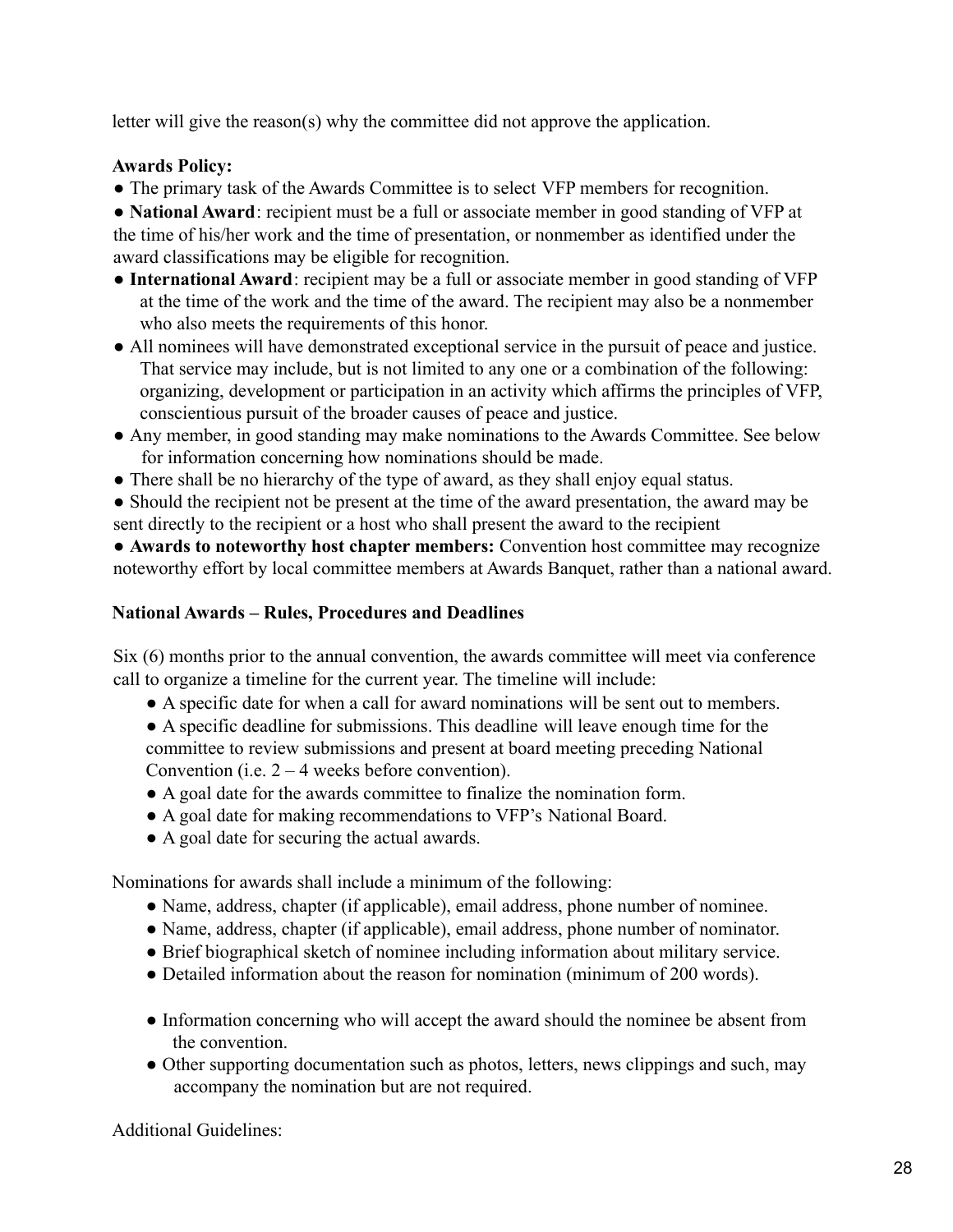letter will give the reason(s) why the committee did not approve the application.

**Awards Policy:**

- The primary task of the Awards Committee is to select VFP members for recognition.
- **National Award**: recipient must be a full or associate member in good standing of VFP at the time of his/her work and the time of presentation, or nonmember as identified under the award classifications may be eligible for recognition.
- **International Award**: recipient may be a full or associate member in good standing of VFP at the time of the work and the time of the award. The recipient may also be a nonmember who also meets the requirements of this honor.
- All nominees will have demonstrated exceptional service in the pursuit of peace and justice. That service may include, but is not limited to any one or a combination of the following: organizing, development or participation in an activity which affirms the principles of VFP, conscientious pursuit of the broader causes of peace and justice.
- Any member, in good standing may make nominations to the Awards Committee. See below for information concerning how nominations should be made.
- There shall be no hierarchy of the type of award, as they shall enjoy equal status.
- Should the recipient not be present at the time of the award presentation, the award may be sent directly to the recipient or a host who shall present the award to the recipient
- **Awards to noteworthy host chapter members:** Convention host committee may recognize noteworthy effort by local committee members at Awards Banquet, rather than a national award.

**National Awards – Rules, Procedures and Deadlines**

Six (6) months prior to the annual convention, the awards committee will meet via conference call to organize a timeline for the current year. The timeline will include:

- A specific date for when a call for award nominations will be sent out to members.
- A specific deadline for submissions. This deadline will leave enough time for the committee to review submissions and present at board meeting preceding National Convention (i.e. 2 – 4 weeks before convention).
- A goal date for the awards committee to finalize the nomination form.
- A goal date for making recommendations to VFP's National Board.
- A goal date for securing the actual awards.

Nominations for awards shall include a minimum of the following:

- Name, address, chapter (if applicable), email address, phone number of nominee.
- Name, address, chapter (if applicable), email address, phone number of nominator.
- Brief biographical sketch of nominee including information about military service.
- Detailed information about the reason for nomination (minimum of 200 words).
- Information concerning who will accept the award should the nominee be absent from the convention.
- Other supporting documentation such as photos, letters, news clippings and such, may accompany the nomination but are not required.

Additional Guidelines: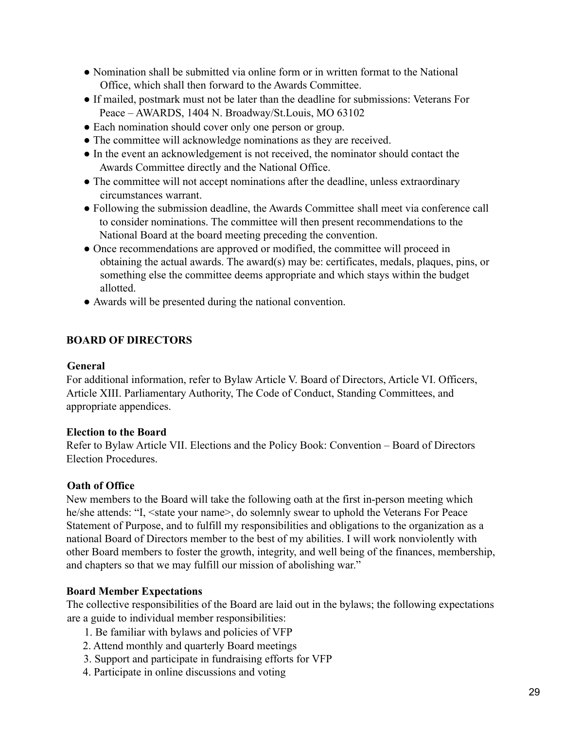- Nomination shall be submitted via online form or in written format to the National Office, which shall then forward to the Awards Committee.
- If mailed, postmark must not be later than the deadline for submissions: Veterans For Peace – AWARDS, 1404 N. Broadway/St.Louis, MO 63102
- Each nomination should cover only one person or group.
- The committee will acknowledge nominations as they are received.
- In the event an acknowledgement is not received, the nominator should contact the Awards Committee directly and the National Office.
- The committee will not accept nominations after the deadline, unless extraordinary circumstances warrant.
- Following the submission deadline, the Awards Committee shall meet via conference call to consider nominations. The committee will then present recommendations to the National Board at the board meeting preceding the convention.
- Once recommendations are approved or modified, the committee will proceed in obtaining the actual awards. The award(s) may be: certificates, medals, plaques, pins, or something else the committee deems appropriate and which stays within the budget allotted.
- Awards will be presented during the national convention.

## BOARD OF DIRECTORS

### General

For additional information, refer to Bylaw Article V. Board of Directors, Article VI. Officers, Article XIII. Parliamentary Authority, The Code of Conduct, Standing Committees, and appropriate appendices.

### Election to the Board

Refer to Bylaw Article VII. Elections and the Policy Book: Convention – Board of Directors Election Procedures.

### Oath of Office

New members to the Board will take the following oath at the first in-person meeting which he/she attends: "I, <state your name>, do solemnly swear to uphold the Veterans For Peace Statement of Purpose, and to fulfill my responsibilities and obligations to the organization as a national Board of Directors member to the best of my abilities. I will work nonviolently with other Board members to foster the growth, integrity, and well being of the finances, membership, and chapters so that we may fulfill our mission of abolishing war."

### Board Member Expectations

The collective responsibilities of the Board are laid out in the bylaws; the following expectations are a guide to individual member responsibilities:

1. Be familiar with bylaws and policies of VFP
2. Attend monthly and quarterly Board meetings
3. Support and participate in fundraising efforts for VFP
4. Participate in online discussions and voting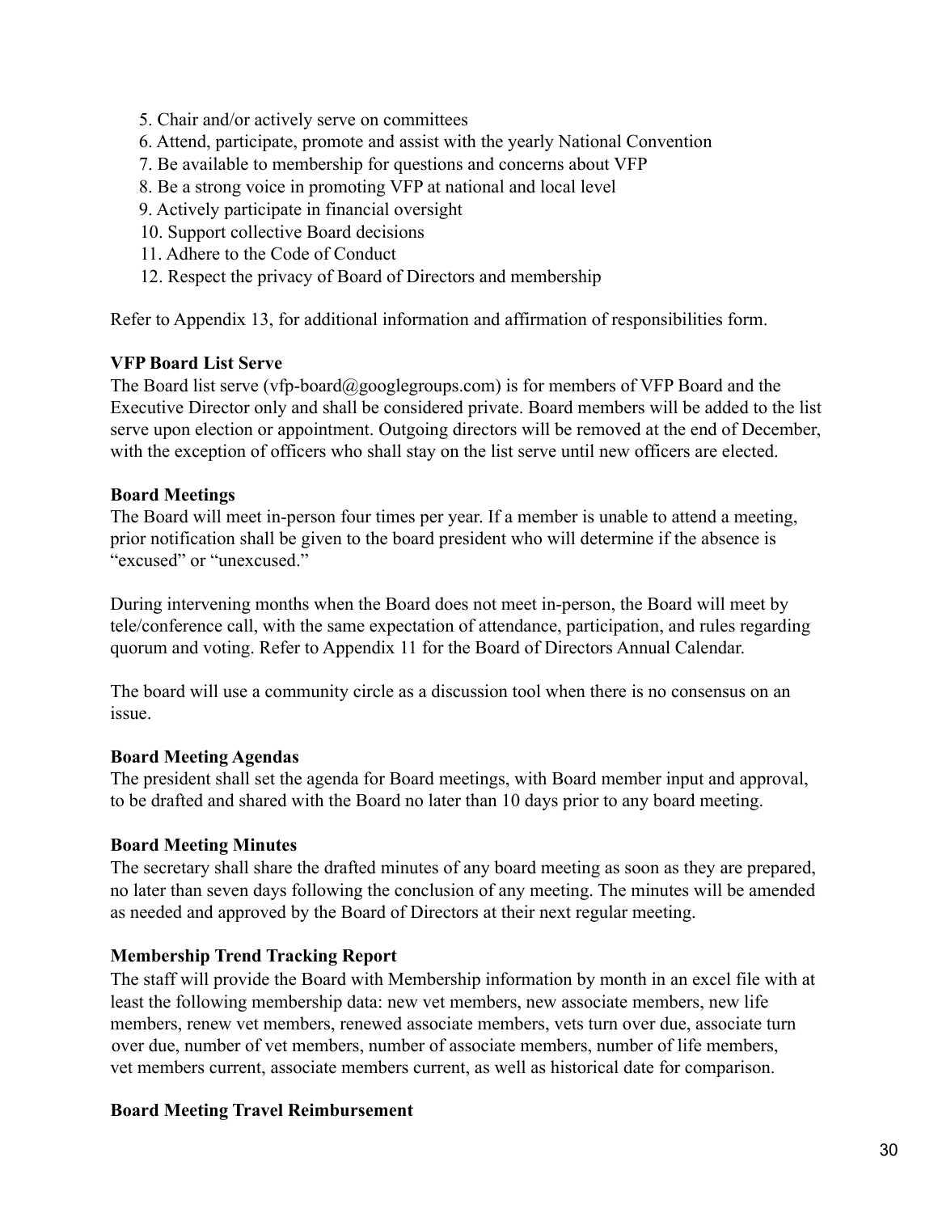5. Chair and/or actively serve on committees
6. Attend, participate, promote and assist with the yearly National Convention
7. Be available to membership for questions and concerns about VFP
8. Be a strong voice in promoting VFP at national and local level
9. Actively participate in financial oversight
10. Support collective Board decisions
11. Adhere to the Code of Conduct
12. Respect the privacy of Board of Directors and membership

Refer to Appendix 13, for additional information and affirmation of responsibilities form.

**VFP Board List Serve**

The Board list serve (vfp-board@googlegroups.com) is for members of VFP Board and the Executive Director only and shall be considered private. Board members will be added to the list serve upon election or appointment. Outgoing directors will be removed at the end of December, with the exception of officers who shall stay on the list serve until new officers are elected.

**Board Meetings**

The Board will meet in-person four times per year. If a member is unable to attend a meeting, prior notification shall be given to the board president who will determine if the absence is "excused" or "unexcused."

During intervening months when the Board does not meet in-person, the Board will meet by tele/conference call, with the same expectation of attendance, participation, and rules regarding quorum and voting. Refer to Appendix 11 for the Board of Directors Annual Calendar.

The board will use a community circle as a discussion tool when there is no consensus on an issue.

**Board Meeting Agendas**

The president shall set the agenda for Board meetings, with Board member input and approval, to be drafted and shared with the Board no later than 10 days prior to any board meeting.

**Board Meeting Minutes**

The secretary shall share the drafted minutes of any board meeting as soon as they are prepared, no later than seven days following the conclusion of any meeting. The minutes will be amended as needed and approved by the Board of Directors at their next regular meeting.

**Membership Trend Tracking Report**

The staff will provide the Board with Membership information by month in an excel file with at least the following membership data: new vet members, new associate members, new life members, renew vet members, renewed associate members, vets turn over due, associate turn over due, number of vet members, number of associate members, number of life members, vet members current, associate members current, as well as historical date for comparison.

**Board Meeting Travel Reimbursement**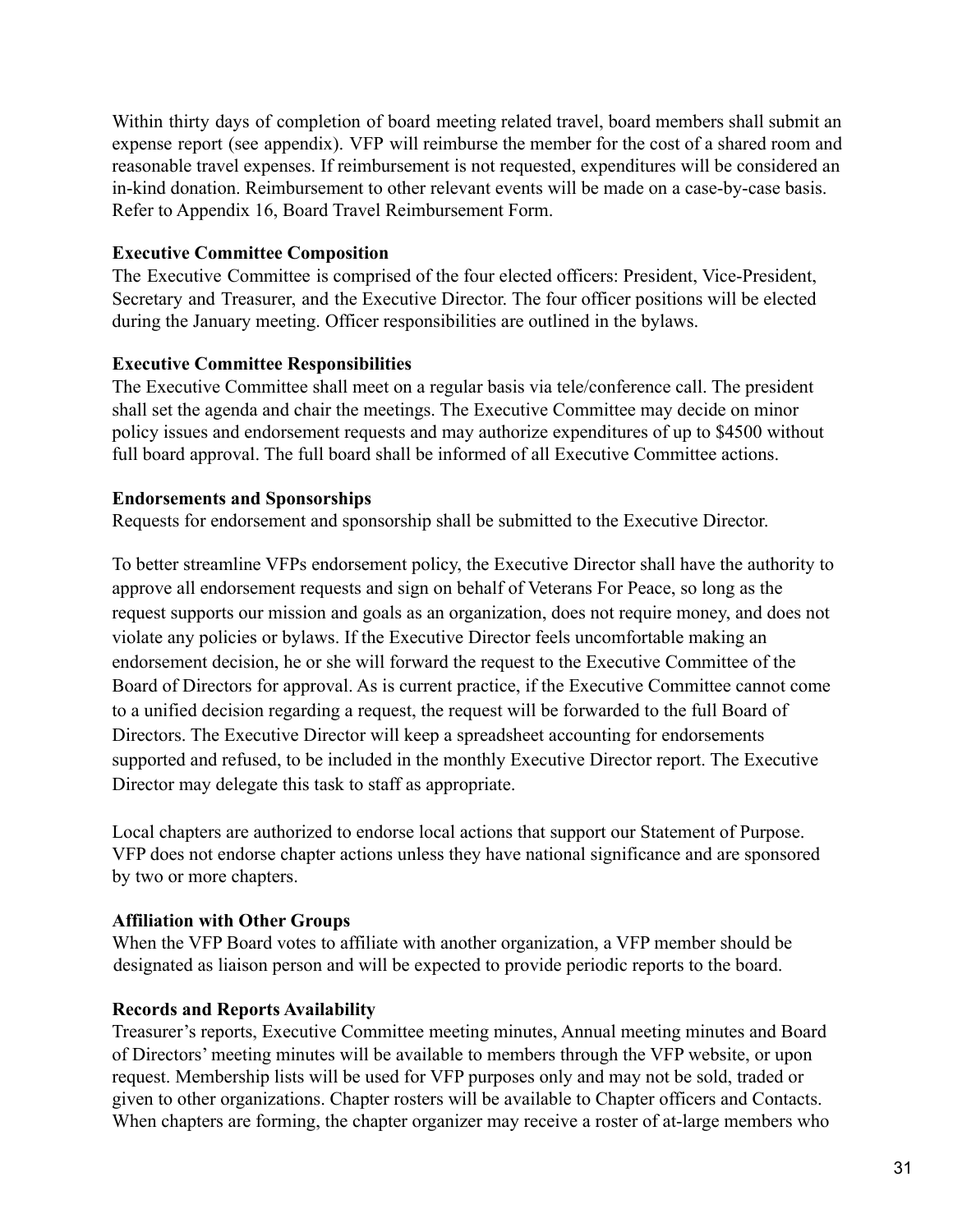Within thirty days of completion of board meeting related travel, board members shall submit an expense report (see appendix). VFP will reimburse the member for the cost of a shared room and reasonable travel expenses. If reimbursement is not requested, expenditures will be considered an in-kind donation. Reimbursement to other relevant events will be made on a case-by-case basis. Refer to Appendix 16, Board Travel Reimbursement Form.

**Executive Committee Composition**

The Executive Committee is comprised of the four elected officers: President, Vice-President, Secretary and Treasurer, and the Executive Director. The four officer positions will be elected during the January meeting. Officer responsibilities are outlined in the bylaws.

**Executive Committee Responsibilities**

The Executive Committee shall meet on a regular basis via tele/conference call. The president shall set the agenda and chair the meetings. The Executive Committee may decide on minor policy issues and endorsement requests and may authorize expenditures of up to $4500 without full board approval. The full board shall be informed of all Executive Committee actions.

**Endorsements and Sponsorships**

Requests for endorsement and sponsorship shall be submitted to the Executive Director.

To better streamline VFPs endorsement policy, the Executive Director shall have the authority to approve all endorsement requests and sign on behalf of Veterans For Peace, so long as the request supports our mission and goals as an organization, does not require money, and does not violate any policies or bylaws. If the Executive Director feels uncomfortable making an endorsement decision, he or she will forward the request to the Executive Committee of the Board of Directors for approval. As is current practice, if the Executive Committee cannot come to a unified decision regarding a request, the request will be forwarded to the full Board of Directors. The Executive Director will keep a spreadsheet accounting for endorsements supported and refused, to be included in the monthly Executive Director report. The Executive Director may delegate this task to staff as appropriate.

Local chapters are authorized to endorse local actions that support our Statement of Purpose. VFP does not endorse chapter actions unless they have national significance and are sponsored by two or more chapters.

**Affiliation with Other Groups**

When the VFP Board votes to affiliate with another organization, a VFP member should be designated as liaison person and will be expected to provide periodic reports to the board.

**Records and Reports Availability**

Treasurer's reports, Executive Committee meeting minutes, Annual meeting minutes and Board of Directors' meeting minutes will be available to members through the VFP website, or upon request. Membership lists will be used for VFP purposes only and may not be sold, traded or given to other organizations. Chapter rosters will be available to Chapter officers and Contacts. When chapters are forming, the chapter organizer may receive a roster of at-large members who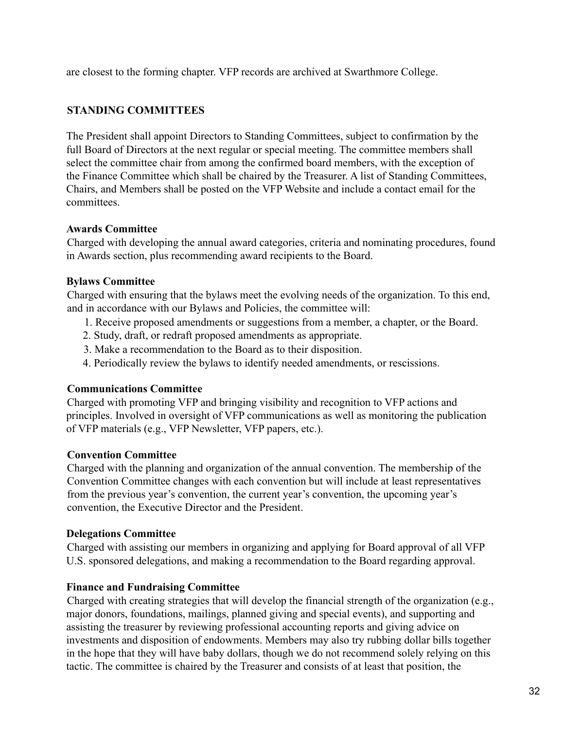are closest to the forming chapter. VFP records are archived at Swarthmore College.

## STANDING COMMITTEES

The President shall appoint Directors to Standing Committees, subject to confirmation by the full Board of Directors at the next regular or special meeting. The committee members shall select the committee chair from among the confirmed board members, with the exception of the Finance Committee which shall be chaired by the Treasurer. A list of Standing Committees, Chairs, and Members shall be posted on the VFP Website and include a contact email for the committees.

### Awards Committee

Charged with developing the annual award categories, criteria and nominating procedures, found in Awards section, plus recommending award recipients to the Board.

### Bylaws Committee

Charged with ensuring that the bylaws meet the evolving needs of the organization. To this end, and in accordance with our Bylaws and Policies, the committee will:

1. Receive proposed amendments or suggestions from a member, a chapter, or the Board.
2. Study, draft, or redraft proposed amendments as appropriate.
3. Make a recommendation to the Board as to their disposition.
4. Periodically review the bylaws to identify needed amendments, or rescissions.

### Communications Committee

Charged with promoting VFP and bringing visibility and recognition to VFP actions and principles. Involved in oversight of VFP communications as well as monitoring the publication of VFP materials (e.g., VFP Newsletter, VFP papers, etc.).

### Convention Committee

Charged with the planning and organization of the annual convention. The membership of the Convention Committee changes with each convention but will include at least representatives from the previous year's convention, the current year's convention, the upcoming year's convention, the Executive Director and the President.

### Delegations Committee

Charged with assisting our members in organizing and applying for Board approval of all VFP U.S. sponsored delegations, and making a recommendation to the Board regarding approval.

### Finance and Fundraising Committee

Charged with creating strategies that will develop the financial strength of the organization (e.g., major donors, foundations, mailings, planned giving and special events), and supporting and assisting the treasurer by reviewing professional accounting reports and giving advice on investments and disposition of endowments. Members may also try rubbing dollar bills together in the hope that they will have baby dollars, though we do not recommend solely relying on this tactic. The committee is chaired by the Treasurer and consists of at least that position, the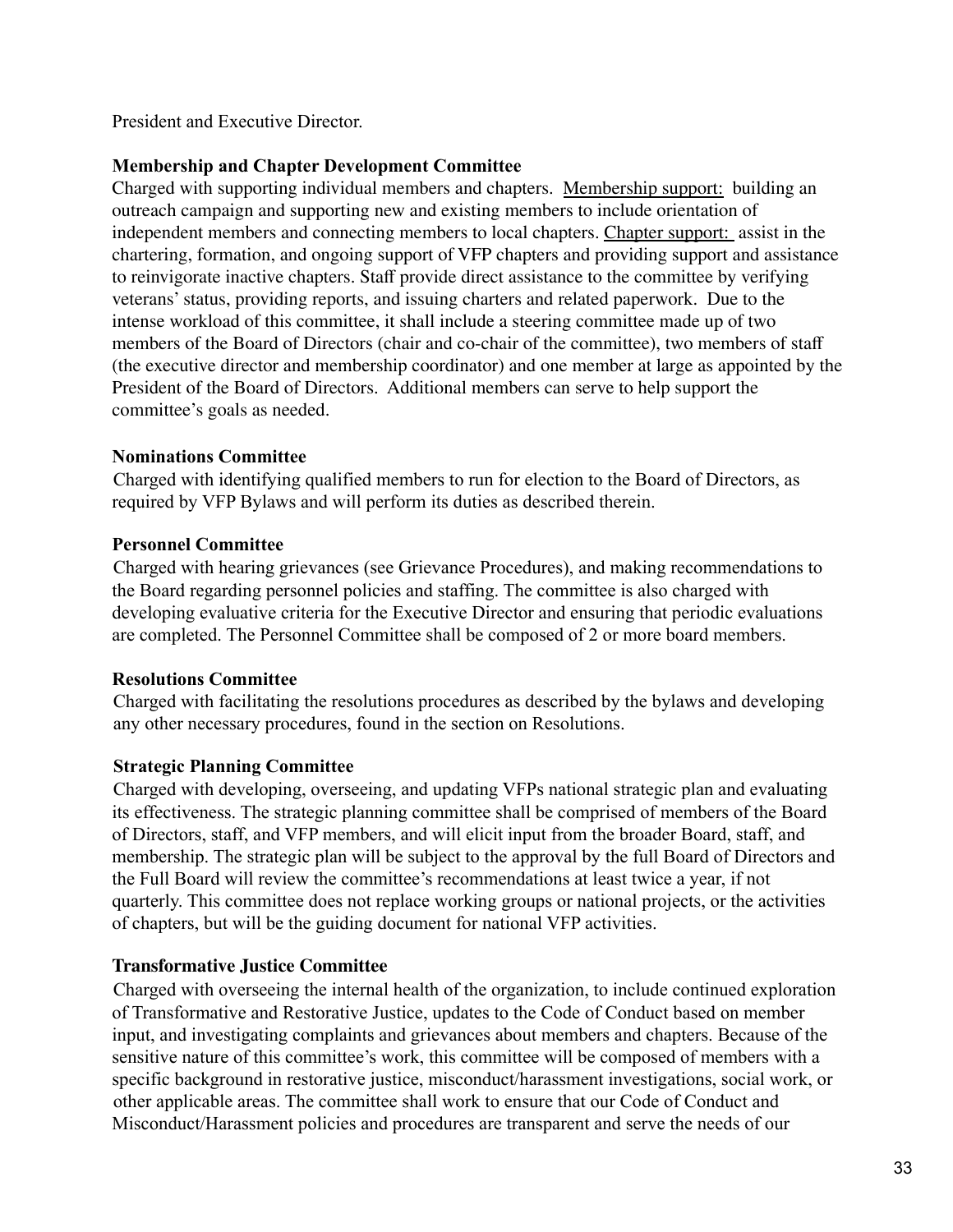President and Executive Director.

**Membership and Chapter Development Committee**

Charged with supporting individual members and chapters. <u>Membership support:</u> building an outreach campaign and supporting new and existing members to include orientation of independent members and connecting members to local chapters. <u>Chapter support:</u> assist in the chartering, formation, and ongoing support of VFP chapters and providing support and assistance to reinvigorate inactive chapters. Staff provide direct assistance to the committee by verifying veterans' status, providing reports, and issuing charters and related paperwork. Due to the intense workload of this committee, it shall include a steering committee made up of two members of the Board of Directors (chair and co-chair of the committee), two members of staff (the executive director and membership coordinator) and one member at large as appointed by the President of the Board of Directors. Additional members can serve to help support the committee's goals as needed.

**Nominations Committee**

Charged with identifying qualified members to run for election to the Board of Directors, as required by VFP Bylaws and will perform its duties as described therein.

**Personnel Committee**

Charged with hearing grievances (see Grievance Procedures), and making recommendations to the Board regarding personnel policies and staffing. The committee is also charged with developing evaluative criteria for the Executive Director and ensuring that periodic evaluations are completed. The Personnel Committee shall be composed of 2 or more board members.

**Resolutions Committee**

Charged with facilitating the resolutions procedures as described by the bylaws and developing any other necessary procedures, found in the section on Resolutions.

**Strategic Planning Committee**

Charged with developing, overseeing, and updating VFPs national strategic plan and evaluating its effectiveness. The strategic planning committee shall be comprised of members of the Board of Directors, staff, and VFP members, and will elicit input from the broader Board, staff, and membership. The strategic plan will be subject to the approval by the full Board of Directors and the Full Board will review the committee's recommendations at least twice a year, if not quarterly. This committee does not replace working groups or national projects, or the activities of chapters, but will be the guiding document for national VFP activities.

**Transformative Justice Committee**

Charged with overseeing the internal health of the organization, to include continued exploration of Transformative and Restorative Justice, updates to the Code of Conduct based on member input, and investigating complaints and grievances about members and chapters. Because of the sensitive nature of this committee's work, this committee will be composed of members with a specific background in restorative justice, misconduct/harassment investigations, social work, or other applicable areas. The committee shall work to ensure that our Code of Conduct and Misconduct/Harassment policies and procedures are transparent and serve the needs of our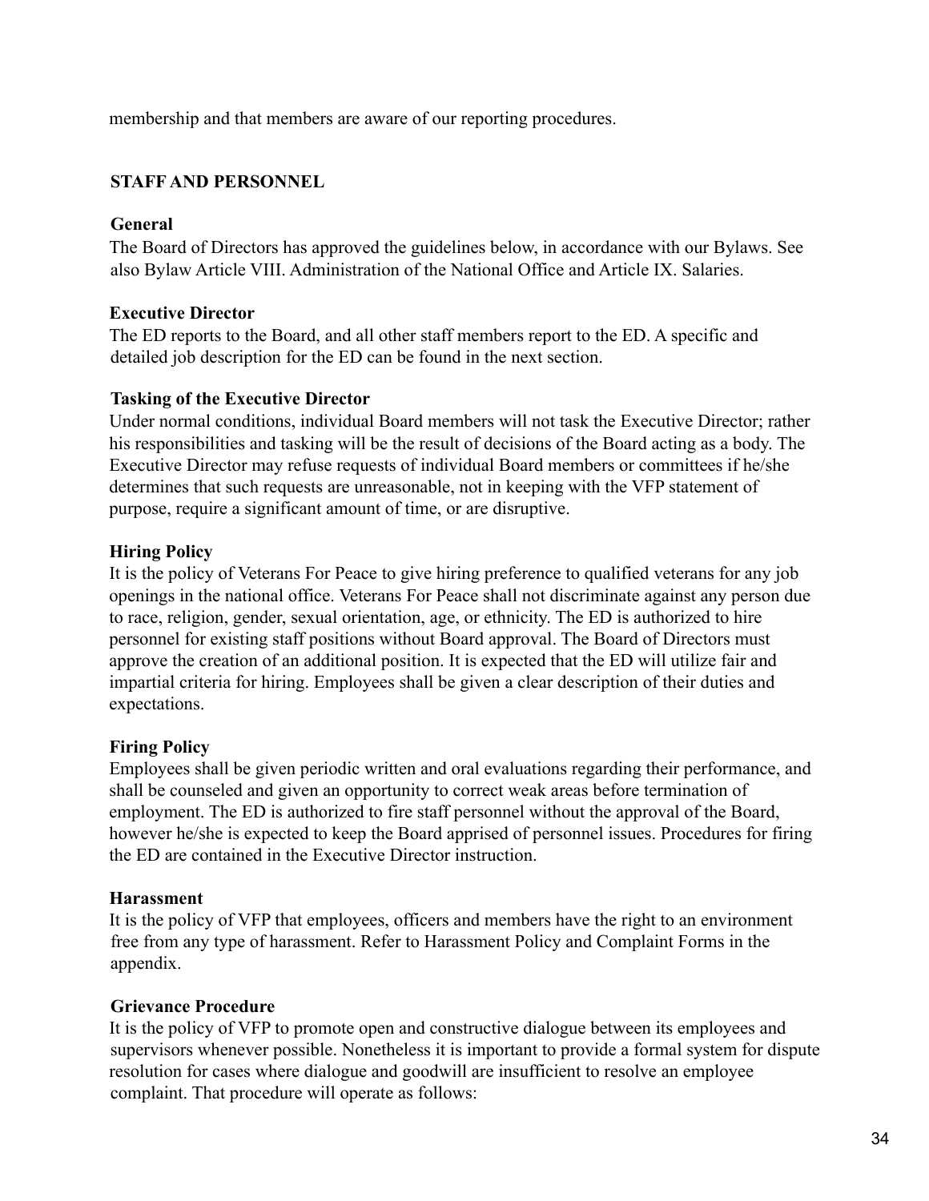membership and that members are aware of our reporting procedures.

## STAFF AND PERSONNEL

### General

The Board of Directors has approved the guidelines below, in accordance with our Bylaws. See also Bylaw Article VIII. Administration of the National Office and Article IX. Salaries.

### Executive Director

The ED reports to the Board, and all other staff members report to the ED. A specific and detailed job description for the ED can be found in the next section.

### Tasking of the Executive Director

Under normal conditions, individual Board members will not task the Executive Director; rather his responsibilities and tasking will be the result of decisions of the Board acting as a body. The Executive Director may refuse requests of individual Board members or committees if he/she determines that such requests are unreasonable, not in keeping with the VFP statement of purpose, require a significant amount of time, or are disruptive.

### Hiring Policy

It is the policy of Veterans For Peace to give hiring preference to qualified veterans for any job openings in the national office. Veterans For Peace shall not discriminate against any person due to race, religion, gender, sexual orientation, age, or ethnicity. The ED is authorized to hire personnel for existing staff positions without Board approval. The Board of Directors must approve the creation of an additional position. It is expected that the ED will utilize fair and impartial criteria for hiring. Employees shall be given a clear description of their duties and expectations.

### Firing Policy

Employees shall be given periodic written and oral evaluations regarding their performance, and shall be counseled and given an opportunity to correct weak areas before termination of employment. The ED is authorized to fire staff personnel without the approval of the Board, however he/she is expected to keep the Board apprised of personnel issues. Procedures for firing the ED are contained in the Executive Director instruction.

### Harassment

It is the policy of VFP that employees, officers and members have the right to an environment free from any type of harassment. Refer to Harassment Policy and Complaint Forms in the appendix.

### Grievance Procedure

It is the policy of VFP to promote open and constructive dialogue between its employees and supervisors whenever possible. Nonetheless it is important to provide a formal system for dispute resolution for cases where dialogue and goodwill are insufficient to resolve an employee complaint. That procedure will operate as follows: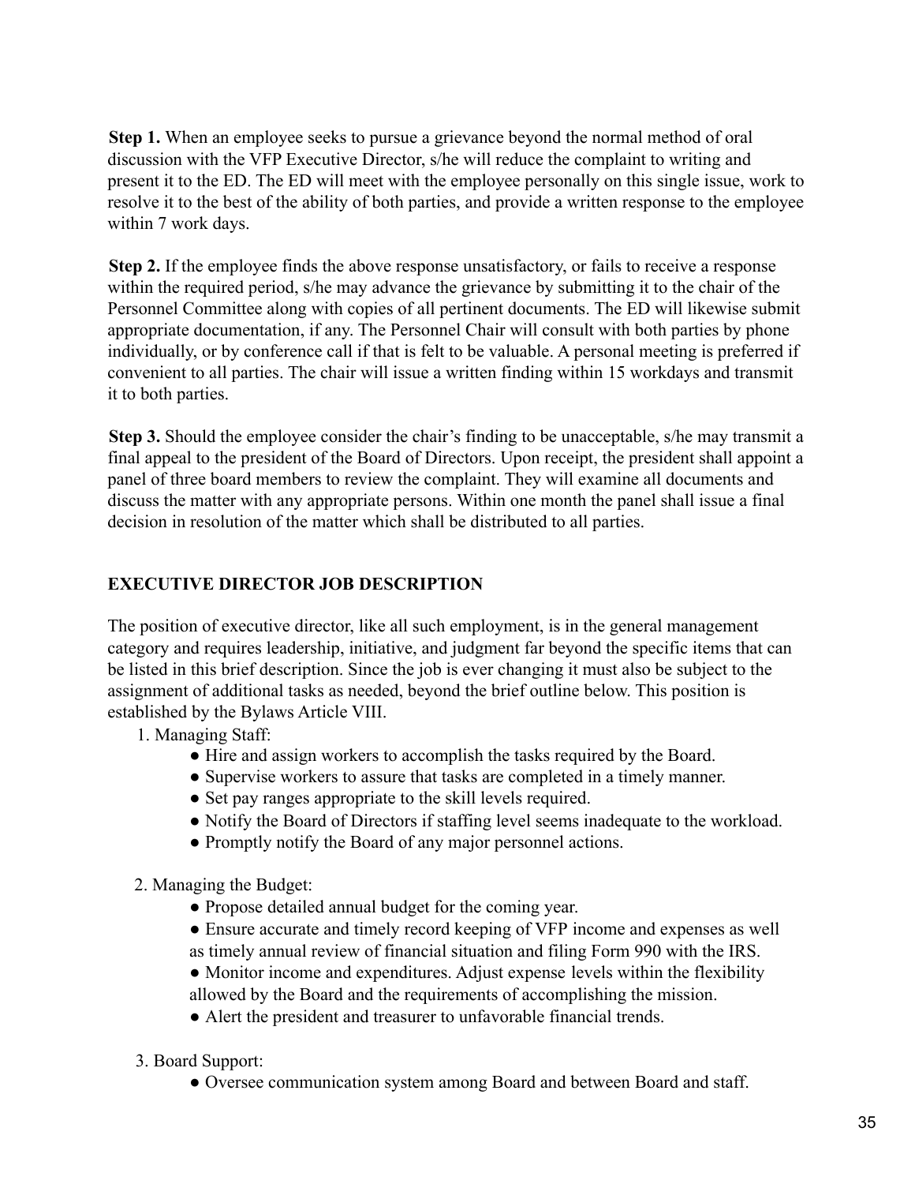**Step 1.** When an employee seeks to pursue a grievance beyond the normal method of oral discussion with the VFP Executive Director, s/he will reduce the complaint to writing and present it to the ED. The ED will meet with the employee personally on this single issue, work to resolve it to the best of the ability of both parties, and provide a written response to the employee within 7 work days.

**Step 2.** If the employee finds the above response unsatisfactory, or fails to receive a response within the required period, s/he may advance the grievance by submitting it to the chair of the Personnel Committee along with copies of all pertinent documents. The ED will likewise submit appropriate documentation, if any. The Personnel Chair will consult with both parties by phone individually, or by conference call if that is felt to be valuable. A personal meeting is preferred if convenient to all parties. The chair will issue a written finding within 15 workdays and transmit it to both parties.

**Step 3.** Should the employee consider the chair's finding to be unacceptable, s/he may transmit a final appeal to the president of the Board of Directors. Upon receipt, the president shall appoint a panel of three board members to review the complaint. They will examine all documents and discuss the matter with any appropriate persons. Within one month the panel shall issue a final decision in resolution of the matter which shall be distributed to all parties.

## EXECUTIVE DIRECTOR JOB DESCRIPTION

The position of executive director, like all such employment, is in the general management category and requires leadership, initiative, and judgment far beyond the specific items that can be listed in this brief description. Since the job is ever changing it must also be subject to the assignment of additional tasks as needed, beyond the brief outline below. This position is established by the Bylaws Article VIII.

1. Managing Staff:
   - Hire and assign workers to accomplish the tasks required by the Board.
   - Supervise workers to assure that tasks are completed in a timely manner.
   - Set pay ranges appropriate to the skill levels required.
   - Notify the Board of Directors if staffing level seems inadequate to the workload.
   - Promptly notify the Board of any major personnel actions.

2. Managing the Budget:
   - Propose detailed annual budget for the coming year.
   - Ensure accurate and timely record keeping of VFP income and expenses as well as timely annual review of financial situation and filing Form 990 with the IRS.
   - Monitor income and expenditures. Adjust expense levels within the flexibility allowed by the Board and the requirements of accomplishing the mission.
   - Alert the president and treasurer to unfavorable financial trends.

3. Board Support:
   - Oversee communication system among Board and between Board and staff.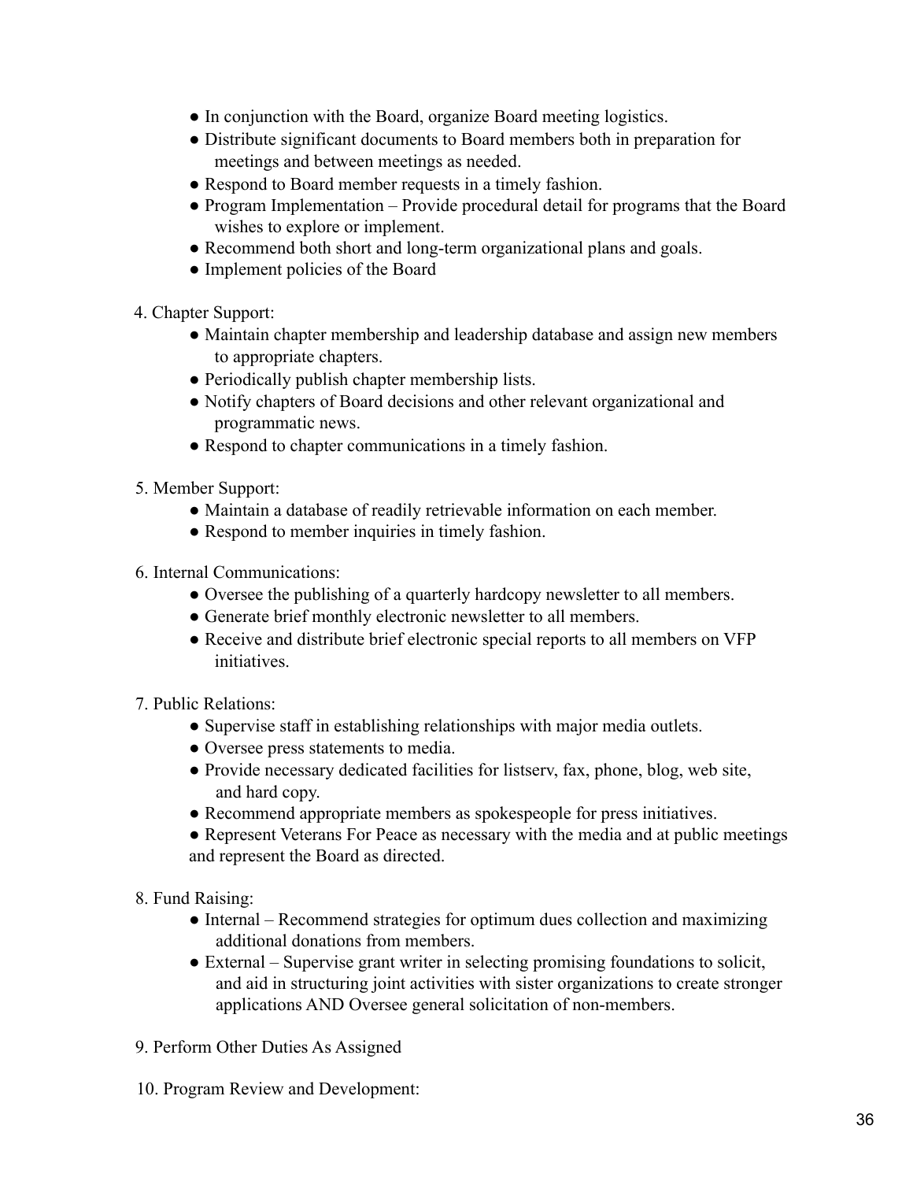- In conjunction with the Board, organize Board meeting logistics.
- Distribute significant documents to Board members both in preparation for meetings and between meetings as needed.
- Respond to Board member requests in a timely fashion.
- Program Implementation – Provide procedural detail for programs that the Board wishes to explore or implement.
- Recommend both short and long-term organizational plans and goals.
- Implement policies of the Board

4. Chapter Support:
    - Maintain chapter membership and leadership database and assign new members to appropriate chapters.
    - Periodically publish chapter membership lists.
    - Notify chapters of Board decisions and other relevant organizational and programmatic news.
    - Respond to chapter communications in a timely fashion.

5. Member Support:
    - Maintain a database of readily retrievable information on each member.
    - Respond to member inquiries in timely fashion.

6. Internal Communications:
    - Oversee the publishing of a quarterly hardcopy newsletter to all members.
    - Generate brief monthly electronic newsletter to all members.
    - Receive and distribute brief electronic special reports to all members on VFP initiatives.

7. Public Relations:
    - Supervise staff in establishing relationships with major media outlets.
    - Oversee press statements to media.
    - Provide necessary dedicated facilities for listserv, fax, phone, blog, web site, and hard copy.
    - Recommend appropriate members as spokespeople for press initiatives.
    - Represent Veterans For Peace as necessary with the media and at public meetings and represent the Board as directed.

8. Fund Raising:
    - Internal – Recommend strategies for optimum dues collection and maximizing additional donations from members.
    - External – Supervise grant writer in selecting promising foundations to solicit, and aid in structuring joint activities with sister organizations to create stronger applications AND Oversee general solicitation of non-members.

9. Perform Other Duties As Assigned

10. Program Review and Development: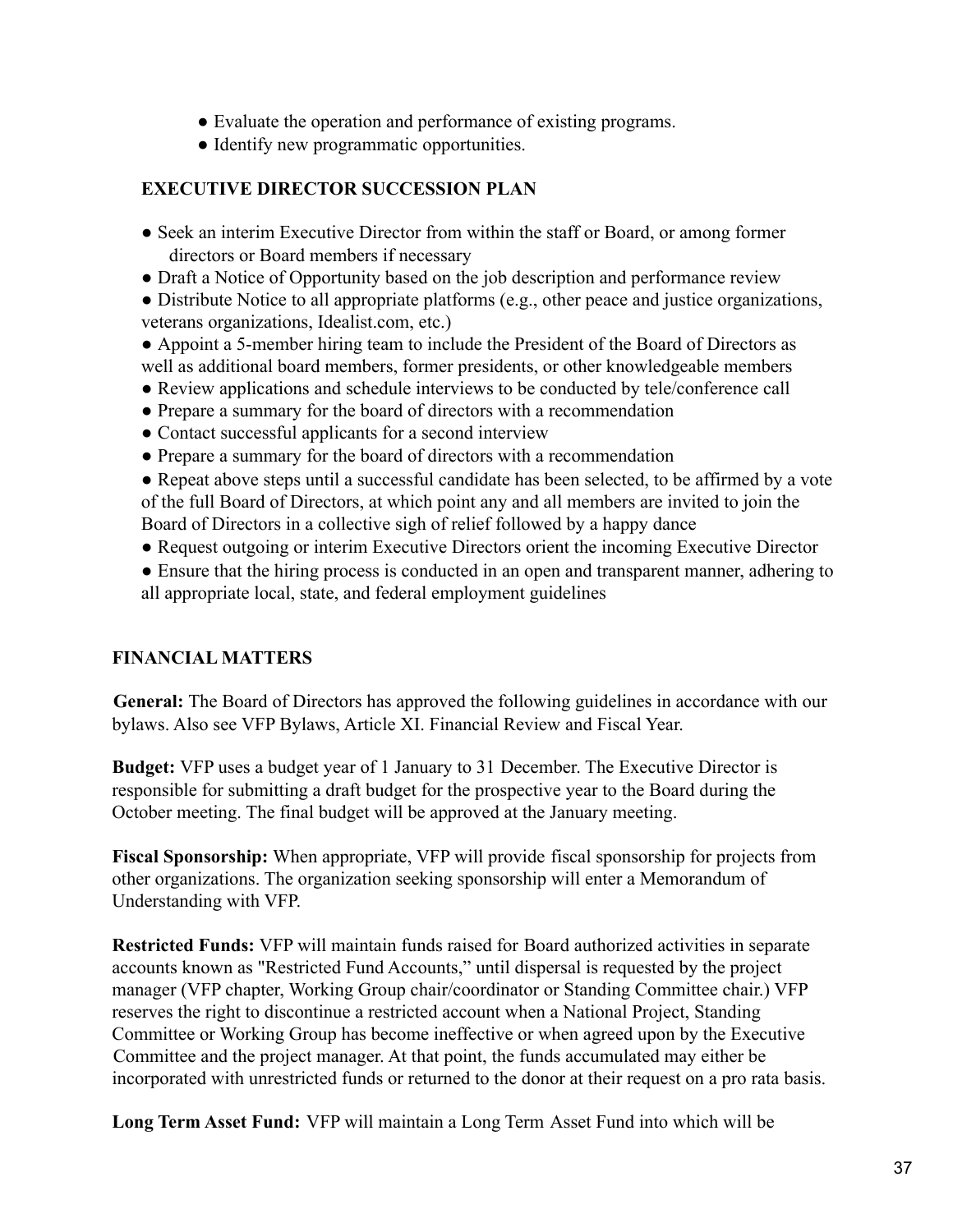- Evaluate the operation and performance of existing programs.
- Identify new programmatic opportunities.

**EXECUTIVE DIRECTOR SUCCESSION PLAN**

- Seek an interim Executive Director from within the staff or Board, or among former directors or Board members if necessary
- Draft a Notice of Opportunity based on the job description and performance review
- Distribute Notice to all appropriate platforms (e.g., other peace and justice organizations, veterans organizations, Idealist.com, etc.)
- Appoint a 5-member hiring team to include the President of the Board of Directors as well as additional board members, former presidents, or other knowledgeable members
- Review applications and schedule interviews to be conducted by tele/conference call
- Prepare a summary for the board of directors with a recommendation
- Contact successful applicants for a second interview
- Prepare a summary for the board of directors with a recommendation
- Repeat above steps until a successful candidate has been selected, to be affirmed by a vote of the full Board of Directors, at which point any and all members are invited to join the Board of Directors in a collective sigh of relief followed by a happy dance
- Request outgoing or interim Executive Directors orient the incoming Executive Director
- Ensure that the hiring process is conducted in an open and transparent manner, adhering to all appropriate local, state, and federal employment guidelines

**FINANCIAL MATTERS**

**General:** The Board of Directors has approved the following guidelines in accordance with our bylaws. Also see VFP Bylaws, Article XI. Financial Review and Fiscal Year.

**Budget:** VFP uses a budget year of 1 January to 31 December. The Executive Director is responsible for submitting a draft budget for the prospective year to the Board during the October meeting. The final budget will be approved at the January meeting.

**Fiscal Sponsorship:** When appropriate, VFP will provide fiscal sponsorship for projects from other organizations. The organization seeking sponsorship will enter a Memorandum of Understanding with VFP.

**Restricted Funds:** VFP will maintain funds raised for Board authorized activities in separate accounts known as "Restricted Fund Accounts," until dispersal is requested by the project manager (VFP chapter, Working Group chair/coordinator or Standing Committee chair.) VFP reserves the right to discontinue a restricted account when a National Project, Standing Committee or Working Group has become ineffective or when agreed upon by the Executive Committee and the project manager. At that point, the funds accumulated may either be incorporated with unrestricted funds or returned to the donor at their request on a pro rata basis.

**Long Term Asset Fund:** VFP will maintain a Long Term Asset Fund into which will be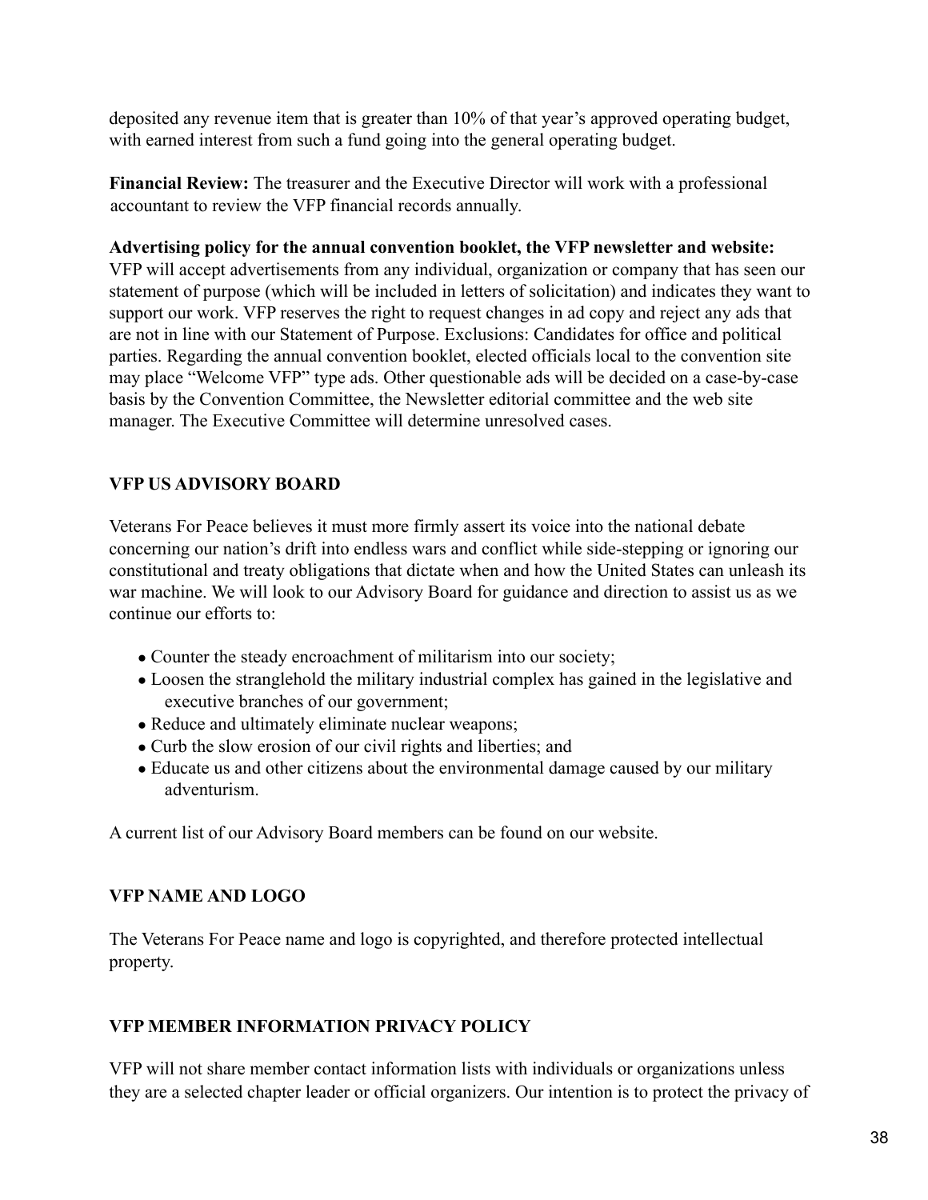deposited any revenue item that is greater than 10% of that year's approved operating budget, with earned interest from such a fund going into the general operating budget.

**Financial Review:** The treasurer and the Executive Director will work with a professional accountant to review the VFP financial records annually.

**Advertising policy for the annual convention booklet, the VFP newsletter and website:** VFP will accept advertisements from any individual, organization or company that has seen our statement of purpose (which will be included in letters of solicitation) and indicates they want to support our work. VFP reserves the right to request changes in ad copy and reject any ads that are not in line with our Statement of Purpose. Exclusions: Candidates for office and political parties. Regarding the annual convention booklet, elected officials local to the convention site may place "Welcome VFP" type ads. Other questionable ads will be decided on a case-by-case basis by the Convention Committee, the Newsletter editorial committee and the web site manager. The Executive Committee will determine unresolved cases.

## VFP US ADVISORY BOARD

Veterans For Peace believes it must more firmly assert its voice into the national debate concerning our nation's drift into endless wars and conflict while side-stepping or ignoring our constitutional and treaty obligations that dictate when and how the United States can unleash its war machine. We will look to our Advisory Board for guidance and direction to assist us as we continue our efforts to:

- Counter the steady encroachment of militarism into our society;
- Loosen the stranglehold the military industrial complex has gained in the legislative and executive branches of our government;
- Reduce and ultimately eliminate nuclear weapons;
- Curb the slow erosion of our civil rights and liberties; and
- Educate us and other citizens about the environmental damage caused by our military adventurism.

A current list of our Advisory Board members can be found on our website.

## VFP NAME AND LOGO

The Veterans For Peace name and logo is copyrighted, and therefore protected intellectual property.

## VFP MEMBER INFORMATION PRIVACY POLICY

VFP will not share member contact information lists with individuals or organizations unless they are a selected chapter leader or official organizers. Our intention is to protect the privacy of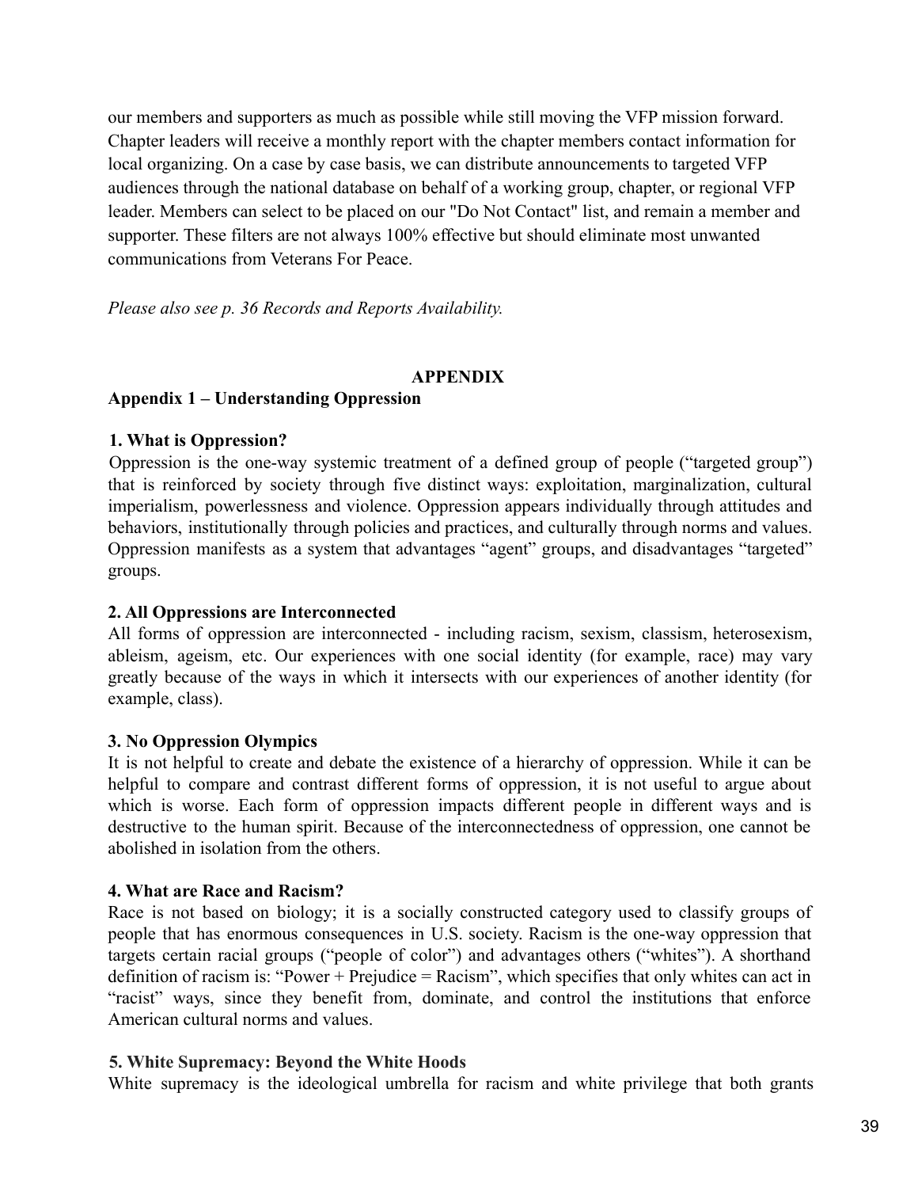our members and supporters as much as possible while still moving the VFP mission forward. Chapter leaders will receive a monthly report with the chapter members contact information for local organizing. On a case by case basis, we can distribute announcements to targeted VFP audiences through the national database on behalf of a working group, chapter, or regional VFP leader. Members can select to be placed on our "Do Not Contact" list, and remain a member and supporter. These filters are not always 100% effective but should eliminate most unwanted communications from Veterans For Peace.

*Please also see p. 36 Records and Reports Availability.*

# APPENDIX

## Appendix 1 – Understanding Oppression

### 1. What is Oppression?

Oppression is the one-way systemic treatment of a defined group of people ("targeted group") that is reinforced by society through five distinct ways: exploitation, marginalization, cultural imperialism, powerlessness and violence. Oppression appears individually through attitudes and behaviors, institutionally through policies and practices, and culturally through norms and values. Oppression manifests as a system that advantages "agent" groups, and disadvantages "targeted" groups.

### 2. All Oppressions are Interconnected

All forms of oppression are interconnected - including racism, sexism, classism, heterosexism, ableism, ageism, etc. Our experiences with one social identity (for example, race) may vary greatly because of the ways in which it intersects with our experiences of another identity (for example, class).

### 3. No Oppression Olympics

It is not helpful to create and debate the existence of a hierarchy of oppression. While it can be helpful to compare and contrast different forms of oppression, it is not useful to argue about which is worse. Each form of oppression impacts different people in different ways and is destructive to the human spirit. Because of the interconnectedness of oppression, one cannot be abolished in isolation from the others.

### 4. What are Race and Racism?

Race is not based on biology; it is a socially constructed category used to classify groups of people that has enormous consequences in U.S. society. Racism is the one-way oppression that targets certain racial groups ("people of color") and advantages others ("whites"). A shorthand definition of racism is: "Power + Prejudice = Racism", which specifies that only whites can act in "racist" ways, since they benefit from, dominate, and control the institutions that enforce American cultural norms and values.

### 5. White Supremacy: Beyond the White Hoods

White supremacy is the ideological umbrella for racism and white privilege that both grants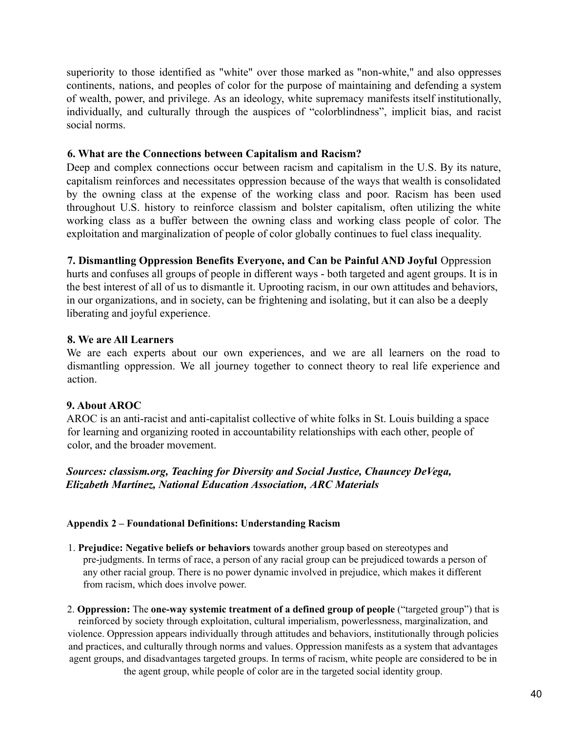superiority to those identified as "white" over those marked as "non-white," and also oppresses continents, nations, and peoples of color for the purpose of maintaining and defending a system of wealth, power, and privilege. As an ideology, white supremacy manifests itself institutionally, individually, and culturally through the auspices of "colorblindness", implicit bias, and racist social norms.

**6. What are the Connections between Capitalism and Racism?**

Deep and complex connections occur between racism and capitalism in the U.S. By its nature, capitalism reinforces and necessitates oppression because of the ways that wealth is consolidated by the owning class at the expense of the working class and poor. Racism has been used throughout U.S. history to reinforce classism and bolster capitalism, often utilizing the white working class as a buffer between the owning class and working class people of color. The exploitation and marginalization of people of color globally continues to fuel class inequality.

**7. Dismantling Oppression Benefits Everyone, and Can be Painful AND Joyful** Oppression hurts and confuses all groups of people in different ways - both targeted and agent groups. It is in the best interest of all of us to dismantle it. Uprooting racism, in our own attitudes and behaviors, in our organizations, and in society, can be frightening and isolating, but it can also be a deeply liberating and joyful experience.

**8. We are All Learners**

We are each experts about our own experiences, and we are all learners on the road to dismantling oppression. We all journey together to connect theory to real life experience and action.

**9. About AROC**

AROC is an anti-racist and anti-capitalist collective of white folks in St. Louis building a space for learning and organizing rooted in accountability relationships with each other, people of color, and the broader movement.

***Sources: classism.org, Teaching for Diversity and Social Justice, Chauncey DeVega, Elizabeth Martínez, National Education Association, ARC Materials***

**Appendix 2 – Foundational Definitions: Understanding Racism**

1. **Prejudice: Negative beliefs or behaviors** towards another group based on stereotypes and pre-judgments. In terms of race, a person of any racial group can be prejudiced towards a person of any other racial group. There is no power dynamic involved in prejudice, which makes it different from racism, which does involve power.

2. **Oppression:** The **one-way systemic treatment of a defined group of people** ("targeted group") that is reinforced by society through exploitation, cultural imperialism, powerlessness, marginalization, and violence. Oppression appears individually through attitudes and behaviors, institutionally through policies and practices, and culturally through norms and values. Oppression manifests as a system that advantages agent groups, and disadvantages targeted groups. In terms of racism, white people are considered to be in the agent group, while people of color are in the targeted social identity group.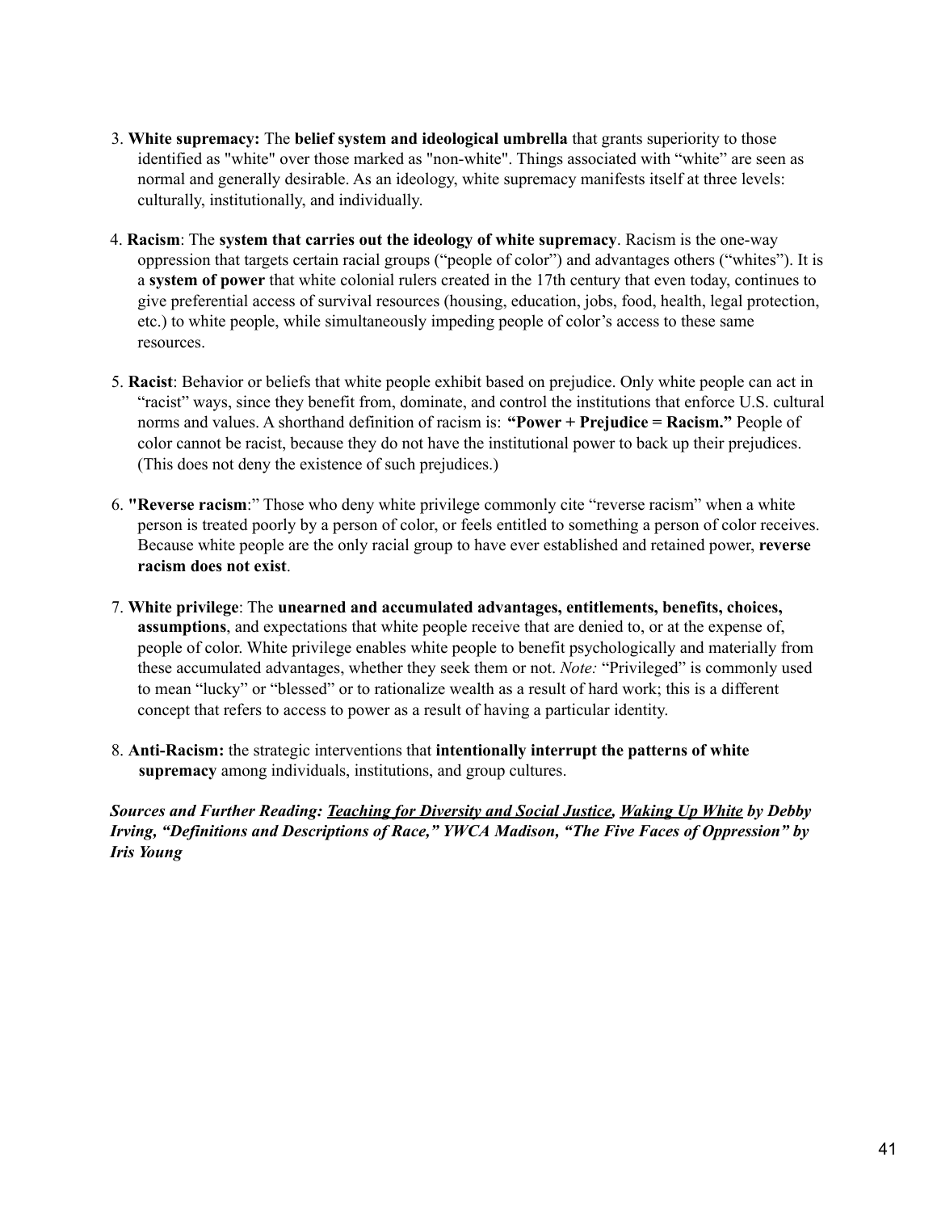3. **White supremacy:** The **belief system and ideological umbrella** that grants superiority to those identified as "white" over those marked as "non-white". Things associated with "white" are seen as normal and generally desirable. As an ideology, white supremacy manifests itself at three levels: culturally, institutionally, and individually.

4. **Racism**: The **system that carries out the ideology of white supremacy**. Racism is the one-way oppression that targets certain racial groups ("people of color") and advantages others ("whites"). It is a **system of power** that white colonial rulers created in the 17th century that even today, continues to give preferential access of survival resources (housing, education, jobs, food, health, legal protection, etc.) to white people, while simultaneously impeding people of color's access to these same resources.

5. **Racist**: Behavior or beliefs that white people exhibit based on prejudice. Only white people can act in "racist" ways, since they benefit from, dominate, and control the institutions that enforce U.S. cultural norms and values. A shorthand definition of racism is: **"Power + Prejudice = Racism."** People of color cannot be racist, because they do not have the institutional power to back up their prejudices. (This does not deny the existence of such prejudices.)

6. **"Reverse racism**:" Those who deny white privilege commonly cite "reverse racism" when a white person is treated poorly by a person of color, or feels entitled to something a person of color receives. Because white people are the only racial group to have ever established and retained power, **reverse racism does not exist**.

7. **White privilege**: The **unearned and accumulated advantages, entitlements, benefits, choices, assumptions**, and expectations that white people receive that are denied to, or at the expense of, people of color. White privilege enables white people to benefit psychologically and materially from these accumulated advantages, whether they seek them or not. *Note:* "Privileged" is commonly used to mean "lucky" or "blessed" or to rationalize wealth as a result of hard work; this is a different concept that refers to access to power as a result of having a particular identity.

8. **Anti-Racism:** the strategic interventions that **intentionally interrupt the patterns of white supremacy** among individuals, institutions, and group cultures.

***Sources and Further Reading: Teaching for Diversity and Social Justice, Waking Up White by Debby Irving, "Definitions and Descriptions of Race," YWCA Madison, "The Five Faces of Oppression" by Iris Young***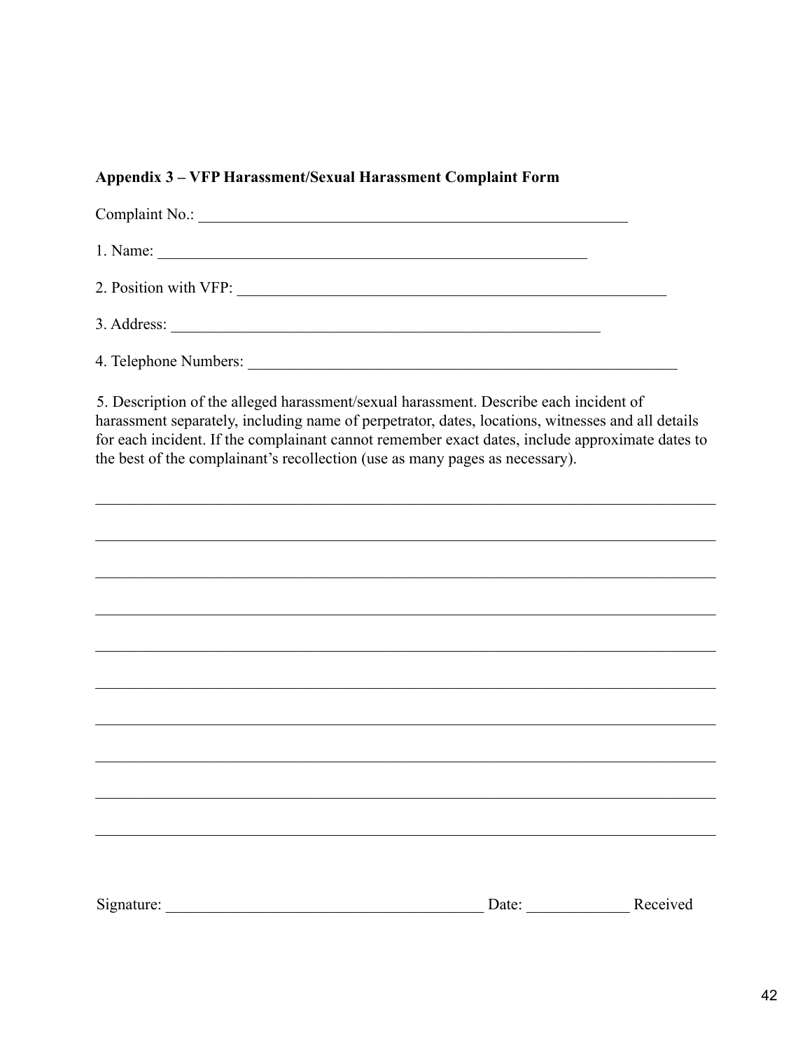**Appendix 3 – VFP Harassment/Sexual Harassment Complaint Form**

Complaint No.: ________________________________________________________

1. Name: ________________________________________________________

2. Position with VFP: ________________________________________________________

3. Address: ________________________________________________________

4. Telephone Numbers: ________________________________________________________

5. Description of the alleged harassment/sexual harassment. Describe each incident of harassment separately, including name of perpetrator, dates, locations, witnesses and all details for each incident. If the complainant cannot remember exact dates, include approximate dates to the best of the complainant's recollection (use as many pages as necessary).

________________________________________________________________________________

________________________________________________________________________________

________________________________________________________________________________

________________________________________________________________________________

________________________________________________________________________________

________________________________________________________________________________

________________________________________________________________________________

________________________________________________________________________________

________________________________________________________________________________

________________________________________________________________________________

Signature: ________________________________________ Date: _____________ Received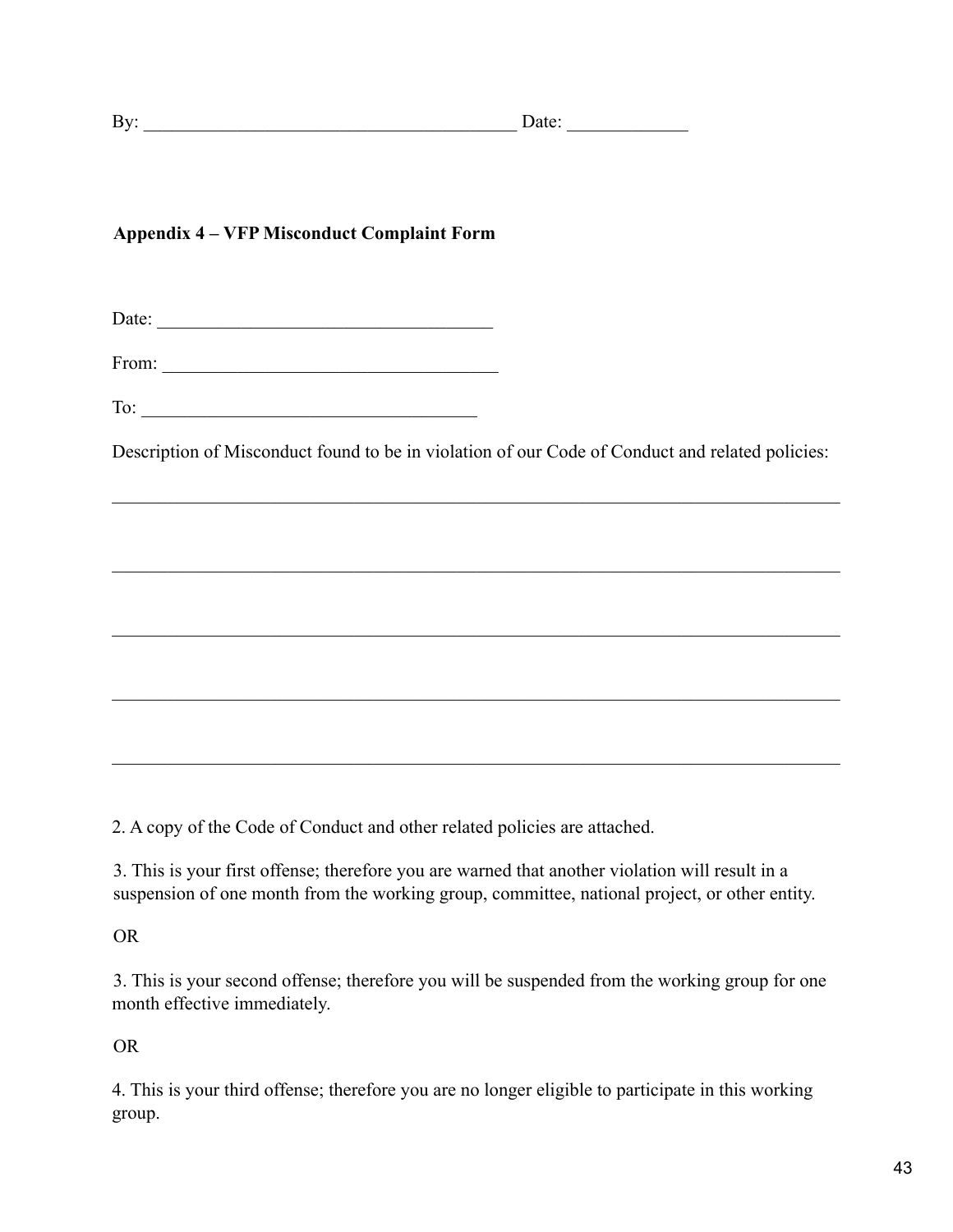By: ________________________________________ Date: _____________

**Appendix 4 – VFP Misconduct Complaint Form**

Date: ____________________________________

From: ____________________________________

To: ____________________________________

Description of Misconduct found to be in violation of our Code of Conduct and related policies:

________________________________________________________________________________

________________________________________________________________________________

________________________________________________________________________________

________________________________________________________________________________

________________________________________________________________________________

2. A copy of the Code of Conduct and other related policies are attached.

3. This is your first offense; therefore you are warned that another violation will result in a suspension of one month from the working group, committee, national project, or other entity.

OR

3. This is your second offense; therefore you will be suspended from the working group for one month effective immediately.

OR

4. This is your third offense; therefore you are no longer eligible to participate in this working group.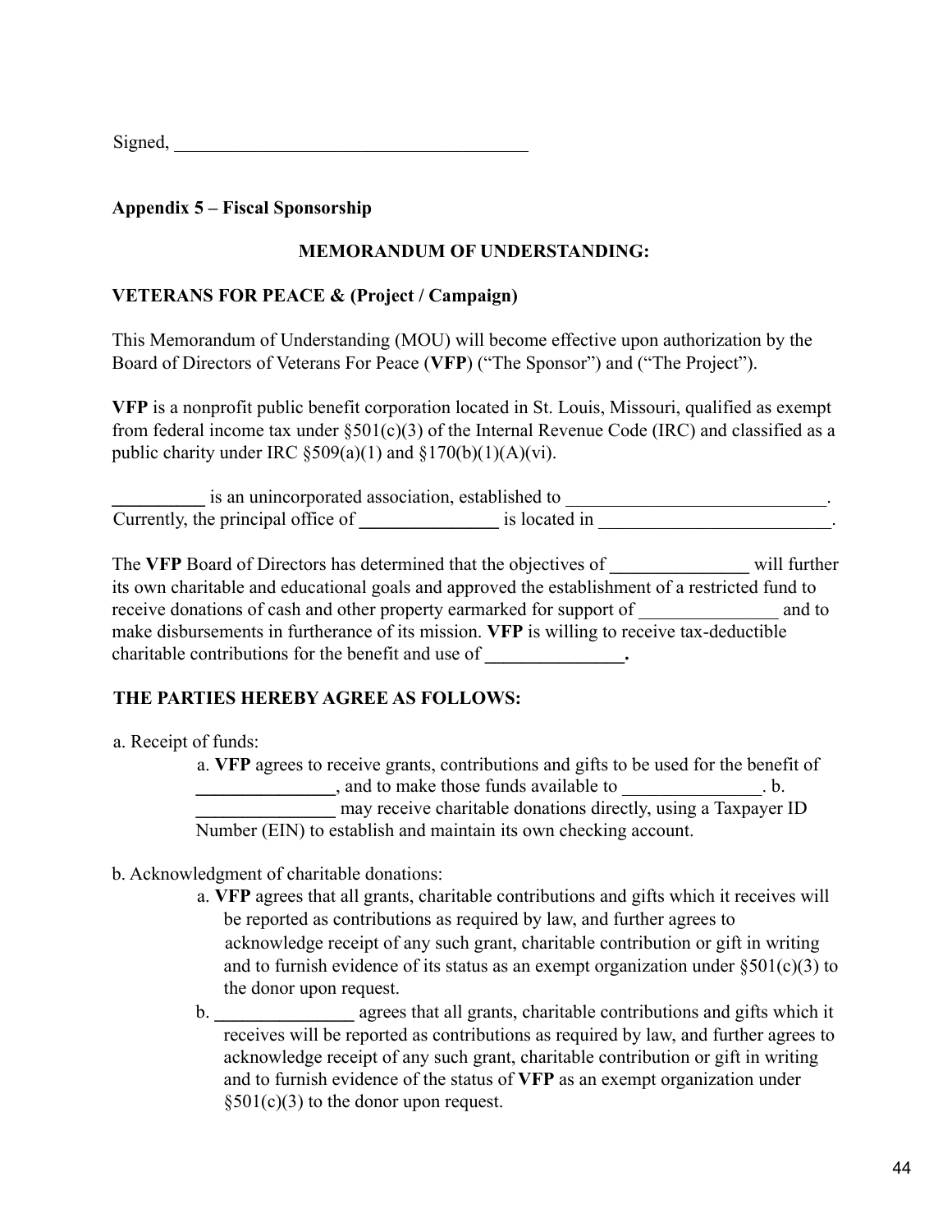Signed, _______________________________________

**Appendix 5 – Fiscal Sponsorship**

**MEMORANDUM OF UNDERSTANDING:**

**VETERANS FOR PEACE & (Project / Campaign)**

This Memorandum of Understanding (MOU) will become effective upon authorization by the Board of Directors of Veterans For Peace (**VFP**) ("The Sponsor") and ("The Project").

**VFP** is a nonprofit public benefit corporation located in St. Louis, Missouri, qualified as exempt from federal income tax under §501(c)(3) of the Internal Revenue Code (IRC) and classified as a public charity under IRC §509(a)(1) and §170(b)(1)(A)(vi).

**__________** is an unincorporated association, established to ____________________________. Currently, the principal office of **_______________** is located in _________________________.

The **VFP** Board of Directors has determined that the objectives of **_______________** will further its own charitable and educational goals and approved the establishment of a restricted fund to receive donations of cash and other property earmarked for support of _______________ and to make disbursements in furtherance of its mission. **VFP** is willing to receive tax-deductible charitable contributions for the benefit and use of **_______________.**

**THE PARTIES HEREBY AGREE AS FOLLOWS:**

a. Receipt of funds:

  a. **VFP** agrees to receive grants, contributions and gifts to be used for the benefit of **_______________**, and to make those funds available to _______________. b. **_______________** may receive charitable donations directly, using a Taxpayer ID Number (EIN) to establish and maintain its own checking account.

b. Acknowledgment of charitable donations:

  a. **VFP** agrees that all grants, charitable contributions and gifts which it receives will be reported as contributions as required by law, and further agrees to acknowledge receipt of any such grant, charitable contribution or gift in writing and to furnish evidence of its status as an exempt organization under §501(c)(3) to the donor upon request.

  b. **_______________** agrees that all grants, charitable contributions and gifts which it receives will be reported as contributions as required by law, and further agrees to acknowledge receipt of any such grant, charitable contribution or gift in writing and to furnish evidence of the status of **VFP** as an exempt organization under §501(c)(3) to the donor upon request.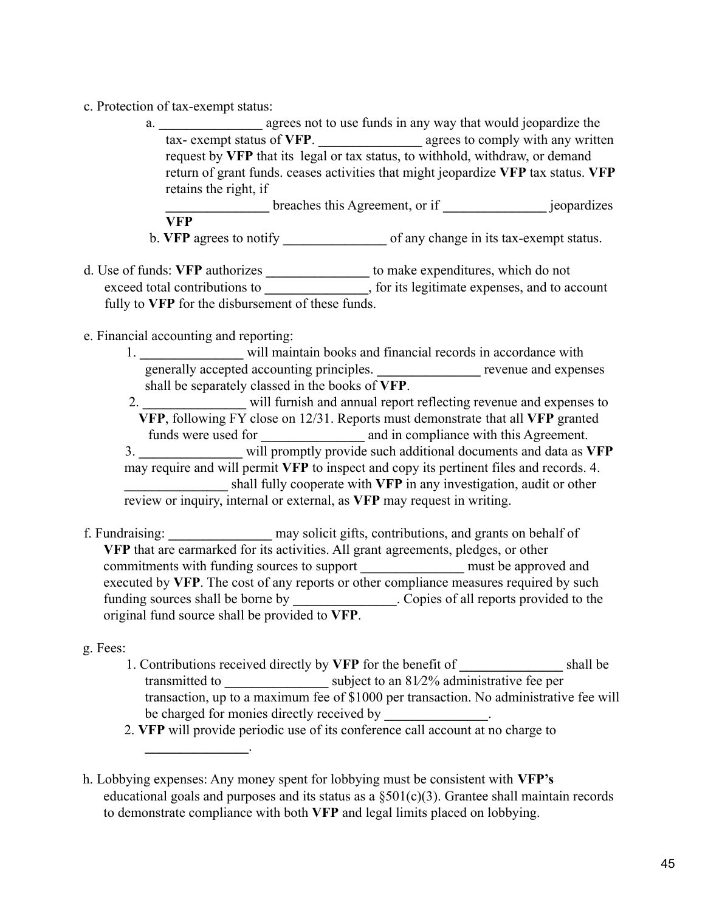c. Protection of tax-exempt status:

a. _______________ agrees not to use funds in any way that would jeopardize the tax- exempt status of **VFP**. _______________ agrees to comply with any written request by **VFP** that its legal or tax status, to withhold, withdraw, or demand return of grant funds. ceases activities that might jeopardize **VFP** tax status. **VFP** retains the right, if _______________ breaches this Agreement, or if _______________ jeopardizes **VFP**

b. **VFP** agrees to notify _______________ of any change in its tax-exempt status.

d. Use of funds: **VFP** authorizes _______________ to make expenditures, which do not exceed total contributions to _______________, for its legitimate expenses, and to account fully to **VFP** for the disbursement of these funds.

e. Financial accounting and reporting:

1. _______________ will maintain books and financial records in accordance with generally accepted accounting principles. _______________ revenue and expenses shall be separately classed in the books of **VFP**.
2. _______________ will furnish and annual report reflecting revenue and expenses to **VFP**, following FY close on 12/31. Reports must demonstrate that all **VFP** granted funds were used for _______________ and in compliance with this Agreement.
3. _______________ will promptly provide such additional documents and data as **VFP** may require and will permit **VFP** to inspect and copy its pertinent files and records. 4. _______________ shall fully cooperate with **VFP** in any investigation, audit or other review or inquiry, internal or external, as **VFP** may request in writing.

f. Fundraising: _______________ may solicit gifts, contributions, and grants on behalf of **VFP** that are earmarked for its activities. All grant agreements, pledges, or other commitments with funding sources to support _______________ must be approved and executed by **VFP**. The cost of any reports or other compliance measures required by such funding sources shall be borne by _______________. Copies of all reports provided to the original fund source shall be provided to **VFP**.

g. Fees:

1. Contributions received directly by **VFP** for the benefit of _______________ shall be transmitted to _______________ subject to an 81⁄2% administrative fee per transaction, up to a maximum fee of $1000 per transaction. No administrative fee will be charged for monies directly received by _______________.
2. **VFP** will provide periodic use of its conference call account at no charge to _______________.

h. Lobbying expenses: Any money spent for lobbying must be consistent with **VFP's** educational goals and purposes and its status as a §501(c)(3). Grantee shall maintain records to demonstrate compliance with both **VFP** and legal limits placed on lobbying.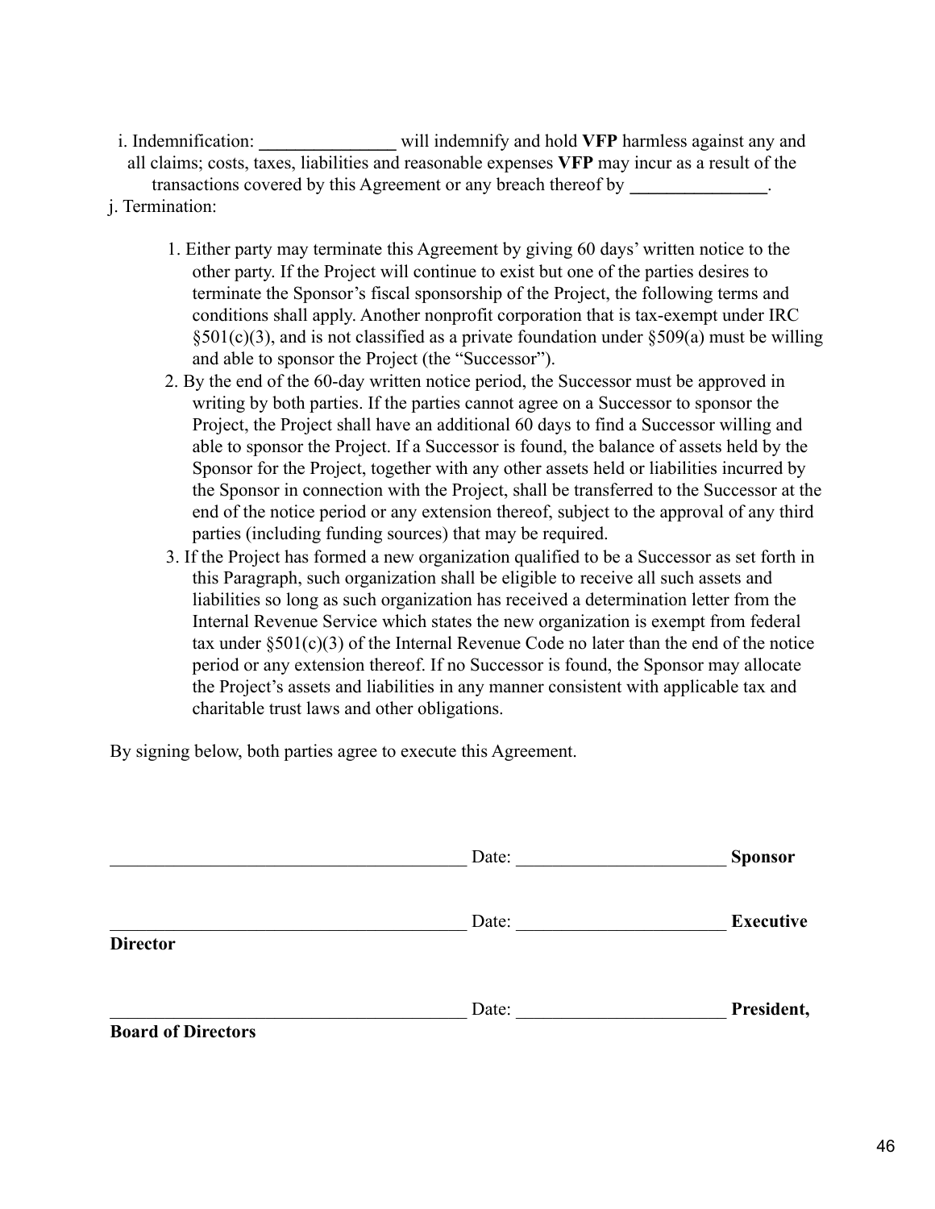i. Indemnification: _______________ will indemnify and hold **VFP** harmless against any and all claims; costs, taxes, liabilities and reasonable expenses **VFP** may incur as a result of the transactions covered by this Agreement or any breach thereof by _______________.

j. Termination:

1. Either party may terminate this Agreement by giving 60 days' written notice to the other party. If the Project will continue to exist but one of the parties desires to terminate the Sponsor's fiscal sponsorship of the Project, the following terms and conditions shall apply. Another nonprofit corporation that is tax-exempt under IRC §501(c)(3), and is not classified as a private foundation under §509(a) must be willing and able to sponsor the Project (the "Successor").
2. By the end of the 60-day written notice period, the Successor must be approved in writing by both parties. If the parties cannot agree on a Successor to sponsor the Project, the Project shall have an additional 60 days to find a Successor willing and able to sponsor the Project. If a Successor is found, the balance of assets held by the Sponsor for the Project, together with any other assets held or liabilities incurred by the Sponsor in connection with the Project, shall be transferred to the Successor at the end of the notice period or any extension thereof, subject to the approval of any third parties (including funding sources) that may be required.
3. If the Project has formed a new organization qualified to be a Successor as set forth in this Paragraph, such organization shall be eligible to receive all such assets and liabilities so long as such organization has received a determination letter from the Internal Revenue Service which states the new organization is exempt from federal tax under §501(c)(3) of the Internal Revenue Code no later than the end of the notice period or any extension thereof. If no Successor is found, the Sponsor may allocate the Project's assets and liabilities in any manner consistent with applicable tax and charitable trust laws and other obligations.

By signing below, both parties agree to execute this Agreement.

________________________________________ Date: ________________________ **Sponsor**

________________________________________ Date: ________________________ **Executive Director**

________________________________________ Date: ________________________ **President, Board of Directors**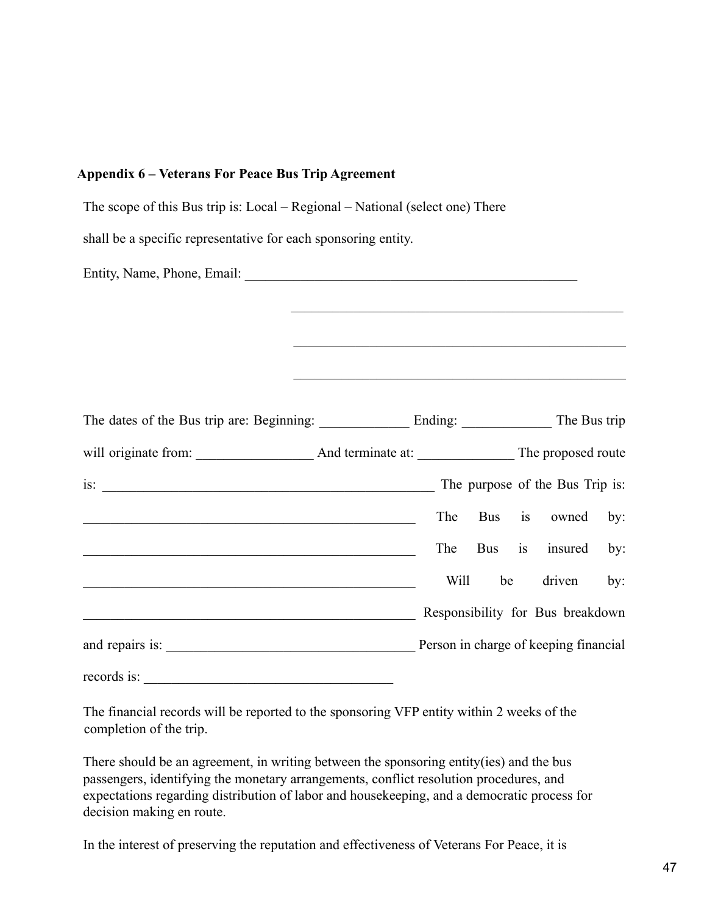**Appendix 6 – Veterans For Peace Bus Trip Agreement**

The scope of this Bus trip is: Local – Regional – National (select one) There shall be a specific representative for each sponsoring entity.

Entity, Name, Phone, Email: ___________________________________________________

___________________________________________________

___________________________________________________

___________________________________________________

The dates of the Bus trip are: Beginning: _____________ Ending: _____________ The Bus trip will originate from: _________________ And terminate at: ______________ The proposed route is: __________________________________________________ The purpose of the Bus Trip is: __________________________________________________ The Bus is owned by: __________________________________________________ The Bus is insured by: __________________________________________________ Will be driven by: __________________________________________________ Responsibility for Bus breakdown and repairs is: _____________________________________ Person in charge of keeping financial records is: ____________________________________

The financial records will be reported to the sponsoring VFP entity within 2 weeks of the completion of the trip.

There should be an agreement, in writing between the sponsoring entity(ies) and the bus passengers, identifying the monetary arrangements, conflict resolution procedures, and expectations regarding distribution of labor and housekeeping, and a democratic process for decision making en route.

In the interest of preserving the reputation and effectiveness of Veterans For Peace, it is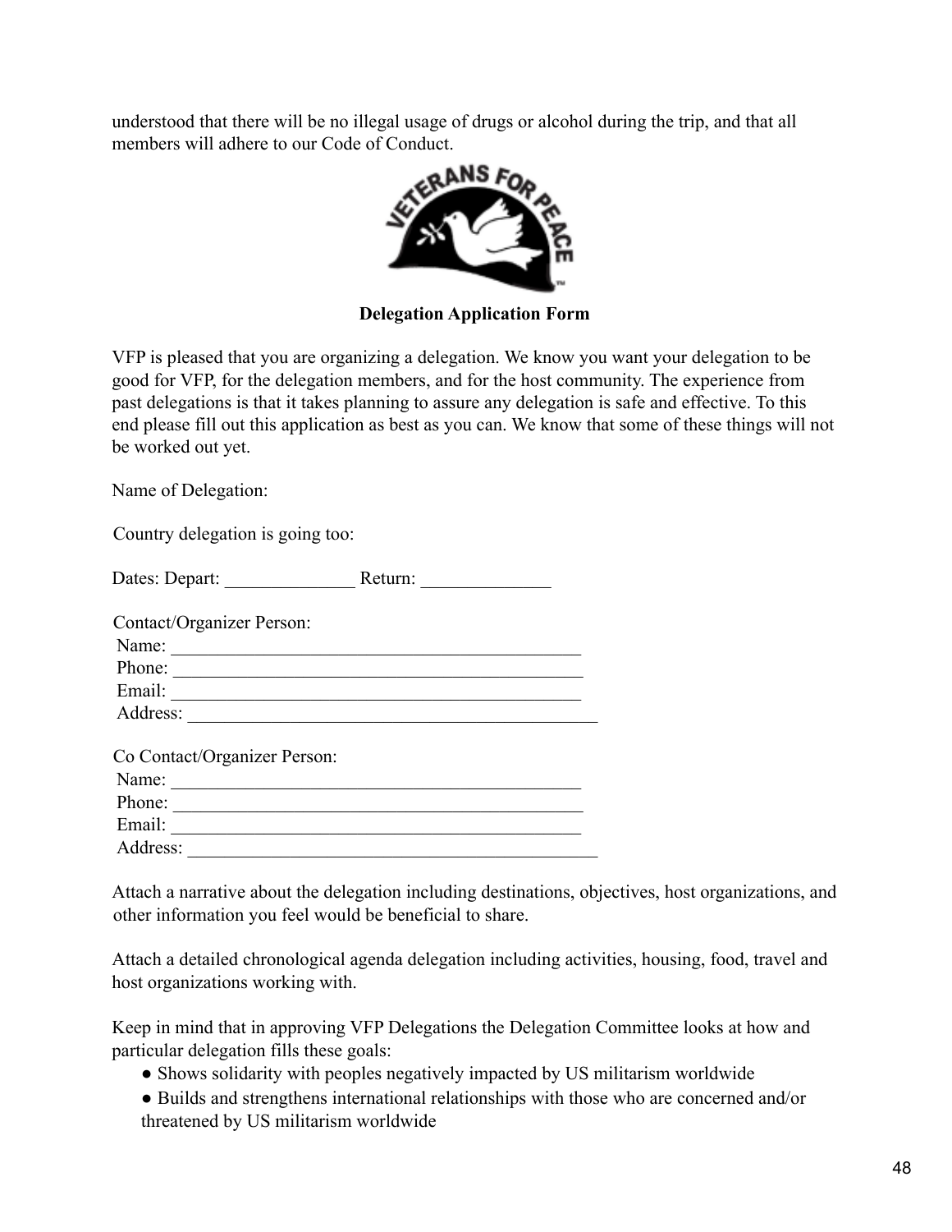understood that there will be no illegal usage of drugs or alcohol during the trip, and that all members will adhere to our Code of Conduct.

**Delegation Application Form**

VFP is pleased that you are organizing a delegation. We know you want your delegation to be good for VFP, for the delegation members, and for the host community. The experience from past delegations is that it takes planning to assure any delegation is safe and effective. To this end please fill out this application as best as you can. We know that some of these things will not be worked out yet.

Name of Delegation:

Country delegation is going too:

Dates: Depart: ______________ Return: ______________

Contact/Organizer Person:
Name: _____________________________________________
Phone: _____________________________________________
Email: _____________________________________________
Address: _____________________________________________

Co Contact/Organizer Person:
Name: _____________________________________________
Phone: _____________________________________________
Email: _____________________________________________
Address: _____________________________________________

Attach a narrative about the delegation including destinations, objectives, host organizations, and other information you feel would be beneficial to share.

Attach a detailed chronological agenda delegation including activities, housing, food, travel and host organizations working with.

Keep in mind that in approving VFP Delegations the Delegation Committee looks at how and particular delegation fills these goals:

- Shows solidarity with peoples negatively impacted by US militarism worldwide
- Builds and strengthens international relationships with those who are concerned and/or threatened by US militarism worldwide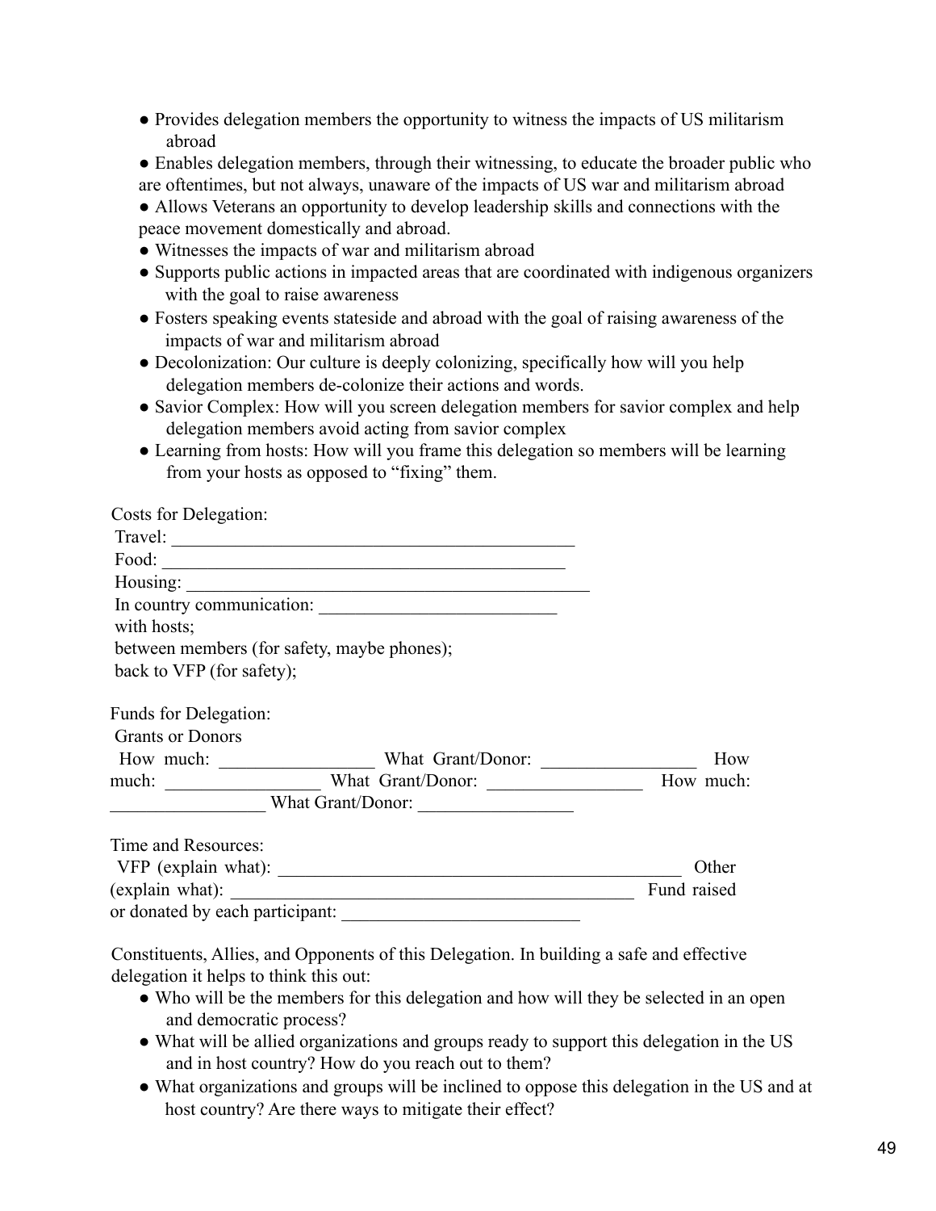- Provides delegation members the opportunity to witness the impacts of US militarism abroad
- Enables delegation members, through their witnessing, to educate the broader public who are oftentimes, but not always, unaware of the impacts of US war and militarism abroad
- Allows Veterans an opportunity to develop leadership skills and connections with the peace movement domestically and abroad.
- Witnesses the impacts of war and militarism abroad
- Supports public actions in impacted areas that are coordinated with indigenous organizers with the goal to raise awareness
- Fosters speaking events stateside and abroad with the goal of raising awareness of the impacts of war and militarism abroad
- Decolonization: Our culture is deeply colonizing, specifically how will you help delegation members de-colonize their actions and words.
- Savior Complex: How will you screen delegation members for savior complex and help delegation members avoid acting from savior complex
- Learning from hosts: How will you frame this delegation so members will be learning from your hosts as opposed to "fixing" them.

Costs for Delegation:
Travel: ____________________________________________
Food: ____________________________________________
Housing: ____________________________________________
In country communication: __________________________
with hosts;
between members (for safety, maybe phones);
back to VFP (for safety);

Funds for Delegation:
Grants or Donors
How much: ________________ What Grant/Donor: ________________ How much: ________________ What Grant/Donor: ________________ How much: ________________ What Grant/Donor: ________________

Time and Resources:
VFP (explain what): ____________________________________________ Other (explain what): ____________________________________________ Fund raised or donated by each participant: __________________________

Constituents, Allies, and Opponents of this Delegation. In building a safe and effective delegation it helps to think this out:

- Who will be the members for this delegation and how will they be selected in an open and democratic process?
- What will be allied organizations and groups ready to support this delegation in the US and in host country? How do you reach out to them?
- What organizations and groups will be inclined to oppose this delegation in the US and at host country? Are there ways to mitigate their effect?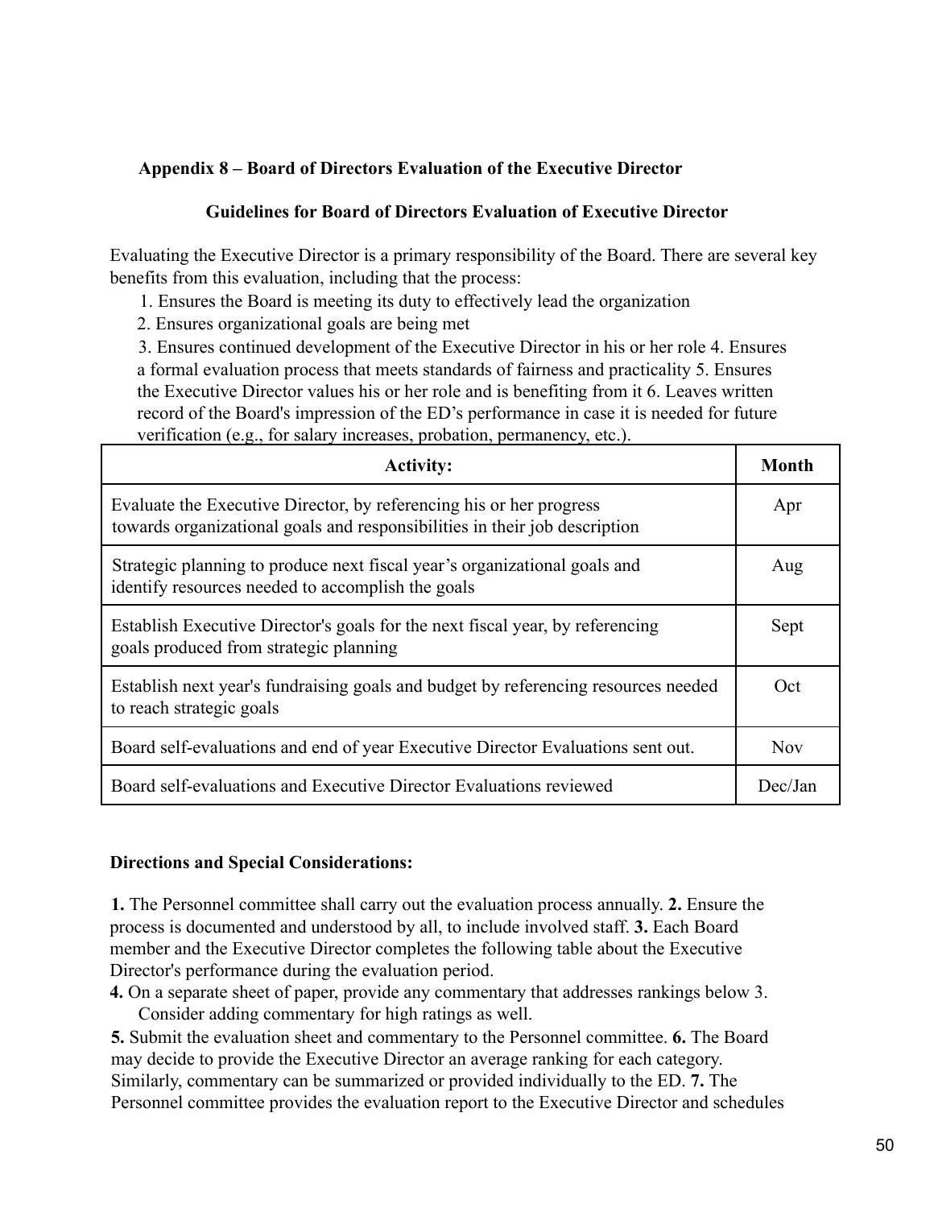### Appendix 8 – Board of Directors Evaluation of the Executive Director

#### Guidelines for Board of Directors Evaluation of Executive Director

Evaluating the Executive Director is a primary responsibility of the Board. There are several key benefits from this evaluation, including that the process:

1. Ensures the Board is meeting its duty to effectively lead the organization
2. Ensures organizational goals are being met
3. Ensures continued development of the Executive Director in his or her role
4. Ensures a formal evaluation process that meets standards of fairness and practicality
5. Ensures the Executive Director values his or her role and is benefiting from it
6. Leaves written record of the Board's impression of the ED's performance in case it is needed for future verification (e.g., for salary increases, probation, permanency, etc.).

| Activity: | Month |
|---|---|
| Evaluate the Executive Director, by referencing his or her progress towards organizational goals and responsibilities in their job description | Apr |
| Strategic planning to produce next fiscal year's organizational goals and identify resources needed to accomplish the goals | Aug |
| Establish Executive Director's goals for the next fiscal year, by referencing goals produced from strategic planning | Sept |
| Establish next year's fundraising goals and budget by referencing resources needed to reach strategic goals | Oct |
| Board self-evaluations and end of year Executive Director Evaluations sent out. | Nov |
| Board self-evaluations and Executive Director Evaluations reviewed | Dec/Jan |

**Directions and Special Considerations:**

**1.** The Personnel committee shall carry out the evaluation process annually. **2.** Ensure the process is documented and understood by all, to include involved staff. **3.** Each Board member and the Executive Director completes the following table about the Executive Director's performance during the evaluation period.

**4.** On a separate sheet of paper, provide any commentary that addresses rankings below 3. Consider adding commentary for high ratings as well.

**5.** Submit the evaluation sheet and commentary to the Personnel committee. **6.** The Board may decide to provide the Executive Director an average ranking for each category. Similarly, commentary can be summarized or provided individually to the ED. **7.** The Personnel committee provides the evaluation report to the Executive Director and schedules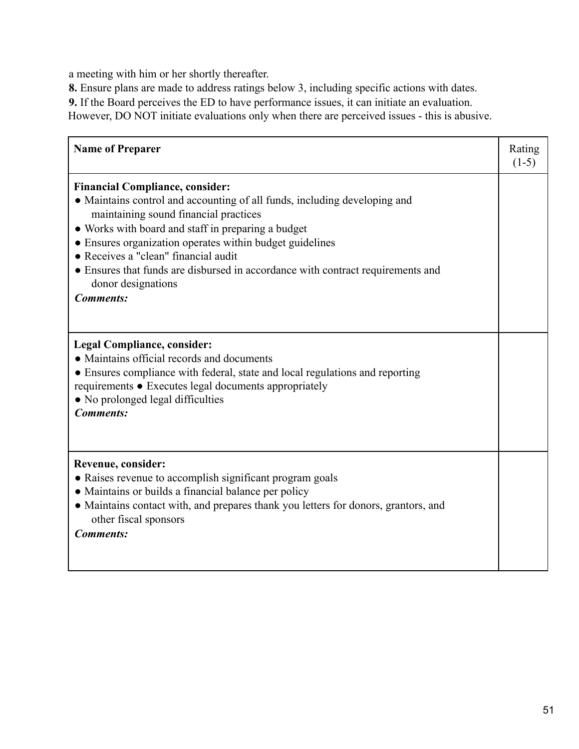a meeting with him or her shortly thereafter.

**8.** Ensure plans are made to address ratings below 3, including specific actions with dates.

**9.** If the Board perceives the ED to have performance issues, it can initiate an evaluation. However, DO NOT initiate evaluations only when there are perceived issues - this is abusive.

| **Name of Preparer** | Rating (1-5) |
|---|---|
| **Financial Compliance, consider:**<br>● Maintains control and accounting of all funds, including developing and maintaining sound financial practices<br>● Works with board and staff in preparing a budget<br>● Ensures organization operates within budget guidelines<br>● Receives a "clean" financial audit<br>● Ensures that funds are disbursed in accordance with contract requirements and donor designations<br>***Comments:*** | |
| **Legal Compliance, consider:**<br>● Maintains official records and documents<br>● Ensures compliance with federal, state and local regulations and reporting requirements ● Executes legal documents appropriately<br>● No prolonged legal difficulties<br>***Comments:*** | |
| **Revenue, consider:**<br>● Raises revenue to accomplish significant program goals<br>● Maintains or builds a financial balance per policy<br>● Maintains contact with, and prepares thank you letters for donors, grantors, and other fiscal sponsors<br>***Comments:*** | |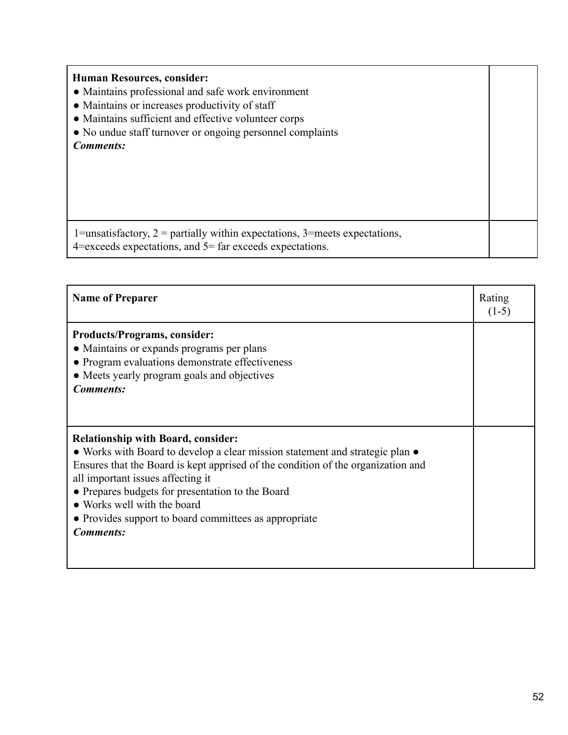| | |
|---|---|
| **Human Resources, consider:**<br>● Maintains professional and safe work environment<br>● Maintains or increases productivity of staff<br>● Maintains sufficient and effective volunteer corps<br>● No undue staff turnover or ongoing personnel complaints<br>***Comments:*** | |
| 1=unsatisfactory, 2 = partially within expectations, 3=meets expectations, 4=exceeds expectations, and 5= far exceeds expectations. | |

| **Name of Preparer** | Rating (1-5) |
|---|---|
| **Products/Programs, consider:**<br>● Maintains or expands programs per plans<br>● Program evaluations demonstrate effectiveness<br>● Meets yearly program goals and objectives<br>***Comments:*** | |
| **Relationship with Board, consider:**<br>● Works with Board to develop a clear mission statement and strategic plan ● Ensures that the Board is kept apprised of the condition of the organization and all important issues affecting it<br>● Prepares budgets for presentation to the Board<br>● Works well with the board<br>● Provides support to board committees as appropriate<br>***Comments:*** | |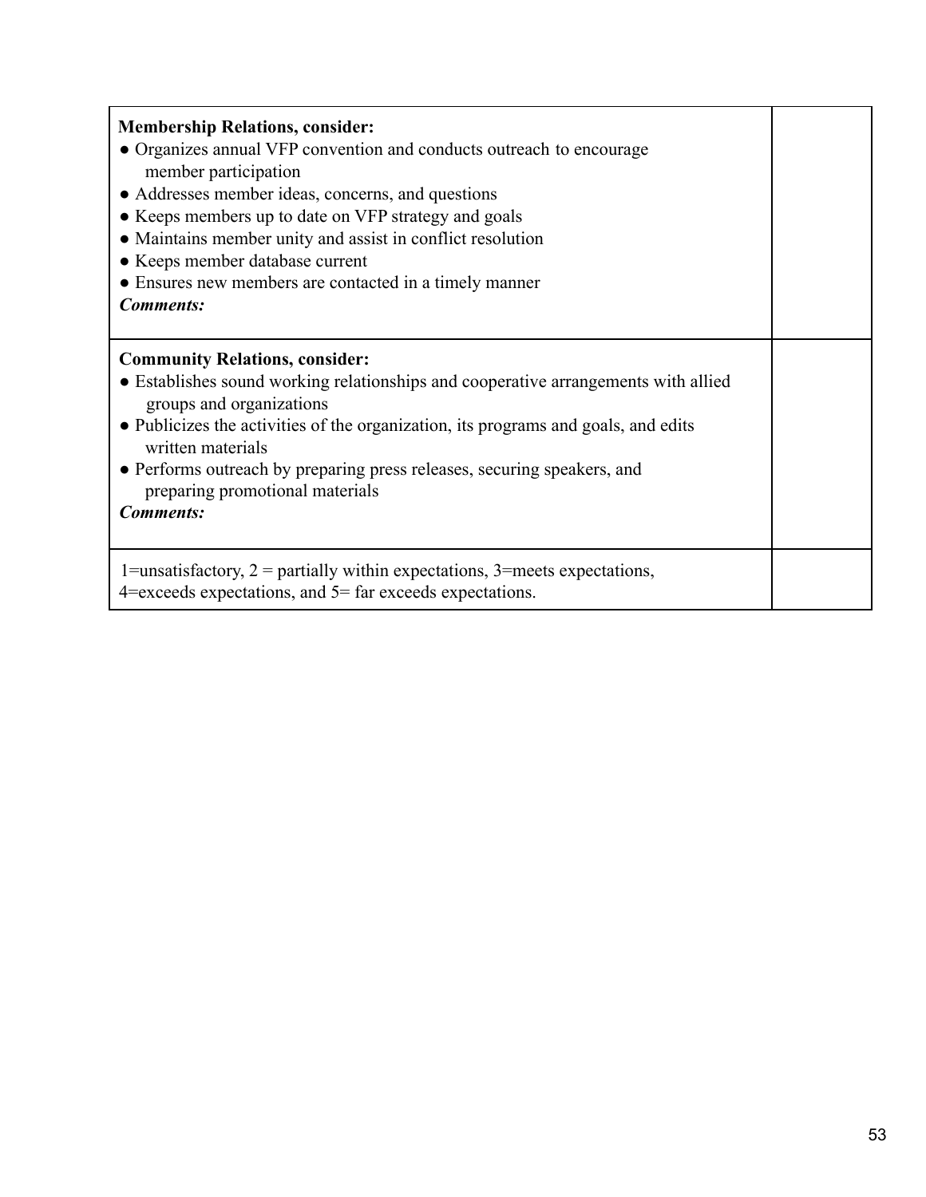| | |
|---|---|
| **Membership Relations, consider:**<br>● Organizes annual VFP convention and conducts outreach to encourage member participation<br>● Addresses member ideas, concerns, and questions<br>● Keeps members up to date on VFP strategy and goals<br>● Maintains member unity and assist in conflict resolution<br>● Keeps member database current<br>● Ensures new members are contacted in a timely manner<br>***Comments:*** | |
| **Community Relations, consider:**<br>● Establishes sound working relationships and cooperative arrangements with allied groups and organizations<br>● Publicizes the activities of the organization, its programs and goals, and edits written materials<br>● Performs outreach by preparing press releases, securing speakers, and preparing promotional materials<br>***Comments:*** | |
| 1=unsatisfactory, 2 = partially within expectations, 3=meets expectations, 4=exceeds expectations, and 5= far exceeds expectations. | |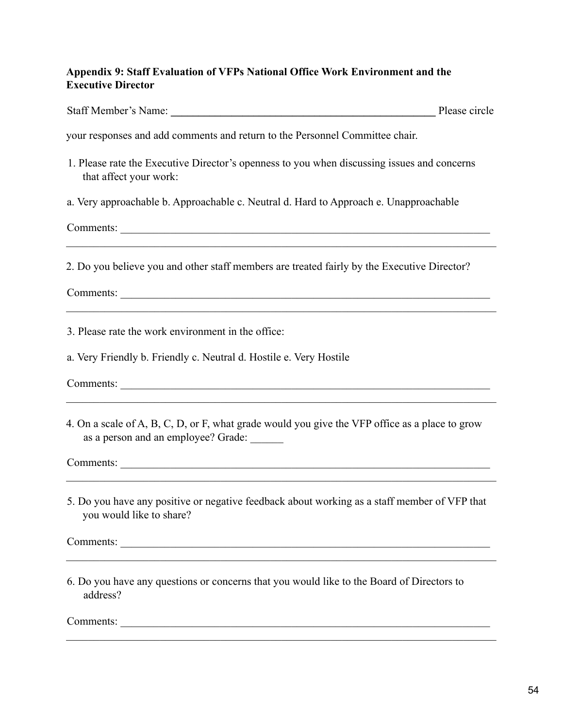**Appendix 9: Staff Evaluation of VFPs National Office Work Environment and the Executive Director**

Staff Member's Name: ___________________________________________________ Please circle

your responses and add comments and return to the Personnel Committee chair.

1. Please rate the Executive Director's openness to you when discussing issues and concerns that affect your work:

a. Very approachable b. Approachable c. Neutral d. Hard to Approach e. Unapproachable

Comments: ______________________________________________________________________

_______________________________________________________________________________

2. Do you believe you and other staff members are treated fairly by the Executive Director?

Comments: ______________________________________________________________________

_______________________________________________________________________________

3. Please rate the work environment in the office:

a. Very Friendly b. Friendly c. Neutral d. Hostile e. Very Hostile

Comments: ______________________________________________________________________

_______________________________________________________________________________

4. On a scale of A, B, C, D, or F, what grade would you give the VFP office as a place to grow as a person and an employee? Grade: ______

Comments: ______________________________________________________________________

_______________________________________________________________________________

5. Do you have any positive or negative feedback about working as a staff member of VFP that you would like to share?

Comments: ______________________________________________________________________

_______________________________________________________________________________

6. Do you have any questions or concerns that you would like to the Board of Directors to address?

Comments: ______________________________________________________________________

_______________________________________________________________________________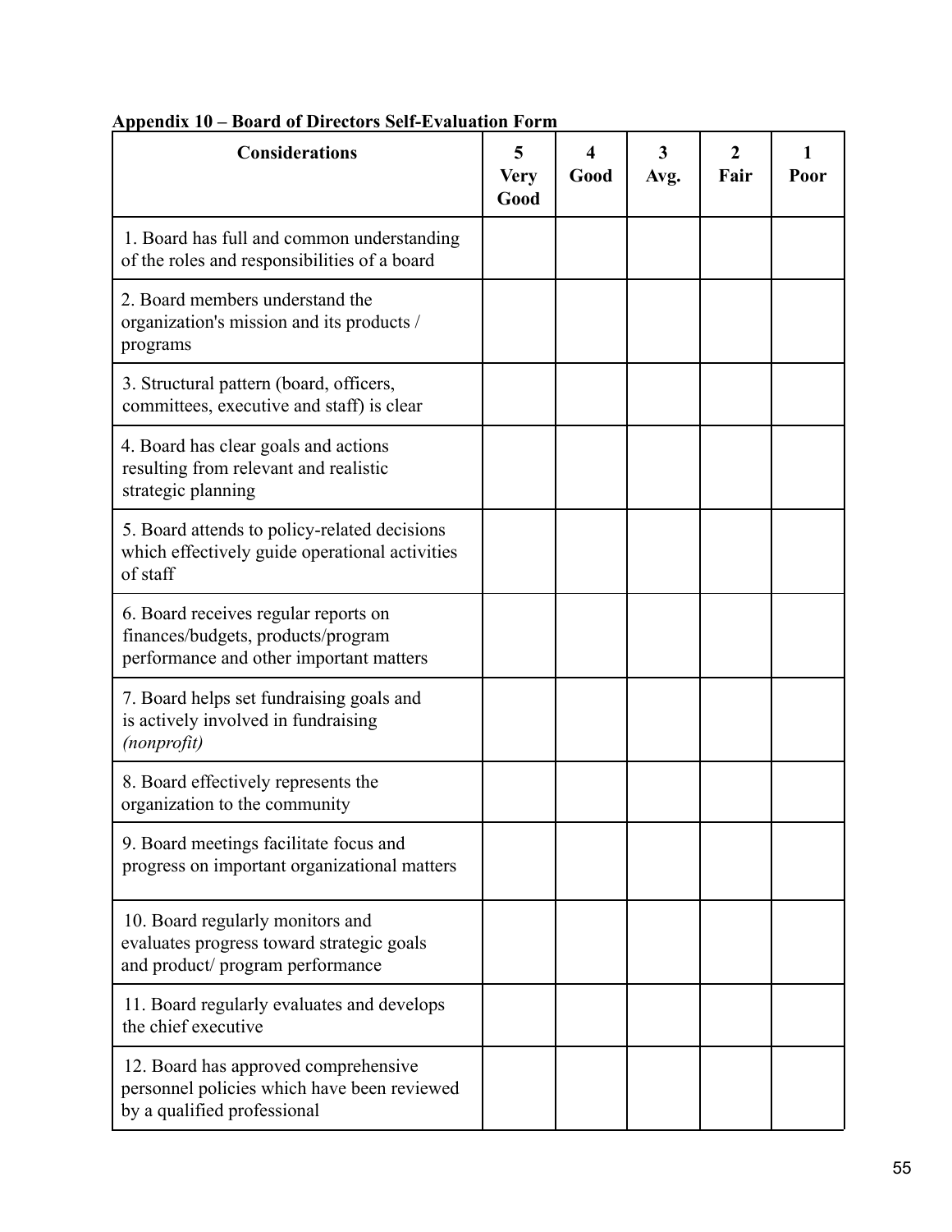**Appendix 10 – Board of Directors Self-Evaluation Form**

| Considerations | 5 Very Good | 4 Good | 3 Avg. | 2 Fair | 1 Poor |
|---|---|---|---|---|---|
| 1. Board has full and common understanding of the roles and responsibilities of a board | | | | | |
| 2. Board members understand the organization's mission and its products / programs | | | | | |
| 3. Structural pattern (board, officers, committees, executive and staff) is clear | | | | | |
| 4. Board has clear goals and actions resulting from relevant and realistic strategic planning | | | | | |
| 5. Board attends to policy-related decisions which effectively guide operational activities of staff | | | | | |
| 6. Board receives regular reports on finances/budgets, products/program performance and other important matters | | | | | |
| 7. Board helps set fundraising goals and is actively involved in fundraising *(nonprofit)* | | | | | |
| 8. Board effectively represents the organization to the community | | | | | |
| 9. Board meetings facilitate focus and progress on important organizational matters | | | | | |
| 10. Board regularly monitors and evaluates progress toward strategic goals and product/ program performance | | | | | |
| 11. Board regularly evaluates and develops the chief executive | | | | | |
| 12. Board has approved comprehensive personnel policies which have been reviewed by a qualified professional | | | | | |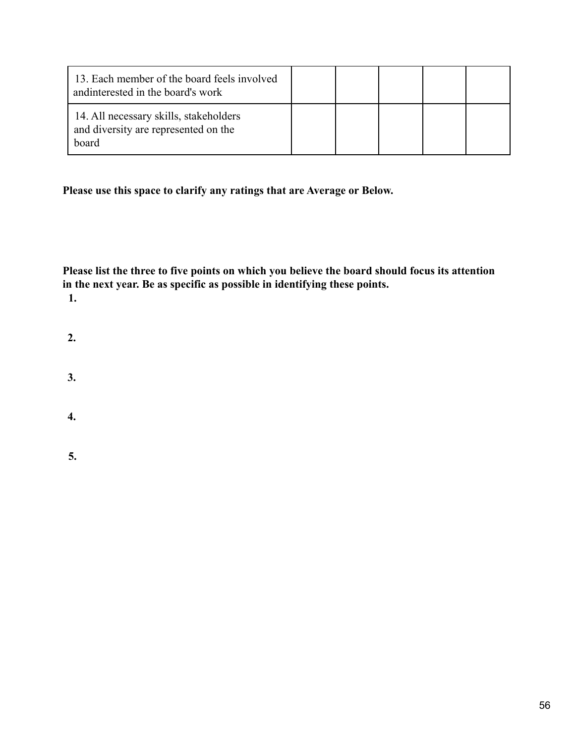| | | | | | |
|---|---|---|---|---|---|
| 13. Each member of the board feels involved andinterested in the board's work | | | | | |
| 14. All necessary skills, stakeholders and diversity are represented on the board | | | | | |

**Please use this space to clarify any ratings that are Average or Below.**

**Please list the three to five points on which you believe the board should focus its attention in the next year. Be as specific as possible in identifying these points.**

**1.**

**2.**

**3.**

**4.**

**5.**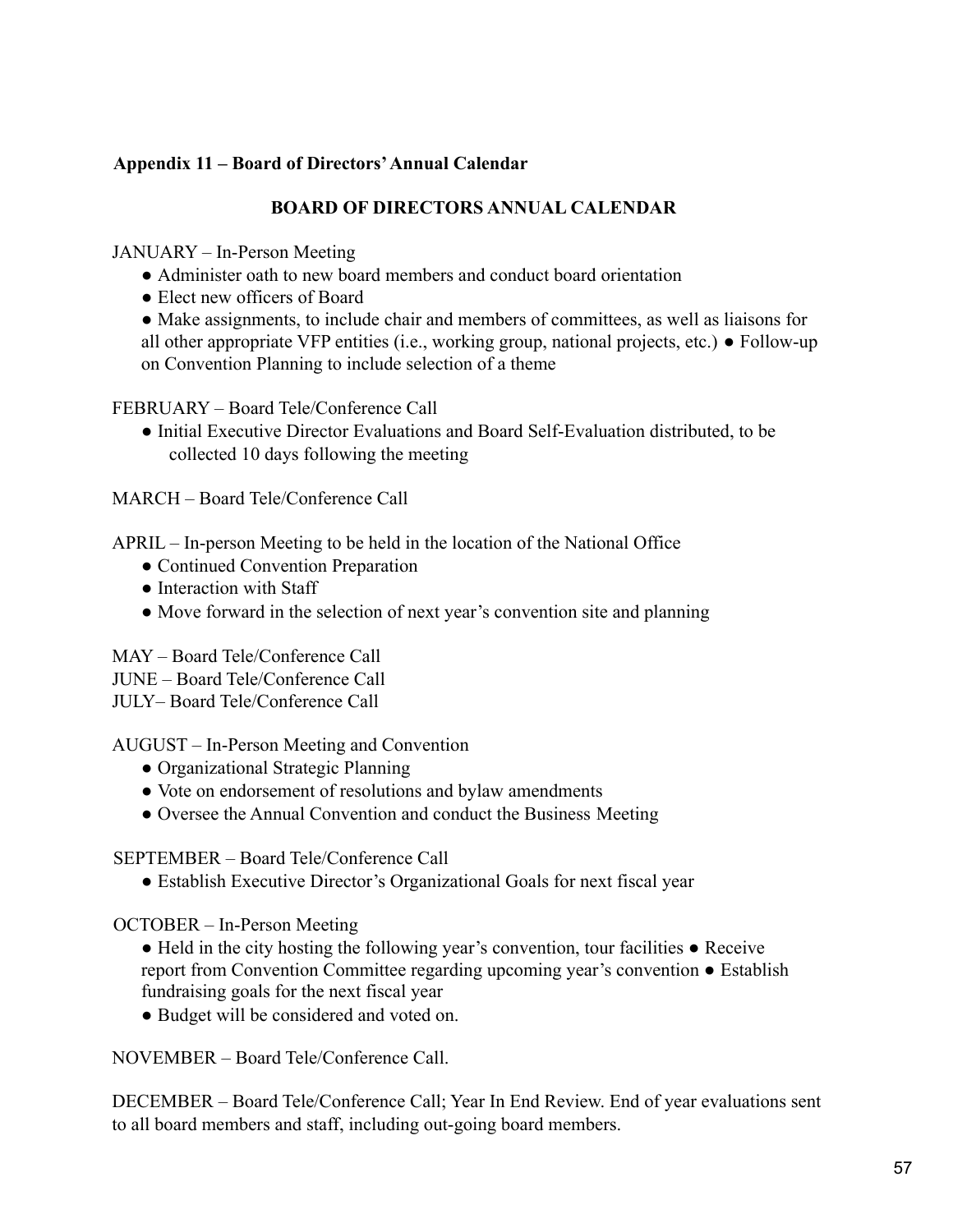**Appendix 11 – Board of Directors' Annual Calendar**

## BOARD OF DIRECTORS ANNUAL CALENDAR

JANUARY – In-Person Meeting

- Administer oath to new board members and conduct board orientation
- Elect new officers of Board
- Make assignments, to include chair and members of committees, as well as liaisons for all other appropriate VFP entities (i.e., working group, national projects, etc.) ● Follow-up on Convention Planning to include selection of a theme

FEBRUARY – Board Tele/Conference Call

- Initial Executive Director Evaluations and Board Self-Evaluation distributed, to be collected 10 days following the meeting

MARCH – Board Tele/Conference Call

APRIL – In-person Meeting to be held in the location of the National Office

- Continued Convention Preparation
- Interaction with Staff
- Move forward in the selection of next year's convention site and planning

MAY – Board Tele/Conference Call
JUNE – Board Tele/Conference Call
JULY– Board Tele/Conference Call

AUGUST – In-Person Meeting and Convention

- Organizational Strategic Planning
- Vote on endorsement of resolutions and bylaw amendments
- Oversee the Annual Convention and conduct the Business Meeting

SEPTEMBER – Board Tele/Conference Call

- Establish Executive Director's Organizational Goals for next fiscal year

OCTOBER – In-Person Meeting

- Held in the city hosting the following year's convention, tour facilities ● Receive report from Convention Committee regarding upcoming year's convention ● Establish fundraising goals for the next fiscal year
- Budget will be considered and voted on.

NOVEMBER – Board Tele/Conference Call.

DECEMBER – Board Tele/Conference Call; Year In End Review. End of year evaluations sent to all board members and staff, including out-going board members.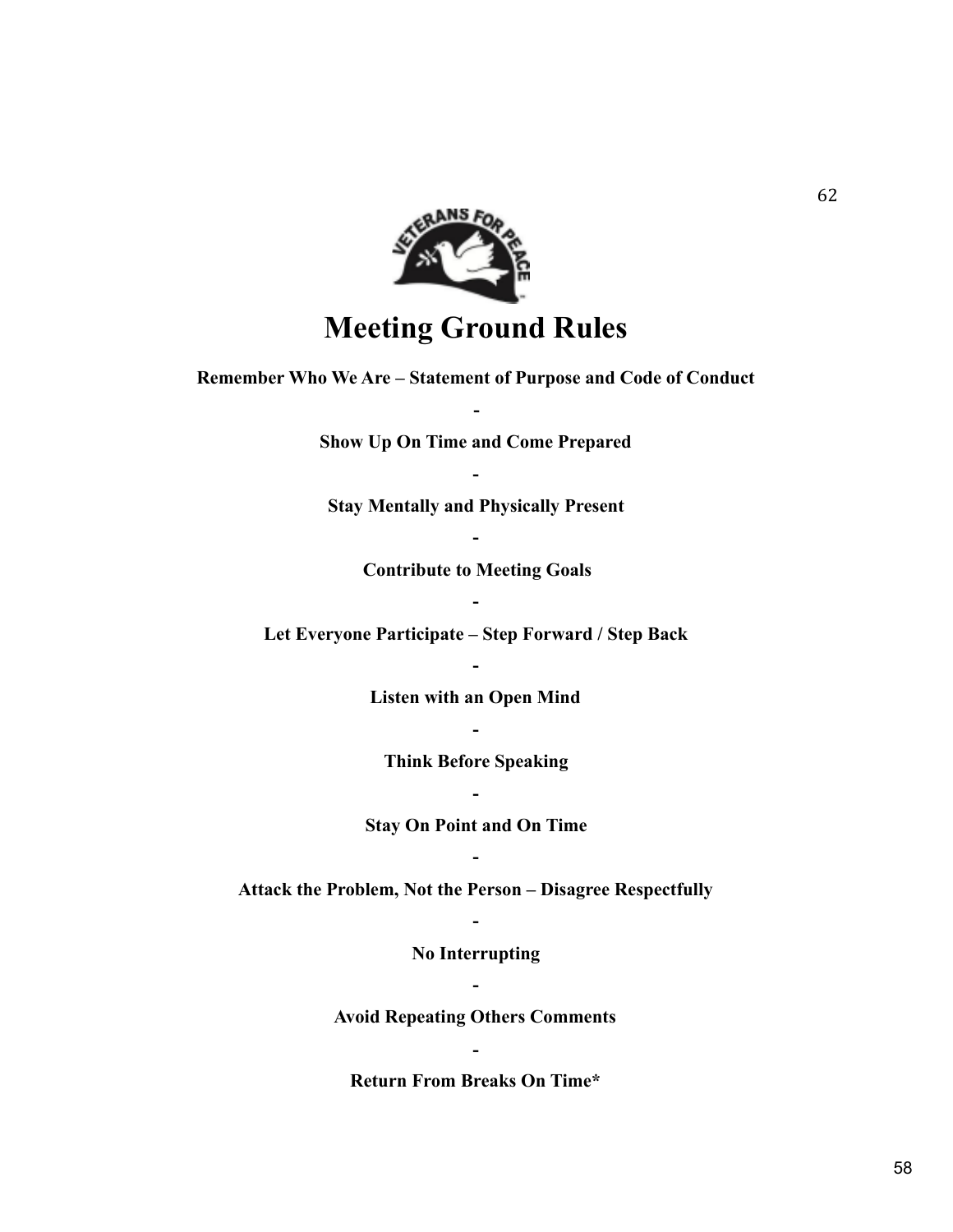# Meeting Ground Rules

**Remember Who We Are – Statement of Purpose and Code of Conduct**

**-**

**Show Up On Time and Come Prepared**

**-**

**Stay Mentally and Physically Present**

**-**

**Contribute to Meeting Goals**

**-**

**Let Everyone Participate – Step Forward / Step Back**

**-**

**Listen with an Open Mind**

**-**

**Think Before Speaking**

**-**

**Stay On Point and On Time**

**-**

**Attack the Problem, Not the Person – Disagree Respectfully**

**-**

**No Interrupting**

**-**

**Avoid Repeating Others Comments**

**-**

**Return From Breaks On Time***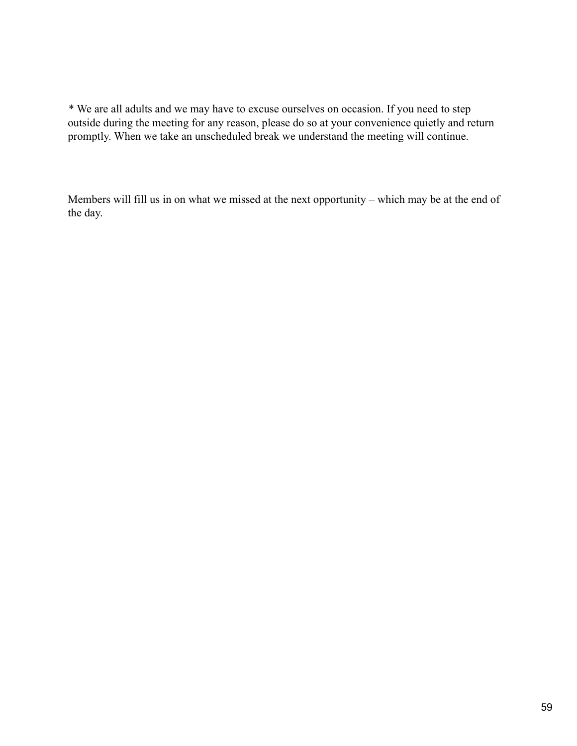* We are all adults and we may have to excuse ourselves on occasion. If you need to step outside during the meeting for any reason, please do so at your convenience quietly and return promptly. When we take an unscheduled break we understand the meeting will continue.

Members will fill us in on what we missed at the next opportunity – which may be at the end of the day.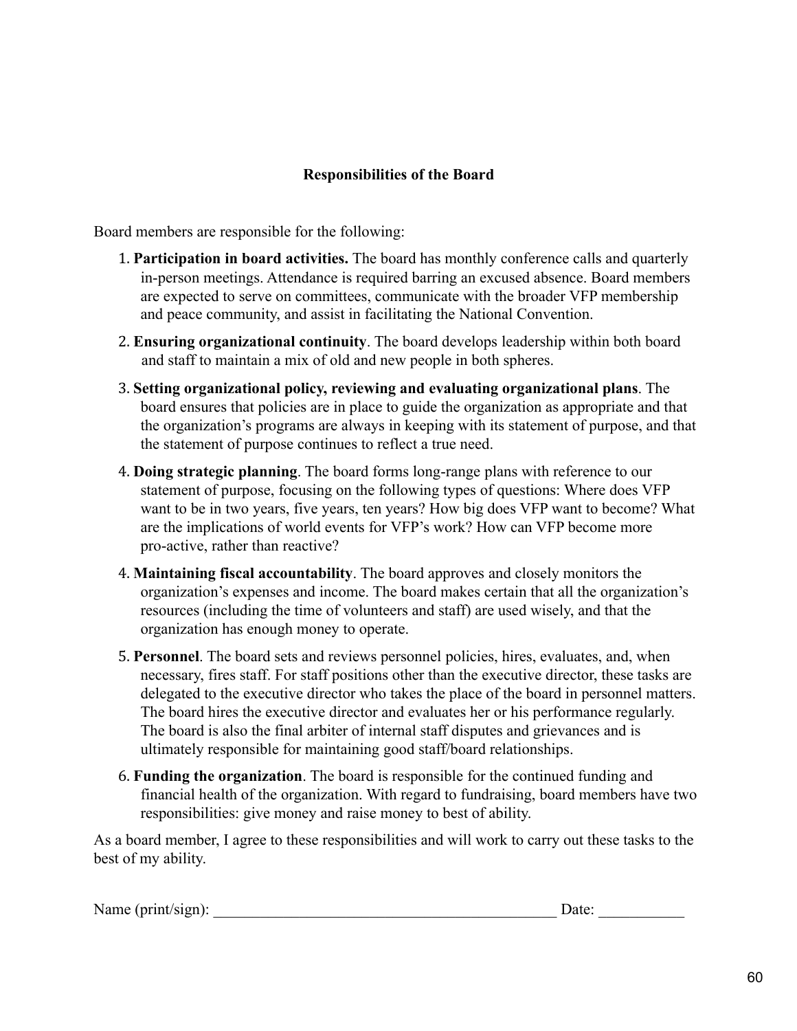**Responsibilities of the Board**

Board members are responsible for the following:

1. **Participation in board activities.** The board has monthly conference calls and quarterly in-person meetings. Attendance is required barring an excused absence. Board members are expected to serve on committees, communicate with the broader VFP membership and peace community, and assist in facilitating the National Convention.

2. **Ensuring organizational continuity**. The board develops leadership within both board and staff to maintain a mix of old and new people in both spheres.

3. **Setting organizational policy, reviewing and evaluating organizational plans**. The board ensures that policies are in place to guide the organization as appropriate and that the organization's programs are always in keeping with its statement of purpose, and that the statement of purpose continues to reflect a true need.

4. **Doing strategic planning**. The board forms long-range plans with reference to our statement of purpose, focusing on the following types of questions: Where does VFP want to be in two years, five years, ten years? How big does VFP want to become? What are the implications of world events for VFP's work? How can VFP become more pro-active, rather than reactive?

4. **Maintaining fiscal accountability**. The board approves and closely monitors the organization's expenses and income. The board makes certain that all the organization's resources (including the time of volunteers and staff) are used wisely, and that the organization has enough money to operate.

5. **Personnel**. The board sets and reviews personnel policies, hires, evaluates, and, when necessary, fires staff. For staff positions other than the executive director, these tasks are delegated to the executive director who takes the place of the board in personnel matters. The board hires the executive director and evaluates her or his performance regularly. The board is also the final arbiter of internal staff disputes and grievances and is ultimately responsible for maintaining good staff/board relationships.

6. **Funding the organization**. The board is responsible for the continued funding and financial health of the organization. With regard to fundraising, board members have two responsibilities: give money and raise money to best of ability.

As a board member, I agree to these responsibilities and will work to carry out these tasks to the best of my ability.

Name (print/sign): ______________________________________________ Date: ___________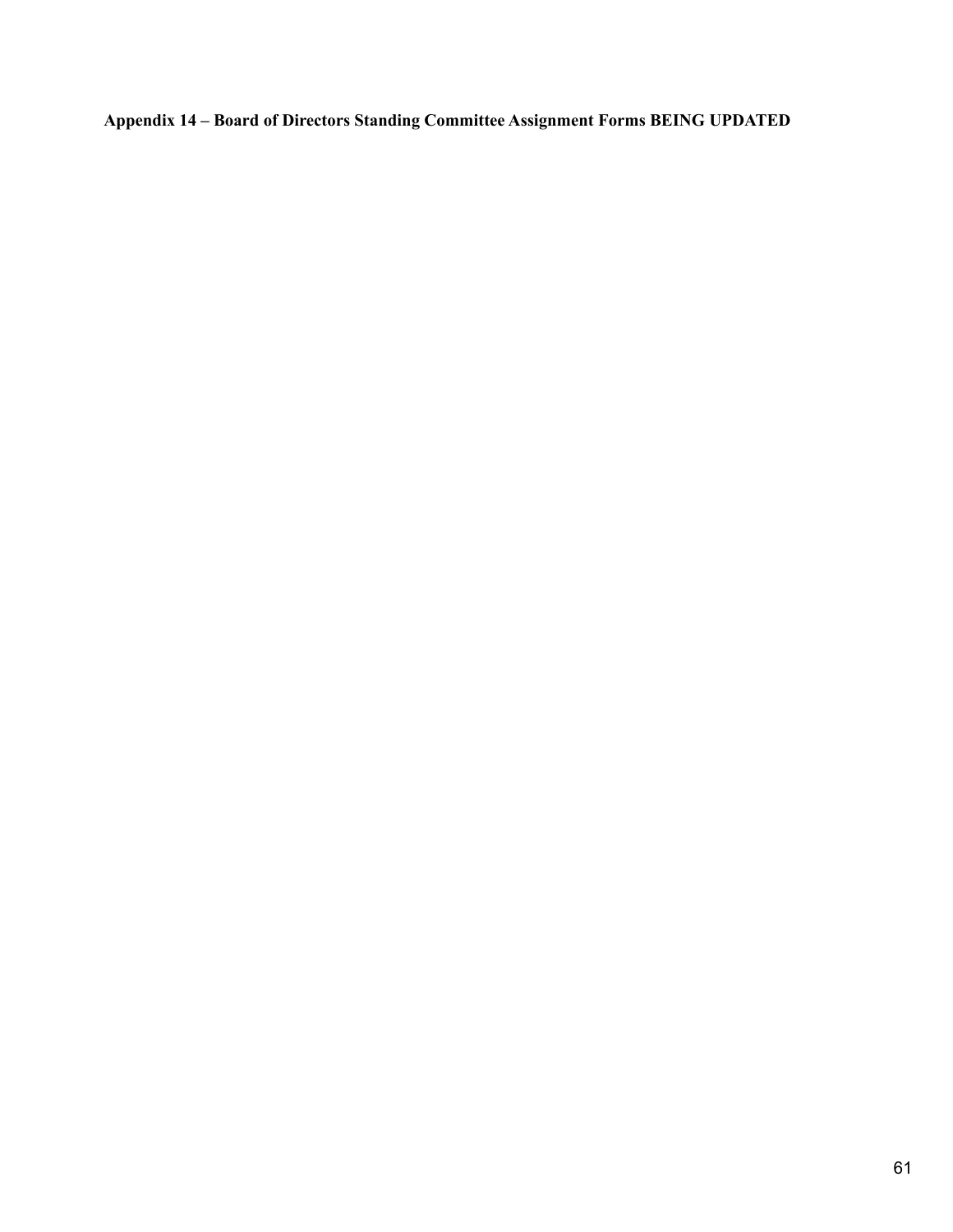**Appendix 14 – Board of Directors Standing Committee Assignment Forms BEING UPDATED**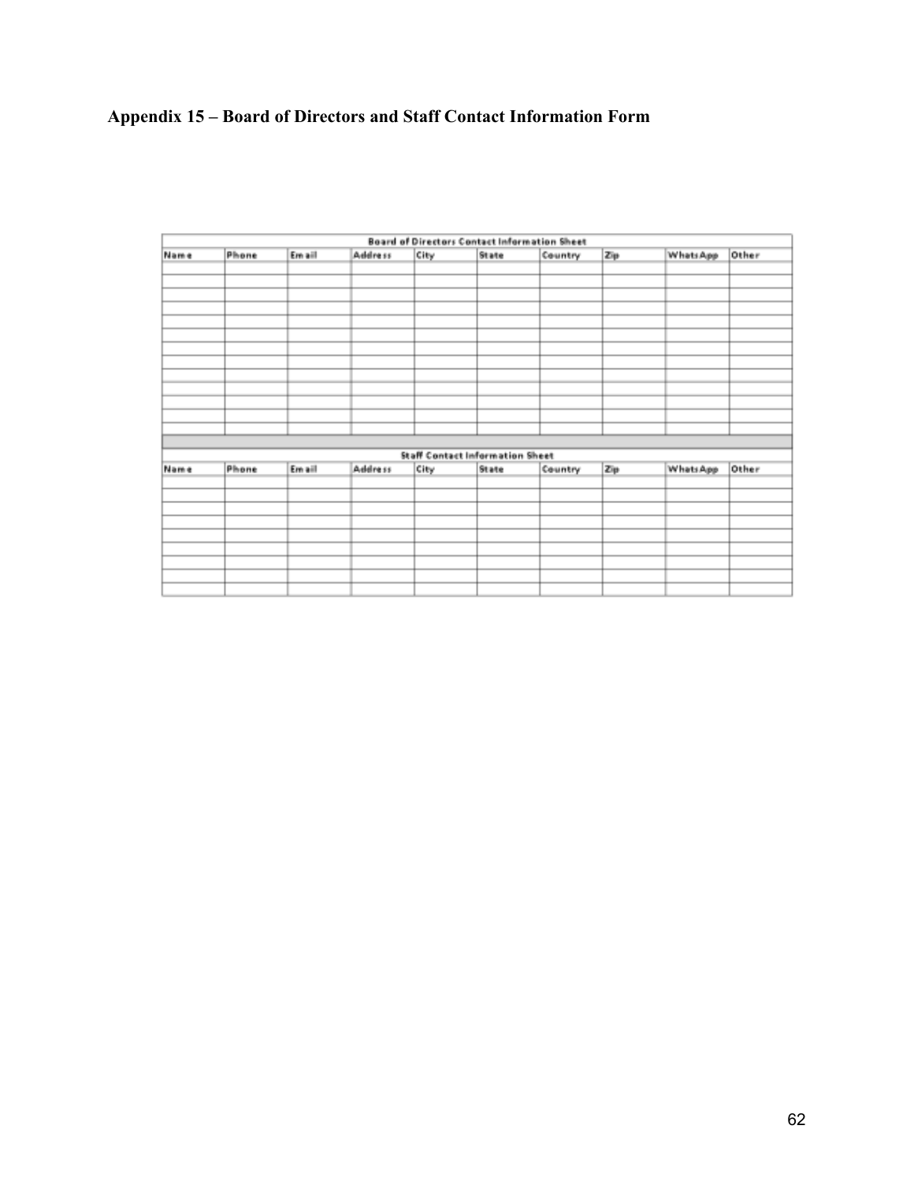## Appendix 15 – Board of Directors and Staff Contact Information Form

**Board of Directors Contact Information Sheet**

| Name | Phone | Email | Address | City | State | Country | Zip | WhatsApp | Other |
|---|---|---|---|---|---|---|---|---|---|
| | | | | | | | | | |
| | | | | | | | | | |
| | | | | | | | | | |
| | | | | | | | | | |
| | | | | | | | | | |
| | | | | | | | | | |
| | | | | | | | | | |
| | | | | | | | | | |
| | | | | | | | | | |
| | | | | | | | | | |
| | | | | | | | | | |
| | | | | | | | | | |

**Staff Contact Information Sheet**

| Name | Phone | Email | Address | City | State | Country | Zip | WhatsApp | Other |
|---|---|---|---|---|---|---|---|---|---|
| | | | | | | | | | |
| | | | | | | | | | |
| | | | | | | | | | |
| | | | | | | | | | |
| | | | | | | | | | |
| | | | | | | | | | |
| | | | | | | | | | |
| | | | | | | | | | |
| | | | | | | | | | |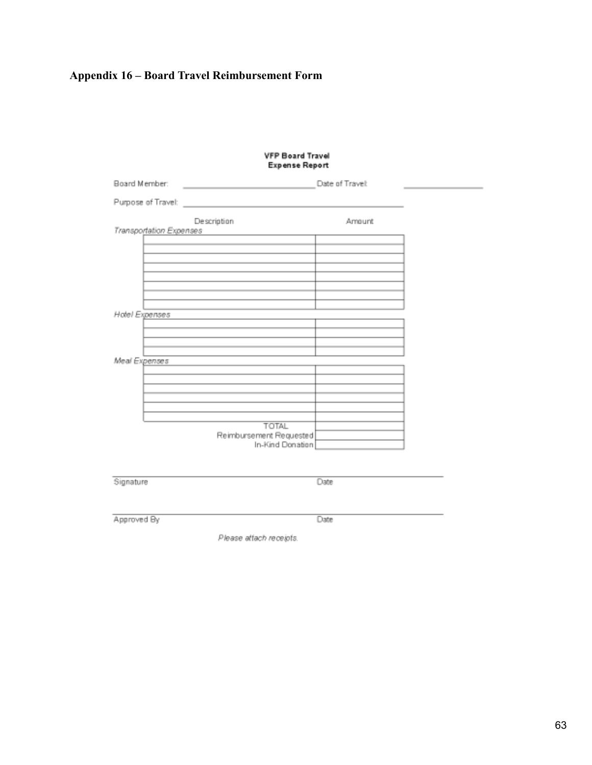## Appendix 16 – Board Travel Reimbursement Form

**VFP Board Travel**
**Expense Report**

Board Member: ______________________________ Date of Travel: ________________

Purpose of Travel: __________________________________________________

| Description | Amount |
|---|---|
| *Transportation Expenses* | |
| | |
| | |
| | |
| | |
| | |
| | |
| | |
| | |
| *Hotel Expenses* | |
| | |
| | |
| | |
| | |
| *Meal Expenses* | |
| | |
| | |
| | |
| | |
| | |
| | |
| TOTAL | |
| Reimbursement Requested | |
| In-Kind Donation | |

______________________________________________________________
Signature Date

______________________________________________________________
Approved By Date

*Please attach receipts.*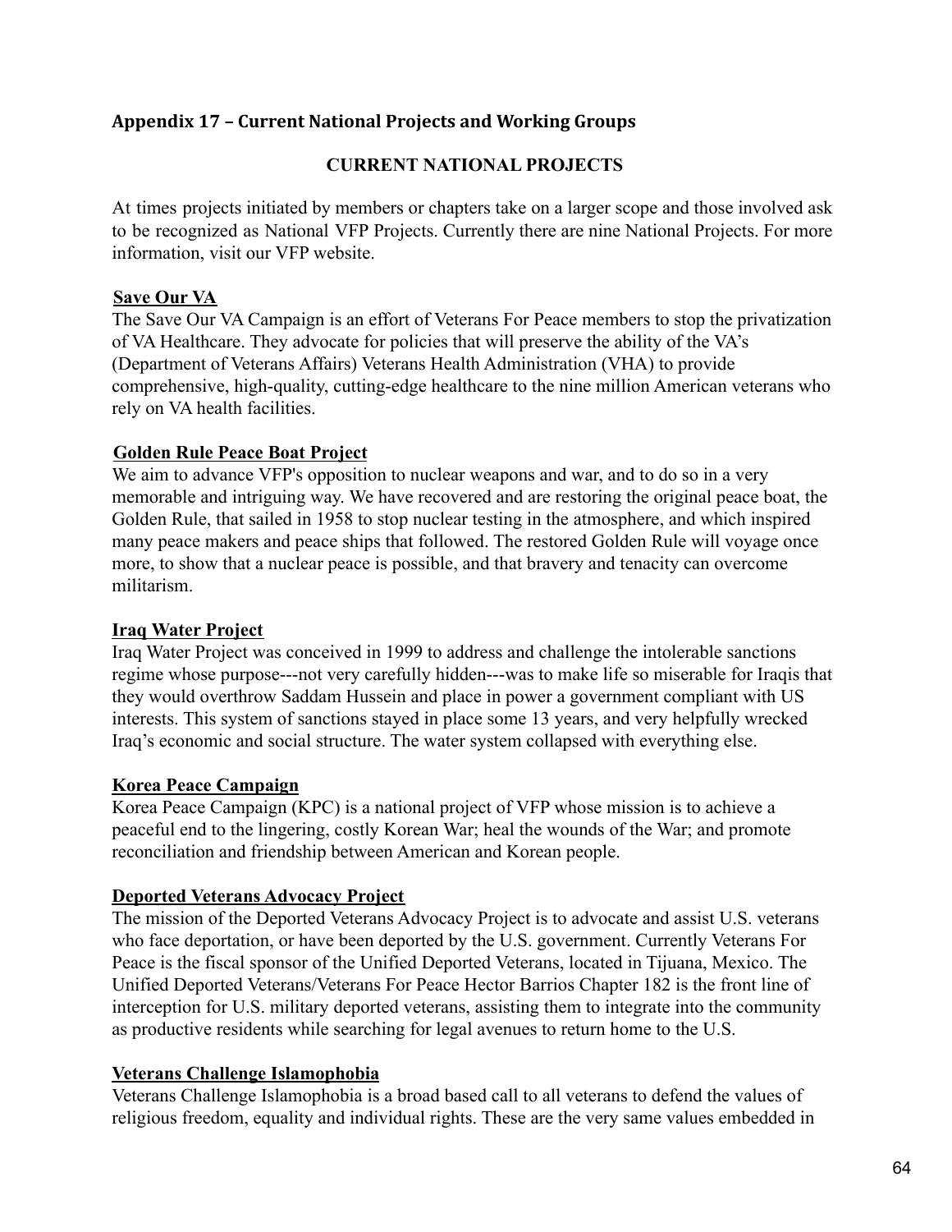## Appendix 17 – Current National Projects and Working Groups

### CURRENT NATIONAL PROJECTS

At times projects initiated by members or chapters take on a larger scope and those involved ask to be recognized as National VFP Projects. Currently there are nine National Projects. For more information, visit our VFP website.

**Save Our VA**

The Save Our VA Campaign is an effort of Veterans For Peace members to stop the privatization of VA Healthcare. They advocate for policies that will preserve the ability of the VA's (Department of Veterans Affairs) Veterans Health Administration (VHA) to provide comprehensive, high-quality, cutting-edge healthcare to the nine million American veterans who rely on VA health facilities.

**Golden Rule Peace Boat Project**

We aim to advance VFP's opposition to nuclear weapons and war, and to do so in a very memorable and intriguing way. We have recovered and are restoring the original peace boat, the Golden Rule, that sailed in 1958 to stop nuclear testing in the atmosphere, and which inspired many peace makers and peace ships that followed. The restored Golden Rule will voyage once more, to show that a nuclear peace is possible, and that bravery and tenacity can overcome militarism.

**Iraq Water Project**

Iraq Water Project was conceived in 1999 to address and challenge the intolerable sanctions regime whose purpose---not very carefully hidden---was to make life so miserable for Iraqis that they would overthrow Saddam Hussein and place in power a government compliant with US interests. This system of sanctions stayed in place some 13 years, and very helpfully wrecked Iraq's economic and social structure. The water system collapsed with everything else.

**Korea Peace Campaign**

Korea Peace Campaign (KPC) is a national project of VFP whose mission is to achieve a peaceful end to the lingering, costly Korean War; heal the wounds of the War; and promote reconciliation and friendship between American and Korean people.

**Deported Veterans Advocacy Project**

The mission of the Deported Veterans Advocacy Project is to advocate and assist U.S. veterans who face deportation, or have been deported by the U.S. government. Currently Veterans For Peace is the fiscal sponsor of the Unified Deported Veterans, located in Tijuana, Mexico. The Unified Deported Veterans/Veterans For Peace Hector Barrios Chapter 182 is the front line of interception for U.S. military deported veterans, assisting them to integrate into the community as productive residents while searching for legal avenues to return home to the U.S.

**Veterans Challenge Islamophobia**

Veterans Challenge Islamophobia is a broad based call to all veterans to defend the values of religious freedom, equality and individual rights. These are the very same values embedded in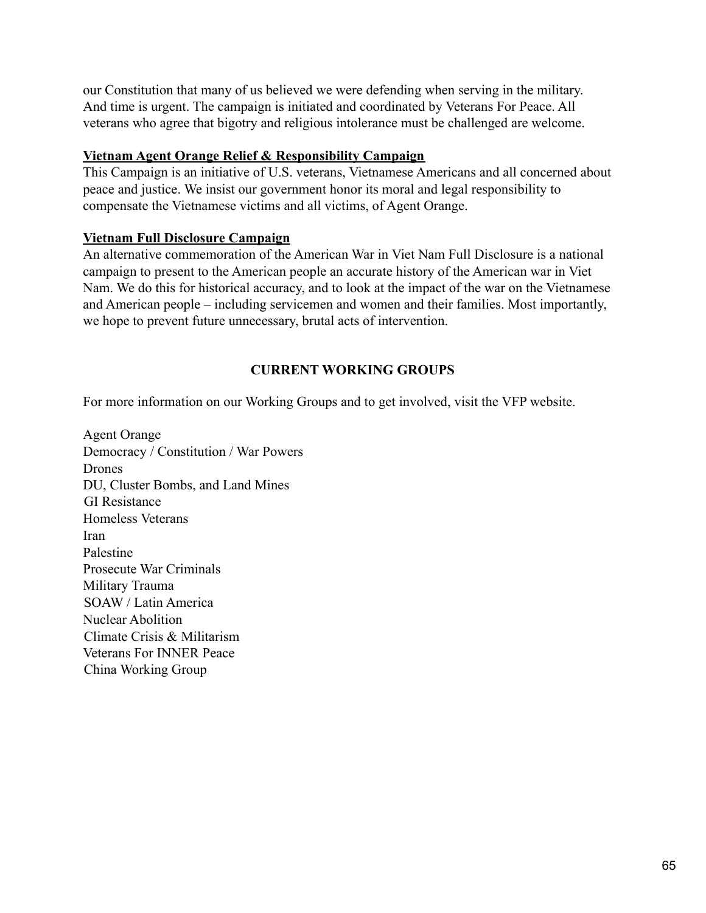our Constitution that many of us believed we were defending when serving in the military. And time is urgent. The campaign is initiated and coordinated by Veterans For Peace. All veterans who agree that bigotry and religious intolerance must be challenged are welcome.

**Vietnam Agent Orange Relief & Responsibility Campaign**

This Campaign is an initiative of U.S. veterans, Vietnamese Americans and all concerned about peace and justice. We insist our government honor its moral and legal responsibility to compensate the Vietnamese victims and all victims, of Agent Orange.

**Vietnam Full Disclosure Campaign**

An alternative commemoration of the American War in Viet Nam Full Disclosure is a national campaign to present to the American people an accurate history of the American war in Viet Nam. We do this for historical accuracy, and to look at the impact of the war on the Vietnamese and American people – including servicemen and women and their families. Most importantly, we hope to prevent future unnecessary, brutal acts of intervention.

## CURRENT WORKING GROUPS

For more information on our Working Groups and to get involved, visit the VFP website.

Agent Orange
Democracy / Constitution / War Powers
Drones
DU, Cluster Bombs, and Land Mines
GI Resistance
Homeless Veterans
Iran
Palestine
Prosecute War Criminals
Military Trauma
SOAW / Latin America
Nuclear Abolition
Climate Crisis & Militarism
Veterans For INNER Peace
China Working Group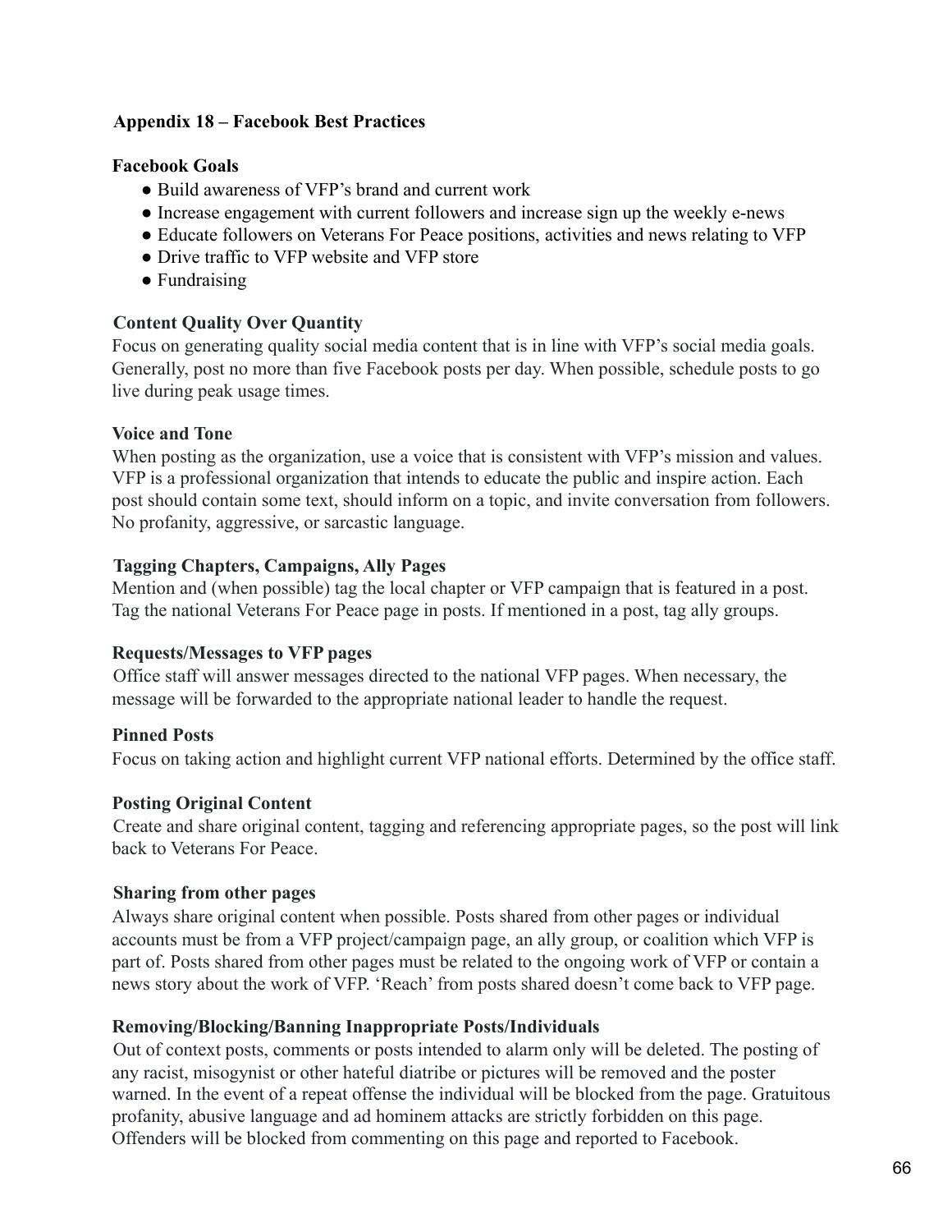## Appendix 18 – Facebook Best Practices

### Facebook Goals

- Build awareness of VFP's brand and current work
- Increase engagement with current followers and increase sign up the weekly e-news
- Educate followers on Veterans For Peace positions, activities and news relating to VFP
- Drive traffic to VFP website and VFP store
- Fundraising

### Content Quality Over Quantity

Focus on generating quality social media content that is in line with VFP's social media goals. Generally, post no more than five Facebook posts per day. When possible, schedule posts to go live during peak usage times.

### Voice and Tone

When posting as the organization, use a voice that is consistent with VFP's mission and values. VFP is a professional organization that intends to educate the public and inspire action. Each post should contain some text, should inform on a topic, and invite conversation from followers. No profanity, aggressive, or sarcastic language.

### Tagging Chapters, Campaigns, Ally Pages

Mention and (when possible) tag the local chapter or VFP campaign that is featured in a post. Tag the national Veterans For Peace page in posts. If mentioned in a post, tag ally groups.

### Requests/Messages to VFP pages

Office staff will answer messages directed to the national VFP pages. When necessary, the message will be forwarded to the appropriate national leader to handle the request.

### Pinned Posts

Focus on taking action and highlight current VFP national efforts. Determined by the office staff.

### Posting Original Content

Create and share original content, tagging and referencing appropriate pages, so the post will link back to Veterans For Peace.

### Sharing from other pages

Always share original content when possible. Posts shared from other pages or individual accounts must be from a VFP project/campaign page, an ally group, or coalition which VFP is part of. Posts shared from other pages must be related to the ongoing work of VFP or contain a news story about the work of VFP. 'Reach' from posts shared doesn't come back to VFP page.

### Removing/Blocking/Banning Inappropriate Posts/Individuals

Out of context posts, comments or posts intended to alarm only will be deleted. The posting of any racist, misogynist or other hateful diatribe or pictures will be removed and the poster warned. In the event of a repeat offense the individual will be blocked from the page. Gratuitous profanity, abusive language and ad hominem attacks are strictly forbidden on this page. Offenders will be blocked from commenting on this page and reported to Facebook.